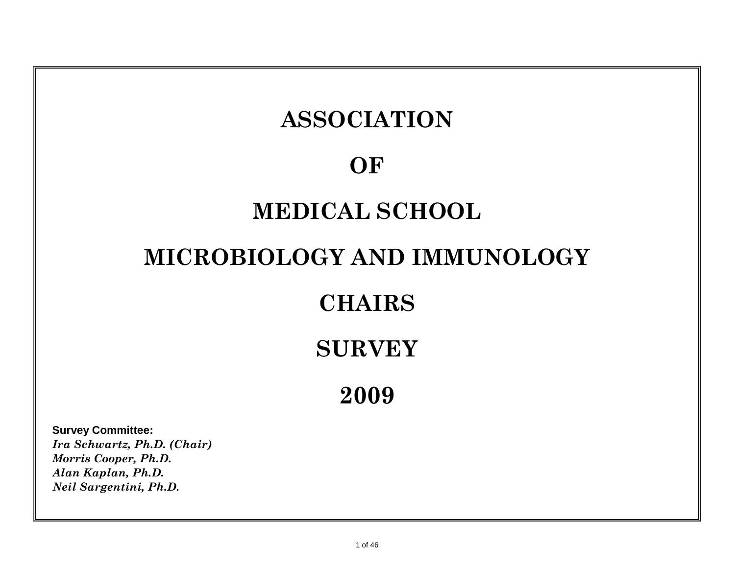# ASSOCIATION

# OF

# MEDICAL SCHOOL

# MICROBIOLOGY AND IMMUNOLOGY

# CHAIRS

# SURVEY

# 2009

**Survey Committee:**
***Ira Schwartz, Ph.D. (Chair)***
***Morris Cooper, Ph.D.***
***Alan Kaplan, Ph.D.***
***Neil Sargentini, Ph.D.***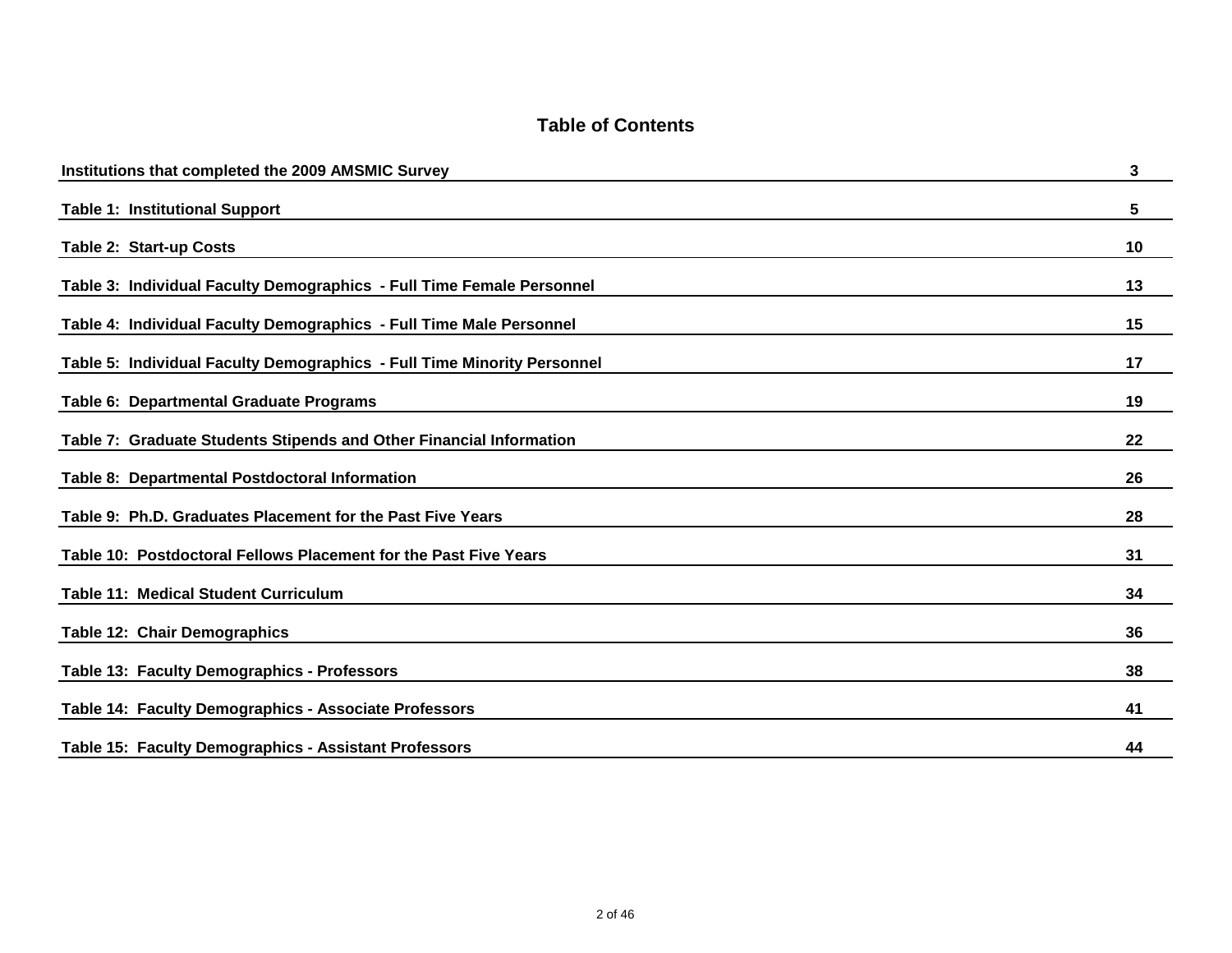# Table of Contents

| | |
|---|---|
| **Institutions that completed the 2009 AMSMIC Survey** | **3** |
| **Table 1: Institutional Support** | **5** |
| **Table 2: Start-up Costs** | **10** |
| **Table 3: Individual Faculty Demographics - Full Time Female Personnel** | **13** |
| **Table 4: Individual Faculty Demographics - Full Time Male Personnel** | **15** |
| **Table 5: Individual Faculty Demographics - Full Time Minority Personnel** | **17** |
| **Table 6: Departmental Graduate Programs** | **19** |
| **Table 7: Graduate Students Stipends and Other Financial Information** | **22** |
| **Table 8: Departmental Postdoctoral Information** | **26** |
| **Table 9: Ph.D. Graduates Placement for the Past Five Years** | **28** |
| **Table 10: Postdoctoral Fellows Placement for the Past Five Years** | **31** |
| **Table 11: Medical Student Curriculum** | **34** |
| **Table 12: Chair Demographics** | **36** |
| **Table 13: Faculty Demographics - Professors** | **38** |
| **Table 14: Faculty Demographics - Associate Professors** | **41** |
| **Table 15: Faculty Demographics - Assistant Professors** | **44** |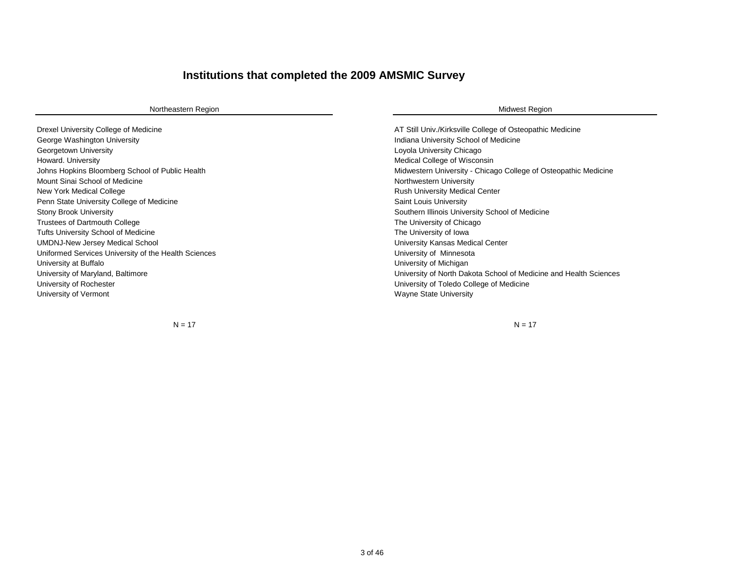# Institutions that completed the 2009 AMSMIC Survey

## Northeastern Region

Drexel University College of Medicine
George Washington University
Georgetown University
Howard. University
Johns Hopkins Bloomberg School of Public Health
Mount Sinai School of Medicine
New York Medical College
Penn State University College of Medicine
Stony Brook University
Trustees of Dartmouth College
Tufts University School of Medicine
UMDNJ-New Jersey Medical School
Uniformed Services University of the Health Sciences
University at Buffalo
University of Maryland, Baltimore
University of Rochester
University of Vermont

N = 17

## Midwest Region

AT Still Univ./Kirksville College of Osteopathic Medicine
Indiana University School of Medicine
Loyola University Chicago
Medical College of Wisconsin
Midwestern University - Chicago College of Osteopathic Medicine
Northwestern University
Rush University Medical Center
Saint Louis University
Southern Illinois University School of Medicine
The University of Chicago
The University of Iowa
University Kansas Medical Center
University of  Minnesota
University of Michigan
University of North Dakota School of Medicine and Health Sciences
University of Toledo College of Medicine
Wayne State University

N = 17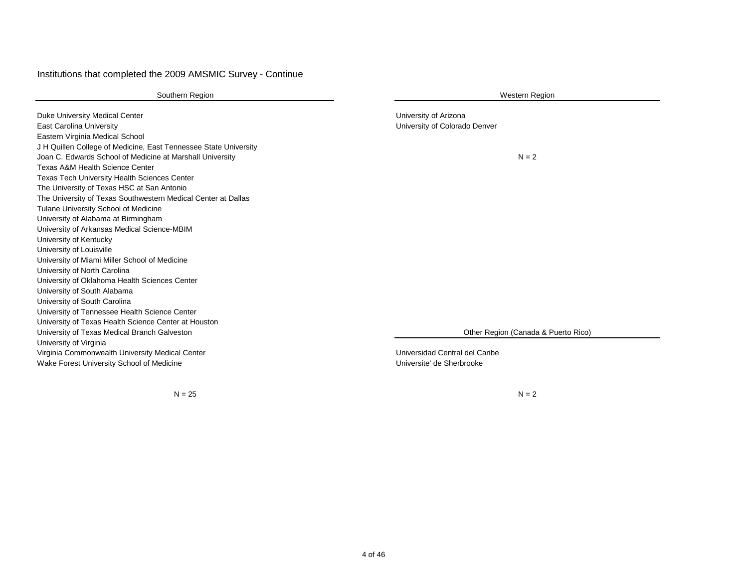## Institutions that completed the 2009 AMSMIC Survey - Continue

### Southern Region

Duke University Medical Center
East Carolina University
Eastern Virginia Medical School
J H Quillen College of Medicine, East Tennessee State University
Joan C. Edwards School of Medicine at Marshall University
Texas A&M Health Science Center
Texas Tech University Health Sciences Center
The University of Texas HSC at San Antonio
The University of Texas Southwestern Medical Center at Dallas
Tulane University School of Medicine
University of Alabama at Birmingham
University of Arkansas Medical Science-MBIM
University of Kentucky
University of Louisville
University of Miami Miller School of Medicine
University of North Carolina
University of Oklahoma Health Sciences Center
University of South Alabama
University of South Carolina
University of Tennessee Health Science Center
University of Texas Health Science Center at Houston
University of Texas Medical Branch Galveston
University of Virginia
Virginia Commonwealth University Medical Center
Wake Forest University School of Medicine

N = 25

### Western Region

University of Arizona
University of Colorado Denver

N = 2

### Other Region (Canada & Puerto Rico)

Universidad Central del Caribe
Universite' de Sherbrooke

N = 2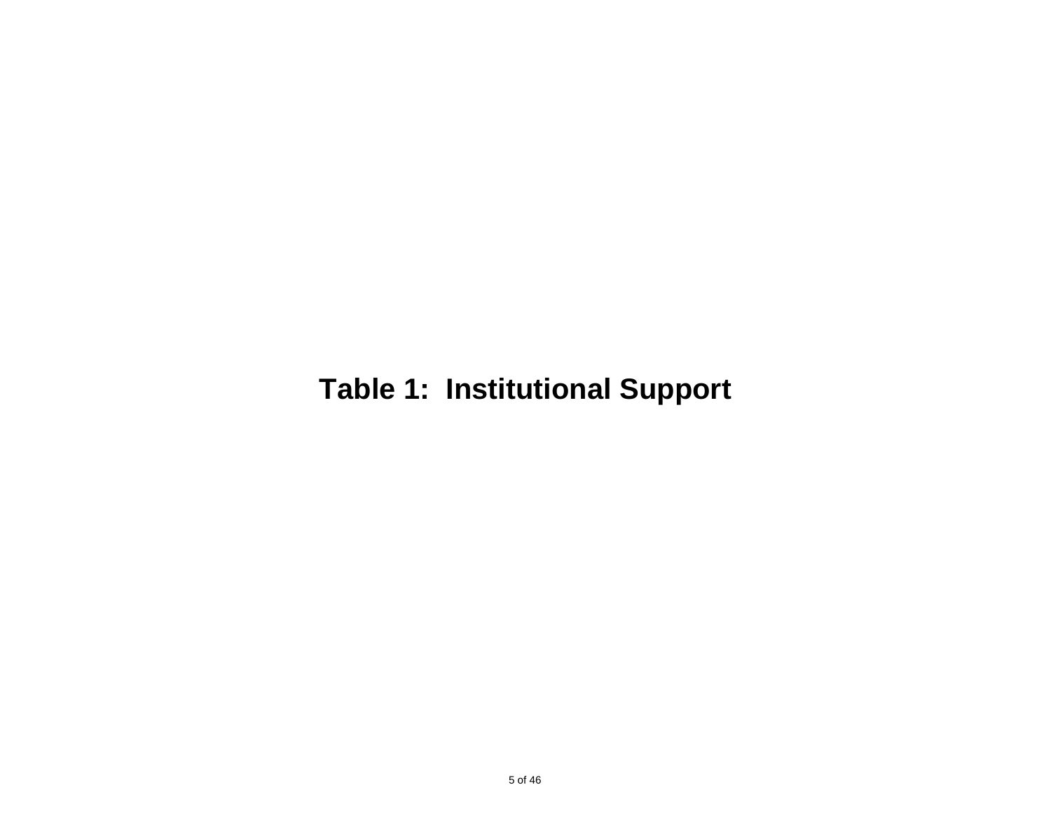# Table 1: Institutional Support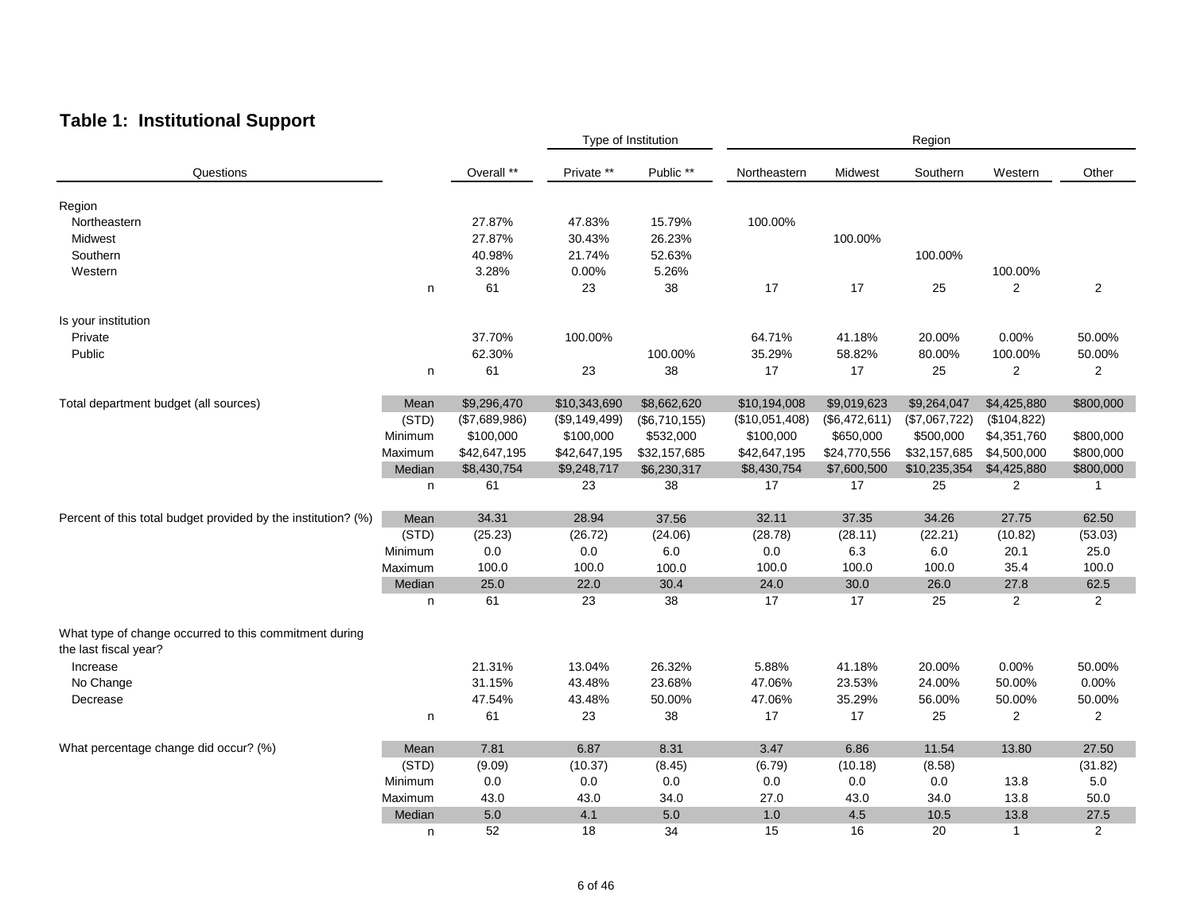## Table 1: Institutional Support

| Questions | | Overall ** | Private ** | Public ** | Northeastern | Midwest | Southern | Western | Other |
|---|---|---|---|---|---|---|---|---|---|
| | | | Type of Institution | | Region | | | | |
| **Region** | | | | | | | | | |
| Northeastern | | 27.87% | 47.83% | 15.79% | 100.00% | | | | |
| Midwest | | 27.87% | 30.43% | 26.23% | | 100.00% | | | |
| Southern | | 40.98% | 21.74% | 52.63% | | | 100.00% | | |
| Western | | 3.28% | 0.00% | 5.26% | | | | 100.00% | |
| | n | 61 | 23 | 38 | 17 | 17 | 25 | 2 | 2 |
| **Is your institution** | | | | | | | | | |
| Private | | 37.70% | 100.00% | | 64.71% | 41.18% | 20.00% | 0.00% | 50.00% |
| Public | | 62.30% | | 100.00% | 35.29% | 58.82% | 80.00% | 100.00% | 50.00% |
| | n | 61 | 23 | 38 | 17 | 17 | 25 | 2 | 2 |
| **Total department budget (all sources)** | Mean | $9,296,470 | $10,343,690 | $8,662,620 | $10,194,008 | $9,019,623 | $9,264,047 | $4,425,880 | $800,000 |
| | (STD) | ($7,689,986) | ($9,149,499) | ($6,710,155) | ($10,051,408) | ($6,472,611) | ($7,067,722) | ($104,822) | |
| | Minimum | $100,000 | $100,000 | $532,000 | $100,000 | $650,000 | $500,000 | $4,351,760 | $800,000 |
| | Maximum | $42,647,195 | $42,647,195 | $32,157,685 | $42,647,195 | $24,770,556 | $32,157,685 | $4,500,000 | $800,000 |
| | Median | $8,430,754 | $9,248,717 | $6,230,317 | $8,430,754 | $7,600,500 | $10,235,354 | $4,425,880 | $800,000 |
| | n | 61 | 23 | 38 | 17 | 17 | 25 | 2 | 1 |
| **Percent of this total budget provided by the institution? (%)** | Mean | 34.31 | 28.94 | 37.56 | 32.11 | 37.35 | 34.26 | 27.75 | 62.50 |
| | (STD) | (25.23) | (26.72) | (24.06) | (28.78) | (28.11) | (22.21) | (10.82) | (53.03) |
| | Minimum | 0.0 | 0.0 | 6.0 | 0.0 | 6.3 | 6.0 | 20.1 | 25.0 |
| | Maximum | 100.0 | 100.0 | 100.0 | 100.0 | 100.0 | 100.0 | 35.4 | 100.0 |
| | Median | 25.0 | 22.0 | 30.4 | 24.0 | 30.0 | 26.0 | 27.8 | 62.5 |
| | n | 61 | 23 | 38 | 17 | 17 | 25 | 2 | 2 |
| **What type of change occurred to this commitment during the last fiscal year?** | | | | | | | | | |
| Increase | | 21.31% | 13.04% | 26.32% | 5.88% | 41.18% | 20.00% | 0.00% | 50.00% |
| No Change | | 31.15% | 43.48% | 23.68% | 47.06% | 23.53% | 24.00% | 50.00% | 0.00% |
| Decrease | | 47.54% | 43.48% | 50.00% | 47.06% | 35.29% | 56.00% | 50.00% | 50.00% |
| | n | 61 | 23 | 38 | 17 | 17 | 25 | 2 | 2 |
| **What percentage change did occur? (%)** | Mean | 7.81 | 6.87 | 8.31 | 3.47 | 6.86 | 11.54 | 13.80 | 27.50 |
| | (STD) | (9.09) | (10.37) | (8.45) | (6.79) | (10.18) | (8.58) | | (31.82) |
| | Minimum | 0.0 | 0.0 | 0.0 | 0.0 | 0.0 | 0.0 | 13.8 | 5.0 |
| | Maximum | 43.0 | 43.0 | 34.0 | 27.0 | 43.0 | 34.0 | 13.8 | 50.0 |
| | Median | 5.0 | 4.1 | 5.0 | 1.0 | 4.5 | 10.5 | 13.8 | 27.5 |
| | n | 52 | 18 | 34 | 15 | 16 | 20 | 1 | 2 |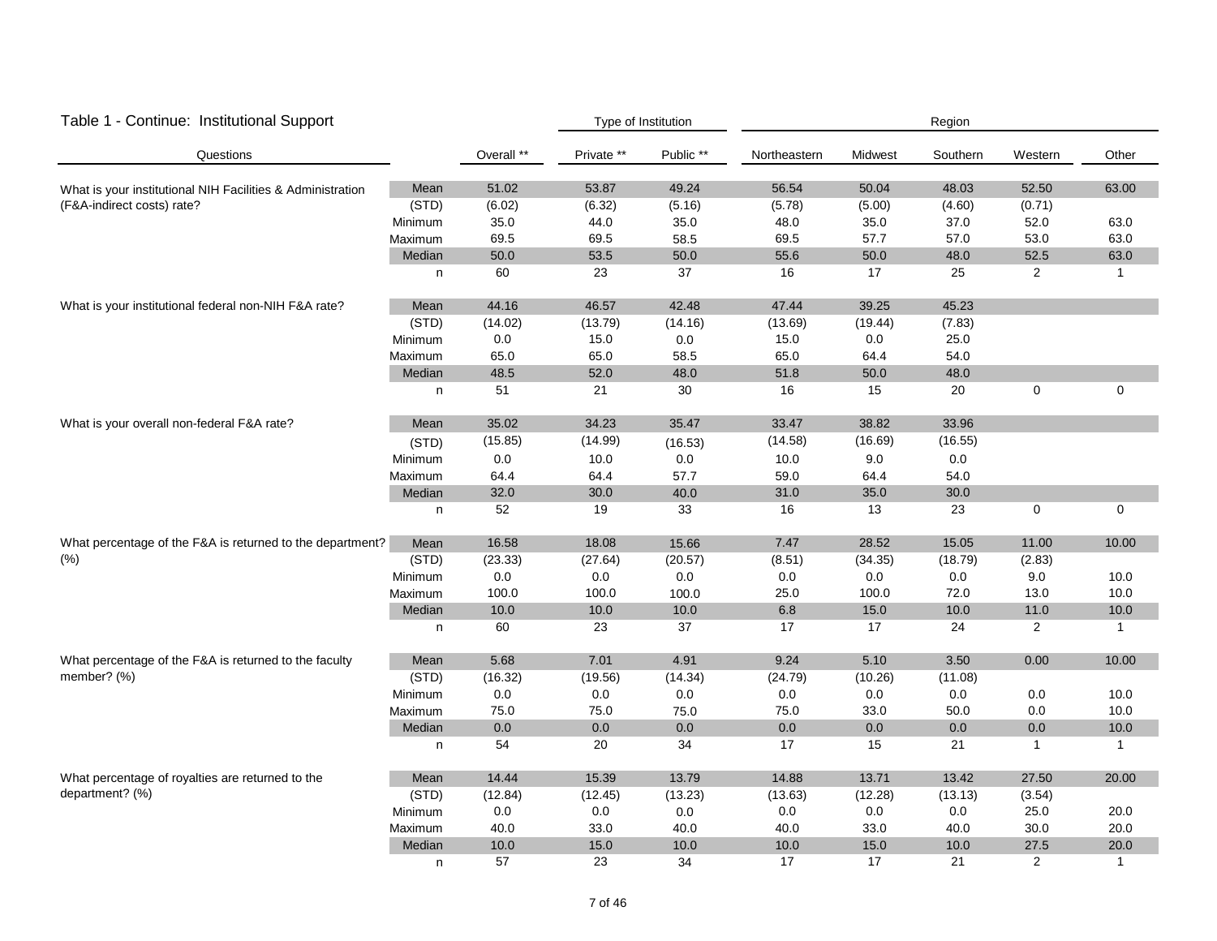## Table 1 - Continue: Institutional Support

| Questions | | Overall ** | Private ** | Public ** | Northeastern | Midwest | Southern | Western | Other |
|---|---|---|---|---|---|---|---|---|---|
| | | | Type of Institution | | Region | | | | |
| What is your institutional NIH Facilities & Administration (F&A-indirect costs) rate? | Mean | 51.02 | 53.87 | 49.24 | 56.54 | 50.04 | 48.03 | 52.50 | 63.00 |
| | (STD) | (6.02) | (6.32) | (5.16) | (5.78) | (5.00) | (4.60) | (0.71) | |
| | Minimum | 35.0 | 44.0 | 35.0 | 48.0 | 35.0 | 37.0 | 52.0 | 63.0 |
| | Maximum | 69.5 | 69.5 | 58.5 | 69.5 | 57.7 | 57.0 | 53.0 | 63.0 |
| | Median | 50.0 | 53.5 | 50.0 | 55.6 | 50.0 | 48.0 | 52.5 | 63.0 |
| | n | 60 | 23 | 37 | 16 | 17 | 25 | 2 | 1 |
| What is your institutional federal non-NIH F&A rate? | Mean | 44.16 | 46.57 | 42.48 | 47.44 | 39.25 | 45.23 | | |
| | (STD) | (14.02) | (13.79) | (14.16) | (13.69) | (19.44) | (7.83) | | |
| | Minimum | 0.0 | 15.0 | 0.0 | 15.0 | 0.0 | 25.0 | | |
| | Maximum | 65.0 | 65.0 | 58.5 | 65.0 | 64.4 | 54.0 | | |
| | Median | 48.5 | 52.0 | 48.0 | 51.8 | 50.0 | 48.0 | | |
| | n | 51 | 21 | 30 | 16 | 15 | 20 | 0 | 0 |
| What is your overall non-federal F&A rate? | Mean | 35.02 | 34.23 | 35.47 | 33.47 | 38.82 | 33.96 | | |
| | (STD) | (15.85) | (14.99) | (16.53) | (14.58) | (16.69) | (16.55) | | |
| | Minimum | 0.0 | 10.0 | 0.0 | 10.0 | 9.0 | 0.0 | | |
| | Maximum | 64.4 | 64.4 | 57.7 | 59.0 | 64.4 | 54.0 | | |
| | Median | 32.0 | 30.0 | 40.0 | 31.0 | 35.0 | 30.0 | | |
| | n | 52 | 19 | 33 | 16 | 13 | 23 | 0 | 0 |
| What percentage of the F&A is returned to the department? (%) | Mean | 16.58 | 18.08 | 15.66 | 7.47 | 28.52 | 15.05 | 11.00 | 10.00 |
| | (STD) | (23.33) | (27.64) | (20.57) | (8.51) | (34.35) | (18.79) | (2.83) | |
| | Minimum | 0.0 | 0.0 | 0.0 | 0.0 | 0.0 | 0.0 | 9.0 | 10.0 |
| | Maximum | 100.0 | 100.0 | 100.0 | 25.0 | 100.0 | 72.0 | 13.0 | 10.0 |
| | Median | 10.0 | 10.0 | 10.0 | 6.8 | 15.0 | 10.0 | 11.0 | 10.0 |
| | n | 60 | 23 | 37 | 17 | 17 | 24 | 2 | 1 |
| What percentage of the F&A is returned to the faculty member? (%) | Mean | 5.68 | 7.01 | 4.91 | 9.24 | 5.10 | 3.50 | 0.00 | 10.00 |
| | (STD) | (16.32) | (19.56) | (14.34) | (24.79) | (10.26) | (11.08) | | |
| | Minimum | 0.0 | 0.0 | 0.0 | 0.0 | 0.0 | 0.0 | 0.0 | 10.0 |
| | Maximum | 75.0 | 75.0 | 75.0 | 75.0 | 33.0 | 50.0 | 0.0 | 10.0 |
| | Median | 0.0 | 0.0 | 0.0 | 0.0 | 0.0 | 0.0 | 0.0 | 10.0 |
| | n | 54 | 20 | 34 | 17 | 15 | 21 | 1 | 1 |
| What percentage of royalties are returned to the department? (%) | Mean | 14.44 | 15.39 | 13.79 | 14.88 | 13.71 | 13.42 | 27.50 | 20.00 |
| | (STD) | (12.84) | (12.45) | (13.23) | (13.63) | (12.28) | (13.13) | (3.54) | |
| | Minimum | 0.0 | 0.0 | 0.0 | 0.0 | 0.0 | 0.0 | 25.0 | 20.0 |
| | Maximum | 40.0 | 33.0 | 40.0 | 40.0 | 33.0 | 40.0 | 30.0 | 20.0 |
| | Median | 10.0 | 15.0 | 10.0 | 10.0 | 15.0 | 10.0 | 27.5 | 20.0 |
| | n | 57 | 23 | 34 | 17 | 17 | 21 | 2 | 1 |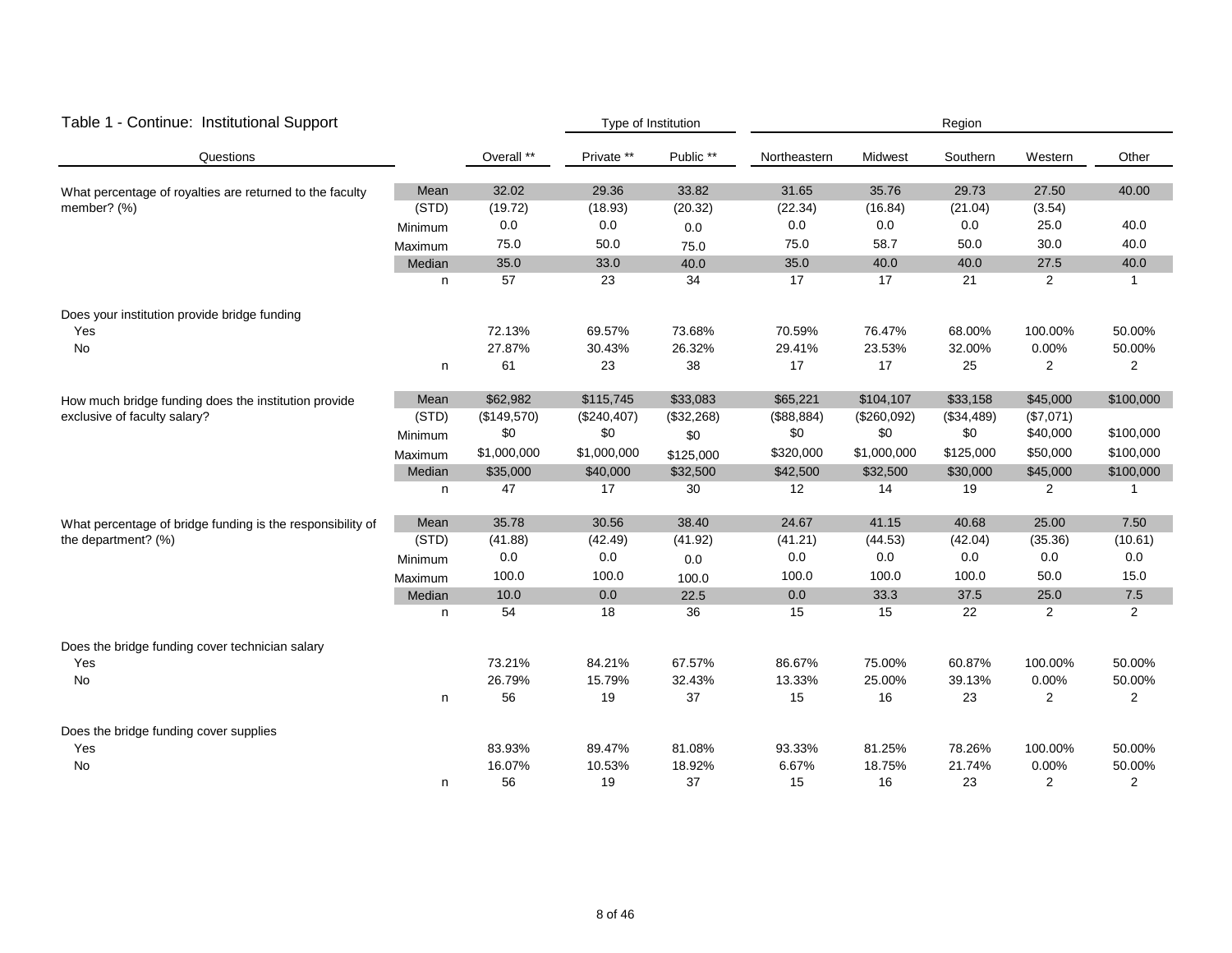## Table 1 - Continue: Institutional Support

| Questions | | Overall ** | Private ** | Public ** | Northeastern | Midwest | Southern | Western | Other |
|---|---|---|---|---|---|---|---|---|---|
| | | | Type of Institution | | Region | | | | |
| What percentage of royalties are returned to the faculty member? (%) | Mean | 32.02 | 29.36 | 33.82 | 31.65 | 35.76 | 29.73 | 27.50 | 40.00 |
| | (STD) | (19.72) | (18.93) | (20.32) | (22.34) | (16.84) | (21.04) | (3.54) | |
| | Minimum | 0.0 | 0.0 | 0.0 | 0.0 | 0.0 | 0.0 | 25.0 | 40.0 |
| | Maximum | 75.0 | 50.0 | 75.0 | 75.0 | 58.7 | 50.0 | 30.0 | 40.0 |
| | Median | 35.0 | 33.0 | 40.0 | 35.0 | 40.0 | 40.0 | 27.5 | 40.0 |
| | n | 57 | 23 | 34 | 17 | 17 | 21 | 2 | 1 |
| Does your institution provide bridge funding | | | | | | | | | |
| Yes | | 72.13% | 69.57% | 73.68% | 70.59% | 76.47% | 68.00% | 100.00% | 50.00% |
| No | | 27.87% | 30.43% | 26.32% | 29.41% | 23.53% | 32.00% | 0.00% | 50.00% |
| | n | 61 | 23 | 38 | 17 | 17 | 25 | 2 | 2 |
| How much bridge funding does the institution provide exclusive of faculty salary? | Mean | $62,982 | $115,745 | $33,083 | $65,221 | $104,107 | $33,158 | $45,000 | $100,000 |
| | (STD) | ($149,570) | ($240,407) | ($32,268) | ($88,884) | ($260,092) | ($34,489) | ($7,071) | |
| | Minimum | $0 | $0 | $0 | $0 | $0 | $0 | $40,000 | $100,000 |
| | Maximum | $1,000,000 | $1,000,000 | $125,000 | $320,000 | $1,000,000 | $125,000 | $50,000 | $100,000 |
| | Median | $35,000 | $40,000 | $32,500 | $42,500 | $32,500 | $30,000 | $45,000 | $100,000 |
| | n | 47 | 17 | 30 | 12 | 14 | 19 | 2 | 1 |
| What percentage of bridge funding is the responsibility of the department? (%) | Mean | 35.78 | 30.56 | 38.40 | 24.67 | 41.15 | 40.68 | 25.00 | 7.50 |
| | (STD) | (41.88) | (42.49) | (41.92) | (41.21) | (44.53) | (42.04) | (35.36) | (10.61) |
| | Minimum | 0.0 | 0.0 | 0.0 | 0.0 | 0.0 | 0.0 | 0.0 | 0.0 |
| | Maximum | 100.0 | 100.0 | 100.0 | 100.0 | 100.0 | 100.0 | 50.0 | 15.0 |
| | Median | 10.0 | 0.0 | 22.5 | 0.0 | 33.3 | 37.5 | 25.0 | 7.5 |
| | n | 54 | 18 | 36 | 15 | 15 | 22 | 2 | 2 |
| Does the bridge funding cover technician salary | | | | | | | | | |
| Yes | | 73.21% | 84.21% | 67.57% | 86.67% | 75.00% | 60.87% | 100.00% | 50.00% |
| No | | 26.79% | 15.79% | 32.43% | 13.33% | 25.00% | 39.13% | 0.00% | 50.00% |
| | n | 56 | 19 | 37 | 15 | 16 | 23 | 2 | 2 |
| Does the bridge funding cover supplies | | | | | | | | | |
| Yes | | 83.93% | 89.47% | 81.08% | 93.33% | 81.25% | 78.26% | 100.00% | 50.00% |
| No | | 16.07% | 10.53% | 18.92% | 6.67% | 18.75% | 21.74% | 0.00% | 50.00% |
| | n | 56 | 19 | 37 | 15 | 16 | 23 | 2 | 2 |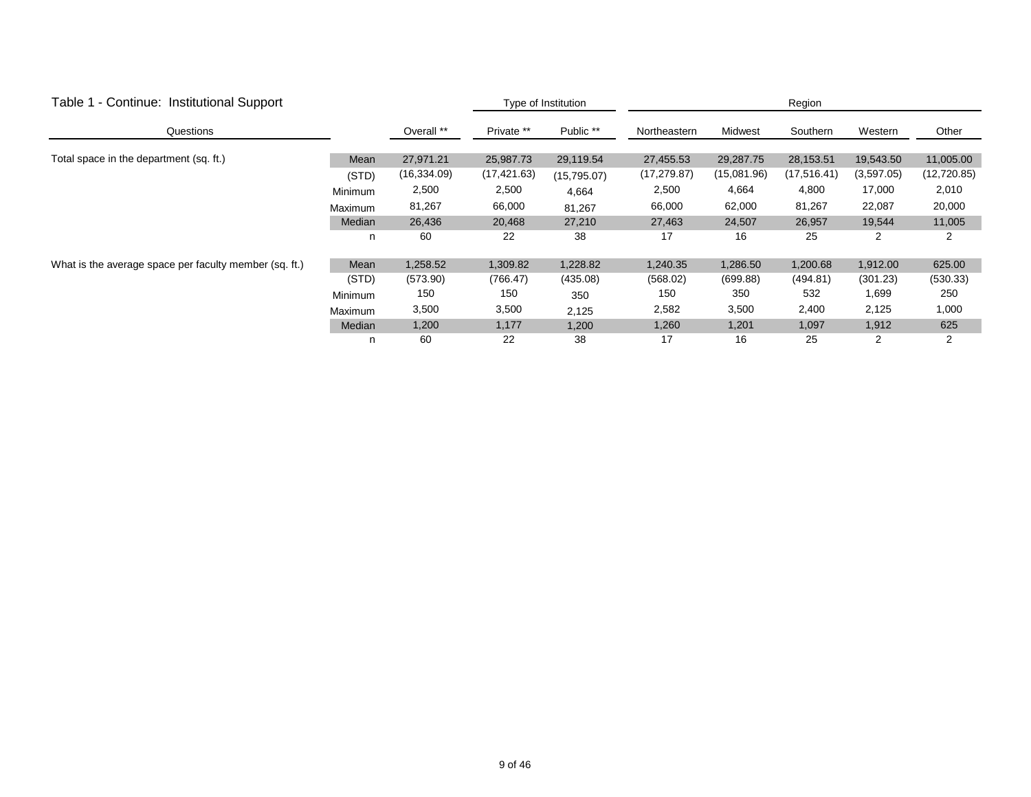## Table 1 - Continue: Institutional Support

| Questions | | Overall ** | Type of Institution | | Region | | | | |
|---|---|---|---|---|---|---|---|---|---|
| | | | Private ** | Public ** | Northeastern | Midwest | Southern | Western | Other |
| Total space in the department (sq. ft.) | Mean | 27,971.21 | 25,987.73 | 29,119.54 | 27,455.53 | 29,287.75 | 28,153.51 | 19,543.50 | 11,005.00 |
| | (STD) | (16,334.09) | (17,421.63) | (15,795.07) | (17,279.87) | (15,081.96) | (17,516.41) | (3,597.05) | (12,720.85) |
| | Minimum | 2,500 | 2,500 | 4,664 | 2,500 | 4,664 | 4,800 | 17,000 | 2,010 |
| | Maximum | 81,267 | 66,000 | 81,267 | 66,000 | 62,000 | 81,267 | 22,087 | 20,000 |
| | Median | 26,436 | 20,468 | 27,210 | 27,463 | 24,507 | 26,957 | 19,544 | 11,005 |
| | n | 60 | 22 | 38 | 17 | 16 | 25 | 2 | 2 |
| What is the average space per faculty member (sq. ft.) | Mean | 1,258.52 | 1,309.82 | 1,228.82 | 1,240.35 | 1,286.50 | 1,200.68 | 1,912.00 | 625.00 |
| | (STD) | (573.90) | (766.47) | (435.08) | (568.02) | (699.88) | (494.81) | (301.23) | (530.33) |
| | Minimum | 150 | 150 | 350 | 150 | 350 | 532 | 1,699 | 250 |
| | Maximum | 3,500 | 3,500 | 2,125 | 2,582 | 3,500 | 2,400 | 2,125 | 1,000 |
| | Median | 1,200 | 1,177 | 1,200 | 1,260 | 1,201 | 1,097 | 1,912 | 625 |
| | n | 60 | 22 | 38 | 17 | 16 | 25 | 2 | 2 |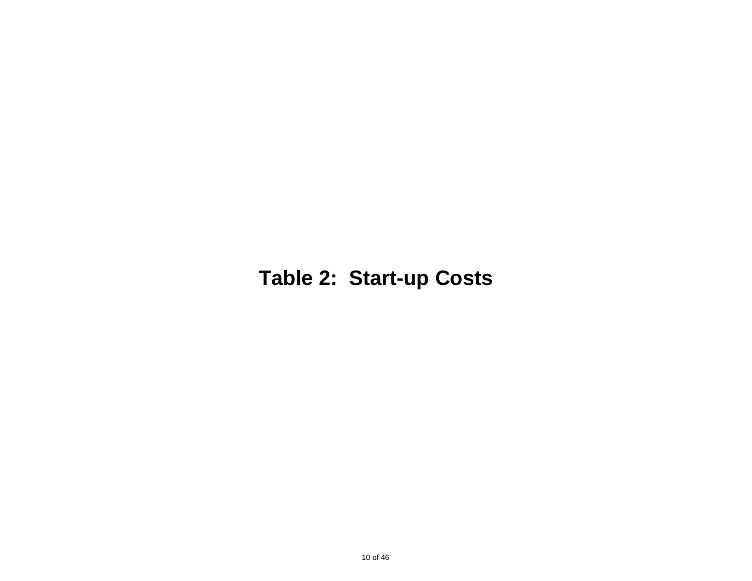# Table 2: Start-up Costs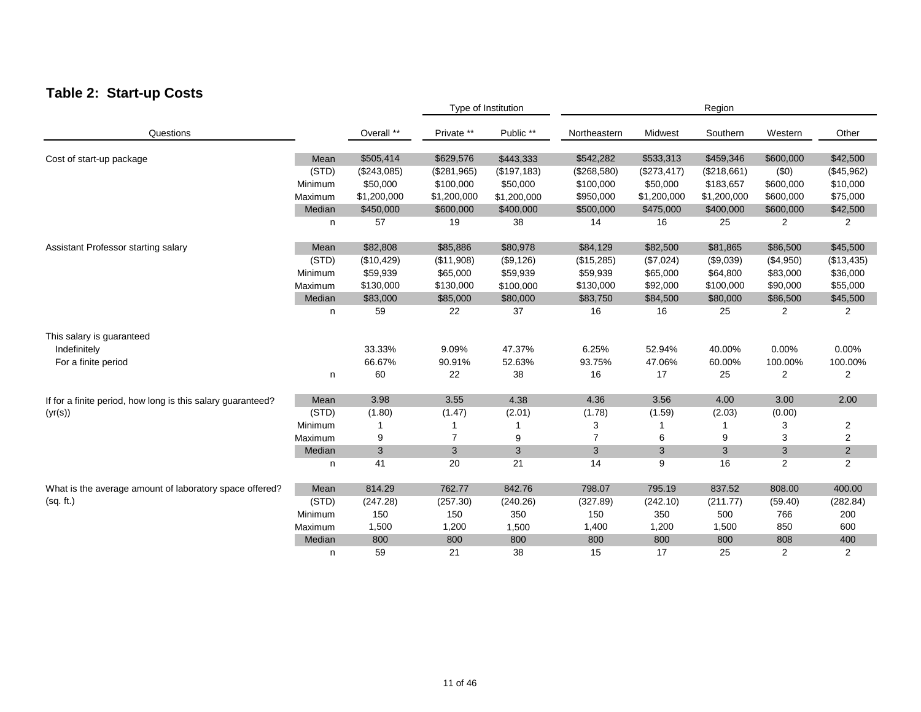## Table 2: Start-up Costs

| Questions | | Overall ** | Private ** | Public ** | Northeastern | Midwest | Southern | Western | Other |
|---|---|---|---|---|---|---|---|---|---|
| | | | Type of Institution | | Region | | | | |
| Cost of start-up package | Mean | $505,414 | $629,576 | $443,333 | $542,282 | $533,313 | $459,346 | $600,000 | $42,500 |
| | (STD) | ($243,085) | ($281,965) | ($197,183) | ($268,580) | ($273,417) | ($218,661) | ($0) | ($45,962) |
| | Minimum | $50,000 | $100,000 | $50,000 | $100,000 | $50,000 | $183,657 | $600,000 | $10,000 |
| | Maximum | $1,200,000 | $1,200,000 | $1,200,000 | $950,000 | $1,200,000 | $1,200,000 | $600,000 | $75,000 |
| | Median | $450,000 | $600,000 | $400,000 | $500,000 | $475,000 | $400,000 | $600,000 | $42,500 |
| | n | 57 | 19 | 38 | 14 | 16 | 25 | 2 | 2 |
| Assistant Professor starting salary | Mean | $82,808 | $85,886 | $80,978 | $84,129 | $82,500 | $81,865 | $86,500 | $45,500 |
| | (STD) | ($10,429) | ($11,908) | ($9,126) | ($15,285) | ($7,024) | ($9,039) | ($4,950) | ($13,435) |
| | Minimum | $59,939 | $65,000 | $59,939 | $59,939 | $65,000 | $64,800 | $83,000 | $36,000 |
| | Maximum | $130,000 | $130,000 | $100,000 | $130,000 | $92,000 | $100,000 | $90,000 | $55,000 |
| | Median | $83,000 | $85,000 | $80,000 | $83,750 | $84,500 | $80,000 | $86,500 | $45,500 |
| | n | 59 | 22 | 37 | 16 | 16 | 25 | 2 | 2 |
| This salary is guaranteed | | | | | | | | | |
| Indefinitely | | 33.33% | 9.09% | 47.37% | 6.25% | 52.94% | 40.00% | 0.00% | 0.00% |
| For a finite period | | 66.67% | 90.91% | 52.63% | 93.75% | 47.06% | 60.00% | 100.00% | 100.00% |
| | n | 60 | 22 | 38 | 16 | 17 | 25 | 2 | 2 |
| If for a finite period, how long is this salary guaranteed? (yr(s)) | Mean | 3.98 | 3.55 | 4.38 | 4.36 | 3.56 | 4.00 | 3.00 | 2.00 |
| | (STD) | (1.80) | (1.47) | (2.01) | (1.78) | (1.59) | (2.03) | (0.00) | |
| | Minimum | 1 | 1 | 1 | 3 | 1 | 1 | 3 | 2 |
| | Maximum | 9 | 7 | 9 | 7 | 6 | 9 | 3 | 2 |
| | Median | 3 | 3 | 3 | 3 | 3 | 3 | 3 | 2 |
| | n | 41 | 20 | 21 | 14 | 9 | 16 | 2 | 2 |
| What is the average amount of laboratory space offered? (sq. ft.) | Mean | 814.29 | 762.77 | 842.76 | 798.07 | 795.19 | 837.52 | 808.00 | 400.00 |
| | (STD) | (247.28) | (257.30) | (240.26) | (327.89) | (242.10) | (211.77) | (59.40) | (282.84) |
| | Minimum | 150 | 150 | 350 | 150 | 350 | 500 | 766 | 200 |
| | Maximum | 1,500 | 1,200 | 1,500 | 1,400 | 1,200 | 1,500 | 850 | 600 |
| | Median | 800 | 800 | 800 | 800 | 800 | 800 | 808 | 400 |
| | n | 59 | 21 | 38 | 15 | 17 | 25 | 2 | 2 |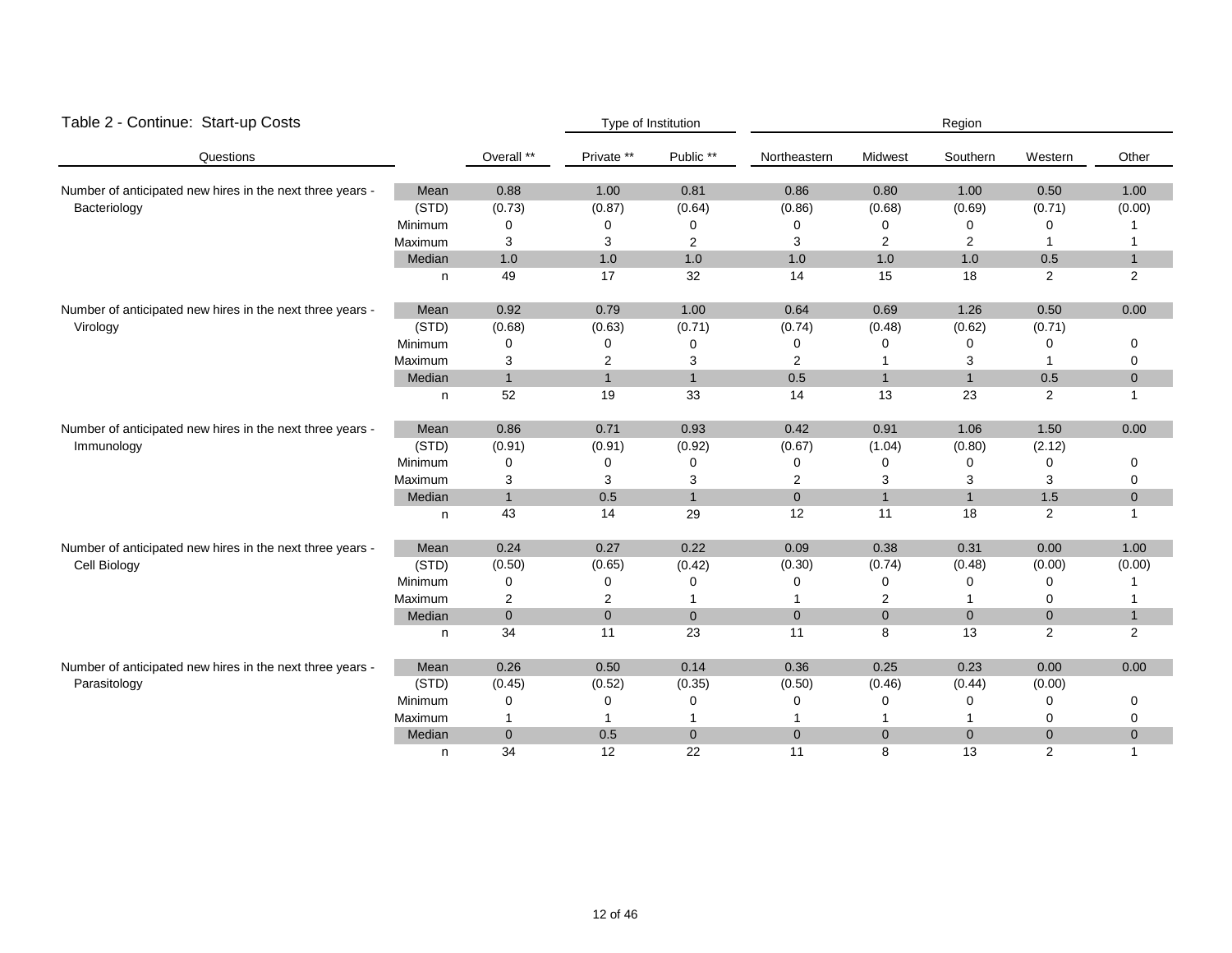Table 2 - Continue: Start-up Costs

| Questions | | Overall ** | Type of Institution | | Region | | | | |
|---|---|---|---|---|---|---|---|---|---|
| | | | Private ** | Public ** | Northeastern | Midwest | Southern | Western | Other |
| Number of anticipated new hires in the next three years - Bacteriology | Mean | 0.88 | 1.00 | 0.81 | 0.86 | 0.80 | 1.00 | 0.50 | 1.00 |
| | (STD) | (0.73) | (0.87) | (0.64) | (0.86) | (0.68) | (0.69) | (0.71) | (0.00) |
| | Minimum | 0 | 0 | 0 | 0 | 0 | 0 | 0 | 1 |
| | Maximum | 3 | 3 | 2 | 3 | 2 | 2 | 1 | 1 |
| | Median | 1.0 | 1.0 | 1.0 | 1.0 | 1.0 | 1.0 | 0.5 | 1 |
| | n | 49 | 17 | 32 | 14 | 15 | 18 | 2 | 2 |
| Number of anticipated new hires in the next three years - Virology | Mean | 0.92 | 0.79 | 1.00 | 0.64 | 0.69 | 1.26 | 0.50 | 0.00 |
| | (STD) | (0.68) | (0.63) | (0.71) | (0.74) | (0.48) | (0.62) | (0.71) | |
| | Minimum | 0 | 0 | 0 | 0 | 0 | 0 | 0 | 0 |
| | Maximum | 3 | 2 | 3 | 2 | 1 | 3 | 1 | 0 |
| | Median | 1 | 1 | 1 | 0.5 | 1 | 1 | 0.5 | 0 |
| | n | 52 | 19 | 33 | 14 | 13 | 23 | 2 | 1 |
| Number of anticipated new hires in the next three years - Immunology | Mean | 0.86 | 0.71 | 0.93 | 0.42 | 0.91 | 1.06 | 1.50 | 0.00 |
| | (STD) | (0.91) | (0.91) | (0.92) | (0.67) | (1.04) | (0.80) | (2.12) | |
| | Minimum | 0 | 0 | 0 | 0 | 0 | 0 | 0 | 0 |
| | Maximum | 3 | 3 | 3 | 2 | 3 | 3 | 3 | 0 |
| | Median | 1 | 0.5 | 1 | 0 | 1 | 1 | 1.5 | 0 |
| | n | 43 | 14 | 29 | 12 | 11 | 18 | 2 | 1 |
| Number of anticipated new hires in the next three years - Cell Biology | Mean | 0.24 | 0.27 | 0.22 | 0.09 | 0.38 | 0.31 | 0.00 | 1.00 |
| | (STD) | (0.50) | (0.65) | (0.42) | (0.30) | (0.74) | (0.48) | (0.00) | (0.00) |
| | Minimum | 0 | 0 | 0 | 0 | 0 | 0 | 0 | 1 |
| | Maximum | 2 | 2 | 1 | 1 | 2 | 1 | 0 | 1 |
| | Median | 0 | 0 | 0 | 0 | 0 | 0 | 0 | 1 |
| | n | 34 | 11 | 23 | 11 | 8 | 13 | 2 | 2 |
| Number of anticipated new hires in the next three years - Parasitology | Mean | 0.26 | 0.50 | 0.14 | 0.36 | 0.25 | 0.23 | 0.00 | 0.00 |
| | (STD) | (0.45) | (0.52) | (0.35) | (0.50) | (0.46) | (0.44) | (0.00) | |
| | Minimum | 0 | 0 | 0 | 0 | 0 | 0 | 0 | 0 |
| | Maximum | 1 | 1 | 1 | 1 | 1 | 1 | 0 | 0 |
| | Median | 0 | 0.5 | 0 | 0 | 0 | 0 | 0 | 0 |
| | n | 34 | 12 | 22 | 11 | 8 | 13 | 2 | 1 |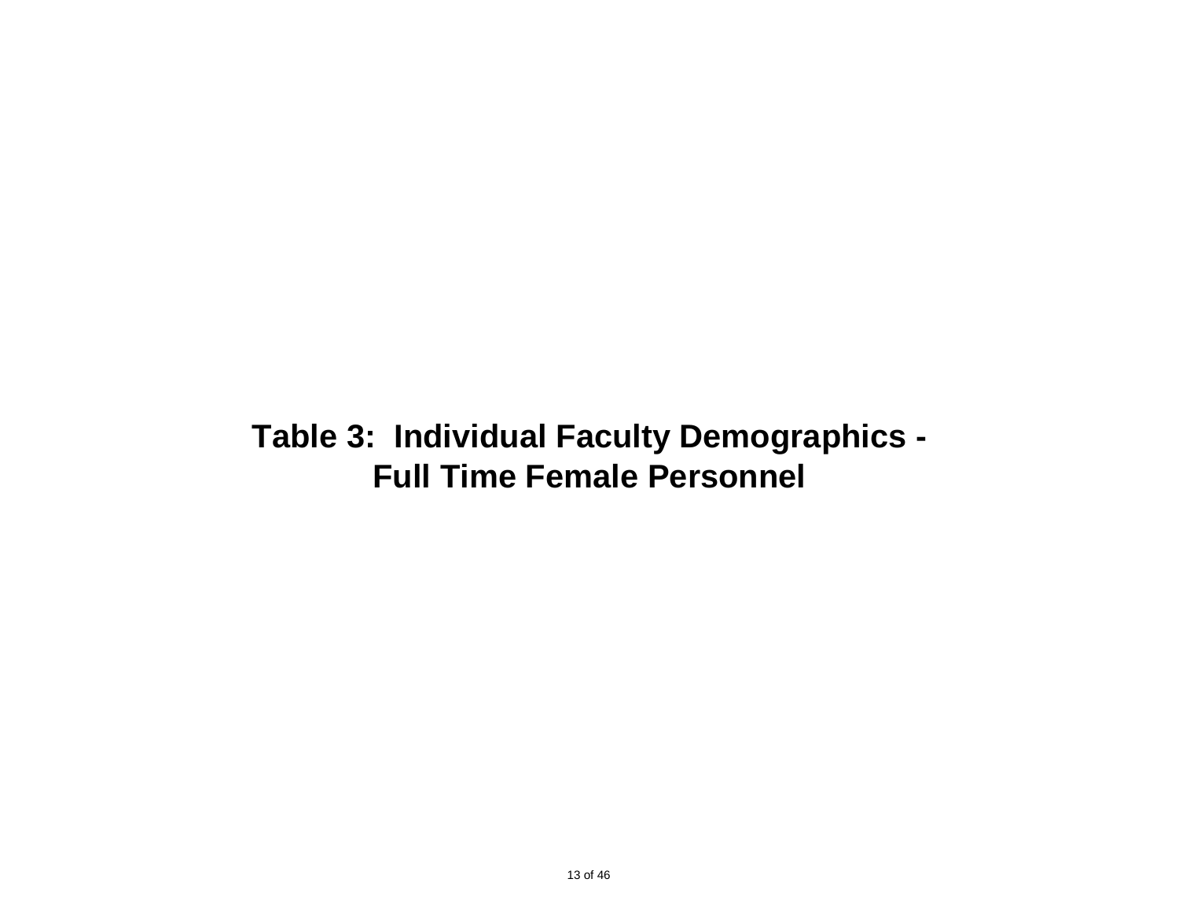# Table 3: Individual Faculty Demographics - Full Time Female Personnel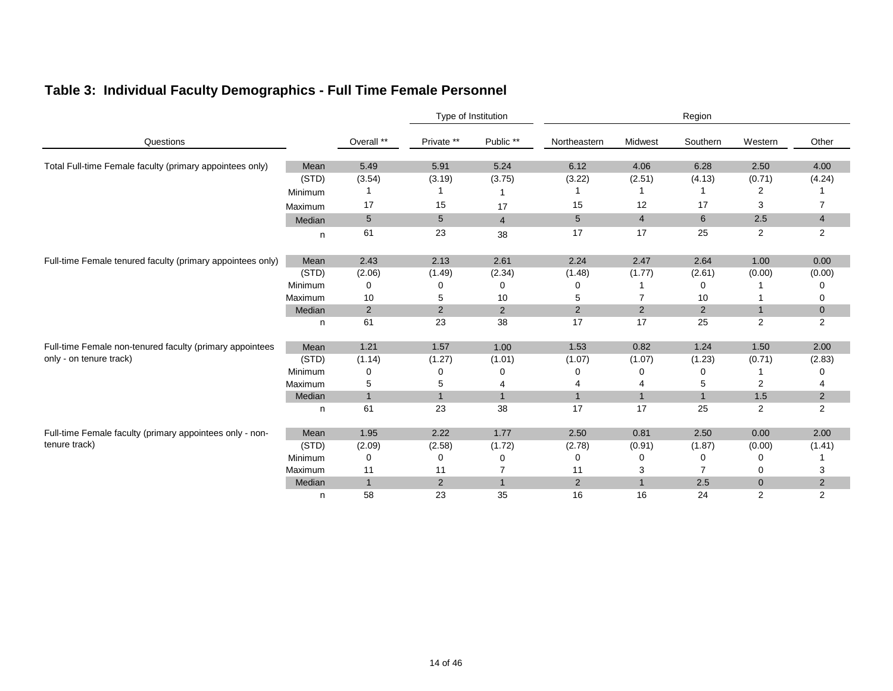## Table 3: Individual Faculty Demographics - Full Time Female Personnel

| Questions | | Overall ** | Type of Institution | | Region | | | | |
|---|---|---|---|---|---|---|---|---|---|
| | | | Private ** | Public ** | Northeastern | Midwest | Southern | Western | Other |
| Total Full-time Female faculty (primary appointees only) | Mean | 5.49 | 5.91 | 5.24 | 6.12 | 4.06 | 6.28 | 2.50 | 4.00 |
| | (STD) | (3.54) | (3.19) | (3.75) | (3.22) | (2.51) | (4.13) | (0.71) | (4.24) |
| | Minimum | 1 | 1 | 1 | 1 | 1 | 1 | 2 | 1 |
| | Maximum | 17 | 15 | 17 | 15 | 12 | 17 | 3 | 7 |
| | Median | 5 | 5 | 4 | 5 | 4 | 6 | 2.5 | 4 |
| | n | 61 | 23 | 38 | 17 | 17 | 25 | 2 | 2 |
| Full-time Female tenured faculty (primary appointees only) | Mean | 2.43 | 2.13 | 2.61 | 2.24 | 2.47 | 2.64 | 1.00 | 0.00 |
| | (STD) | (2.06) | (1.49) | (2.34) | (1.48) | (1.77) | (2.61) | (0.00) | (0.00) |
| | Minimum | 0 | 0 | 0 | 0 | 1 | 0 | 1 | 0 |
| | Maximum | 10 | 5 | 10 | 5 | 7 | 10 | 1 | 0 |
| | Median | 2 | 2 | 2 | 2 | 2 | 2 | 1 | 0 |
| | n | 61 | 23 | 38 | 17 | 17 | 25 | 2 | 2 |
| Full-time Female non-tenured faculty (primary appointees only - on tenure track) | Mean | 1.21 | 1.57 | 1.00 | 1.53 | 0.82 | 1.24 | 1.50 | 2.00 |
| | (STD) | (1.14) | (1.27) | (1.01) | (1.07) | (1.07) | (1.23) | (0.71) | (2.83) |
| | Minimum | 0 | 0 | 0 | 0 | 0 | 0 | 1 | 0 |
| | Maximum | 5 | 5 | 4 | 4 | 4 | 5 | 2 | 4 |
| | Median | 1 | 1 | 1 | 1 | 1 | 1 | 1.5 | 2 |
| | n | 61 | 23 | 38 | 17 | 17 | 25 | 2 | 2 |
| Full-time Female faculty (primary appointees only - non-tenure track) | Mean | 1.95 | 2.22 | 1.77 | 2.50 | 0.81 | 2.50 | 0.00 | 2.00 |
| | (STD) | (2.09) | (2.58) | (1.72) | (2.78) | (0.91) | (1.87) | (0.00) | (1.41) |
| | Minimum | 0 | 0 | 0 | 0 | 0 | 0 | 0 | 1 |
| | Maximum | 11 | 11 | 7 | 11 | 3 | 7 | 0 | 3 |
| | Median | 1 | 2 | 1 | 2 | 1 | 2.5 | 0 | 2 |
| | n | 58 | 23 | 35 | 16 | 16 | 24 | 2 | 2 |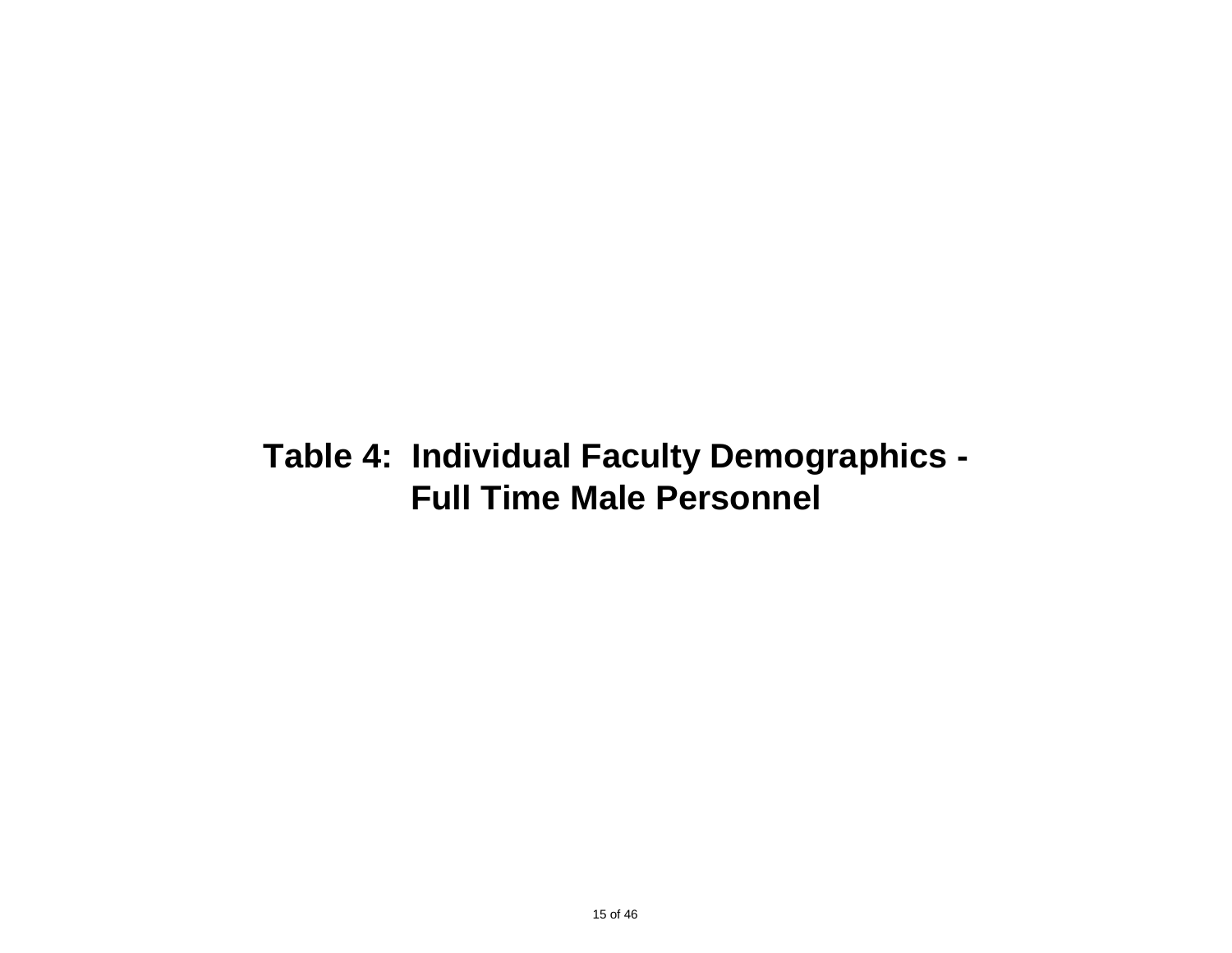# Table 4: Individual Faculty Demographics - Full Time Male Personnel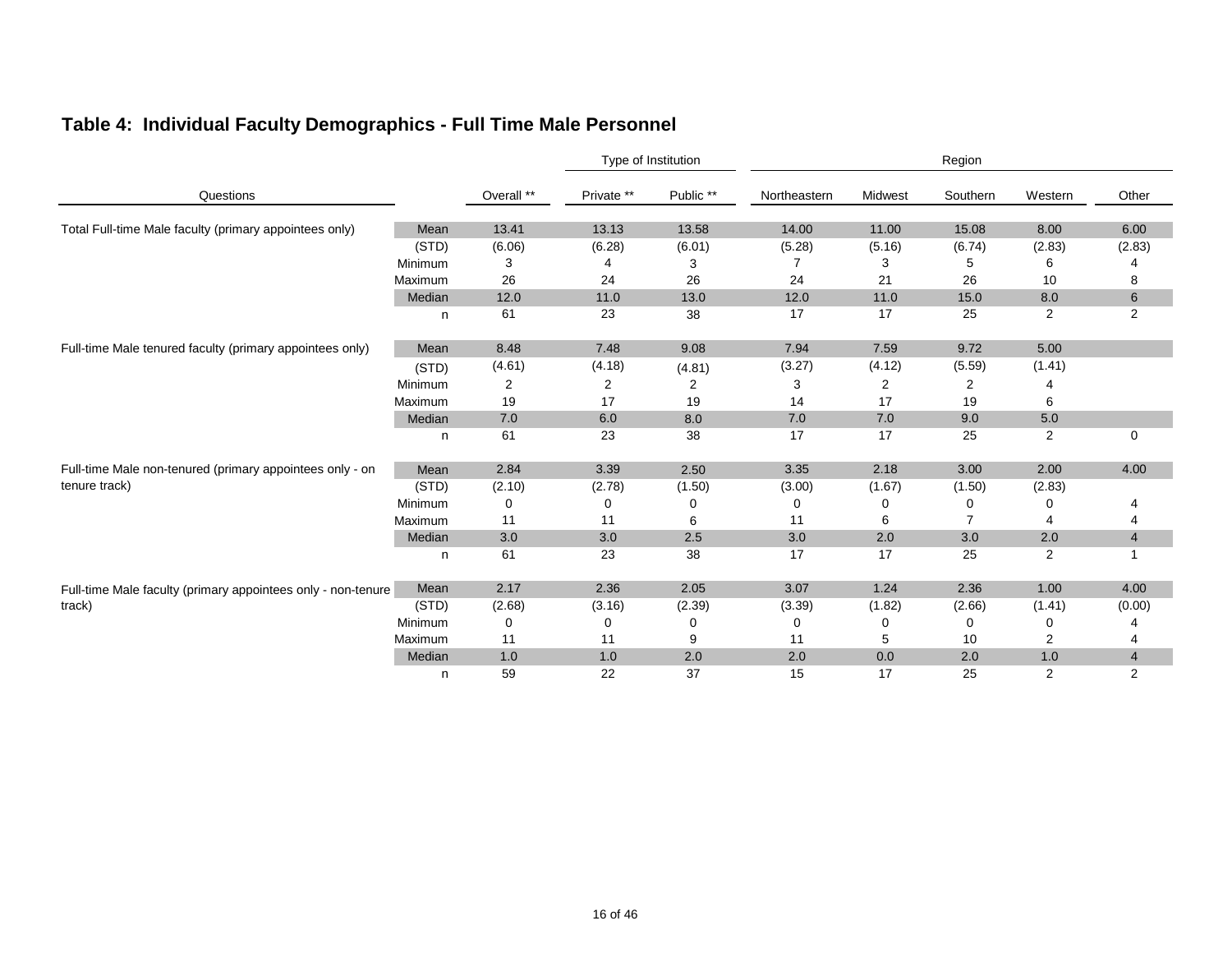## Table 4: Individual Faculty Demographics - Full Time Male Personnel

| Questions | | Overall ** | Type of Institution | | Region | | | | |
|---|---|---|---|---|---|---|---|---|---|
| | | | Private ** | Public ** | Northeastern | Midwest | Southern | Western | Other |
| Total Full-time Male faculty (primary appointees only) | Mean | 13.41 | 13.13 | 13.58 | 14.00 | 11.00 | 15.08 | 8.00 | 6.00 |
| | (STD) | (6.06) | (6.28) | (6.01) | (5.28) | (5.16) | (6.74) | (2.83) | (2.83) |
| | Minimum | 3 | 4 | 3 | 7 | 3 | 5 | 6 | 4 |
| | Maximum | 26 | 24 | 26 | 24 | 21 | 26 | 10 | 8 |
| | Median | 12.0 | 11.0 | 13.0 | 12.0 | 11.0 | 15.0 | 8.0 | 6 |
| | n | 61 | 23 | 38 | 17 | 17 | 25 | 2 | 2 |
| Full-time Male tenured faculty (primary appointees only) | Mean | 8.48 | 7.48 | 9.08 | 7.94 | 7.59 | 9.72 | 5.00 | |
| | (STD) | (4.61) | (4.18) | (4.81) | (3.27) | (4.12) | (5.59) | (1.41) | |
| | Minimum | 2 | 2 | 2 | 3 | 2 | 2 | 4 | |
| | Maximum | 19 | 17 | 19 | 14 | 17 | 19 | 6 | |
| | Median | 7.0 | 6.0 | 8.0 | 7.0 | 7.0 | 9.0 | 5.0 | |
| | n | 61 | 23 | 38 | 17 | 17 | 25 | 2 | 0 |
| Full-time Male non-tenured (primary appointees only - on tenure track) | Mean | 2.84 | 3.39 | 2.50 | 3.35 | 2.18 | 3.00 | 2.00 | 4.00 |
| | (STD) | (2.10) | (2.78) | (1.50) | (3.00) | (1.67) | (1.50) | (2.83) | |
| | Minimum | 0 | 0 | 0 | 0 | 0 | 0 | 0 | 4 |
| | Maximum | 11 | 11 | 6 | 11 | 6 | 7 | 4 | 4 |
| | Median | 3.0 | 3.0 | 2.5 | 3.0 | 2.0 | 3.0 | 2.0 | 4 |
| | n | 61 | 23 | 38 | 17 | 17 | 25 | 2 | 1 |
| Full-time Male faculty (primary appointees only - non-tenure track) | Mean | 2.17 | 2.36 | 2.05 | 3.07 | 1.24 | 2.36 | 1.00 | 4.00 |
| | (STD) | (2.68) | (3.16) | (2.39) | (3.39) | (1.82) | (2.66) | (1.41) | (0.00) |
| | Minimum | 0 | 0 | 0 | 0 | 0 | 0 | 0 | 4 |
| | Maximum | 11 | 11 | 9 | 11 | 5 | 10 | 2 | 4 |
| | Median | 1.0 | 1.0 | 2.0 | 2.0 | 0.0 | 2.0 | 1.0 | 4 |
| | n | 59 | 22 | 37 | 15 | 17 | 25 | 2 | 2 |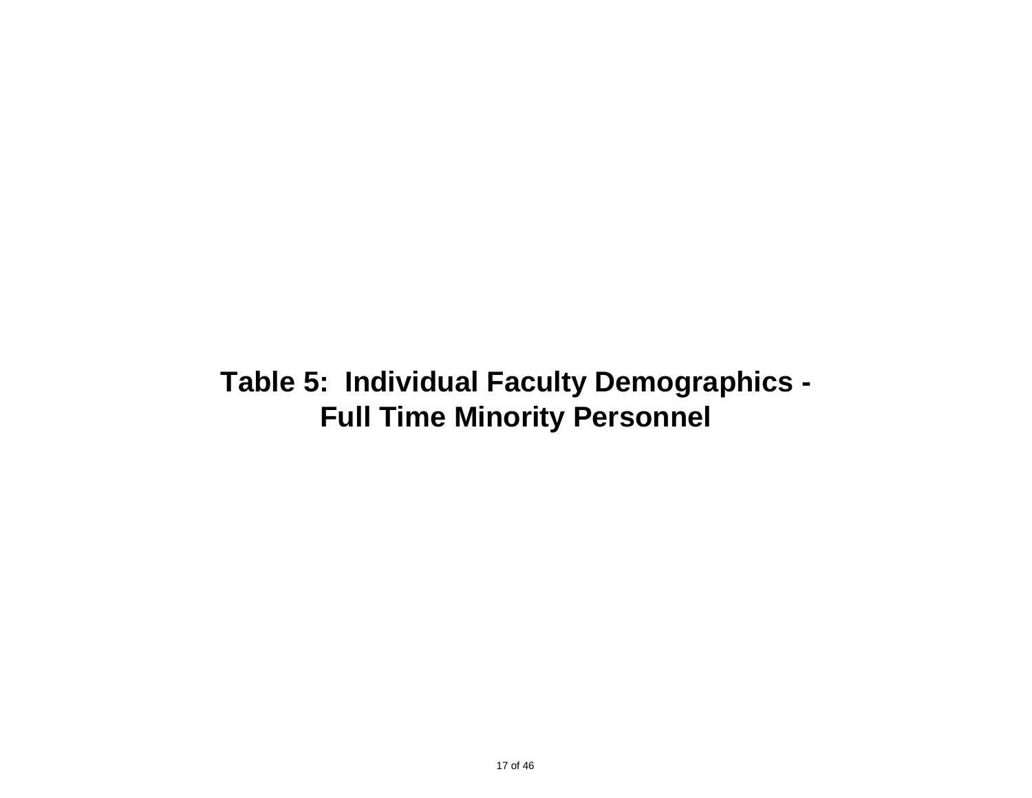# Table 5: Individual Faculty Demographics - Full Time Minority Personnel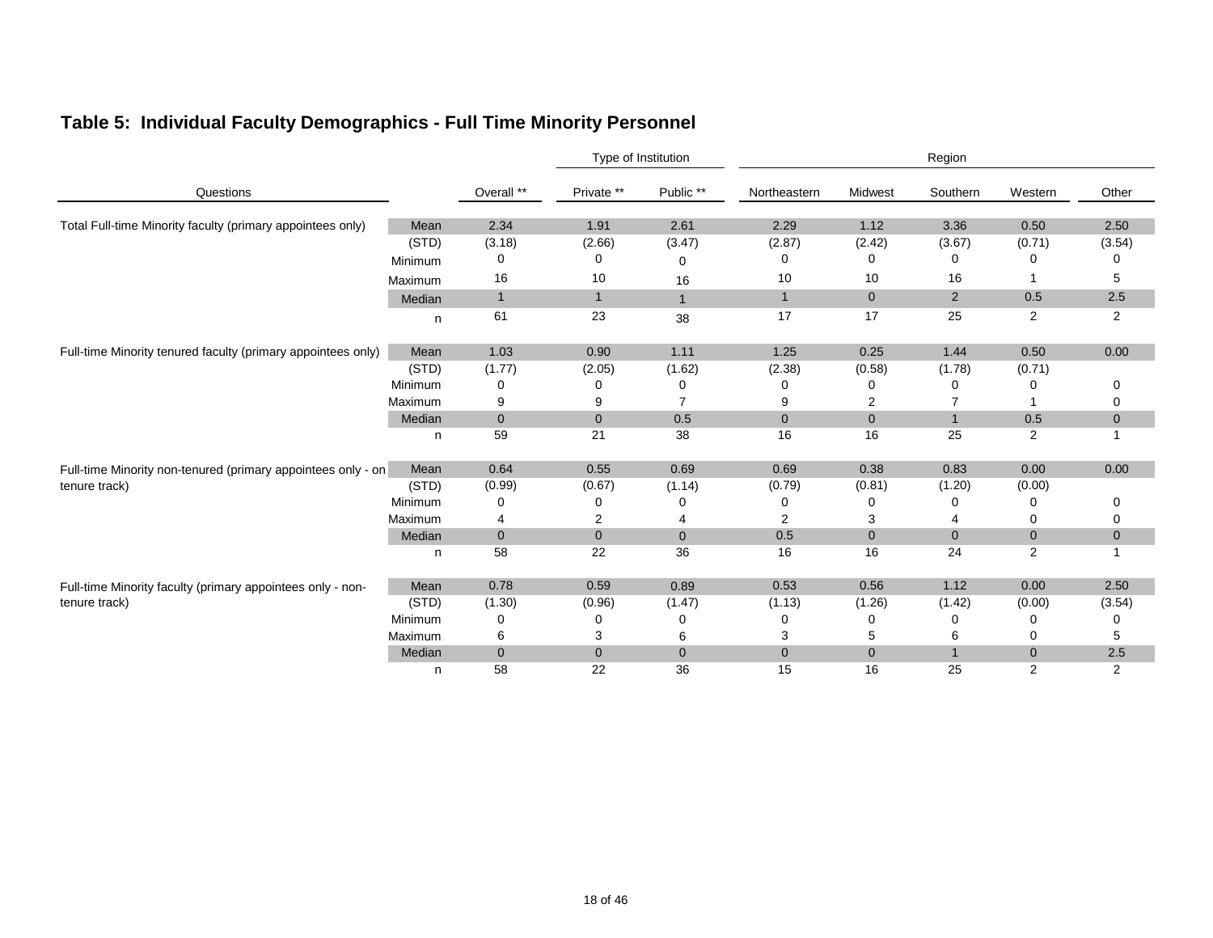## Table 5: Individual Faculty Demographics - Full Time Minority Personnel

| Questions | | Overall ** | Type of Institution | | Region | | | | |
|---|---|---|---|---|---|---|---|---|---|
| | | | Private ** | Public ** | Northeastern | Midwest | Southern | Western | Other |
| Total Full-time Minority faculty (primary appointees only) | Mean | 2.34 | 1.91 | 2.61 | 2.29 | 1.12 | 3.36 | 0.50 | 2.50 |
| | (STD) | (3.18) | (2.66) | (3.47) | (2.87) | (2.42) | (3.67) | (0.71) | (3.54) |
| | Minimum | 0 | 0 | 0 | 0 | 0 | 0 | 0 | 0 |
| | Maximum | 16 | 10 | 16 | 10 | 10 | 16 | 1 | 5 |
| | Median | 1 | 1 | 1 | 1 | 0 | 2 | 0.5 | 2.5 |
| | n | 61 | 23 | 38 | 17 | 17 | 25 | 2 | 2 |
| Full-time Minority tenured faculty (primary appointees only) | Mean | 1.03 | 0.90 | 1.11 | 1.25 | 0.25 | 1.44 | 0.50 | 0.00 |
| | (STD) | (1.77) | (2.05) | (1.62) | (2.38) | (0.58) | (1.78) | (0.71) | |
| | Minimum | 0 | 0 | 0 | 0 | 0 | 0 | 0 | 0 |
| | Maximum | 9 | 9 | 7 | 9 | 2 | 7 | 1 | 0 |
| | Median | 0 | 0 | 0.5 | 0 | 0 | 1 | 0.5 | 0 |
| | n | 59 | 21 | 38 | 16 | 16 | 25 | 2 | 1 |
| Full-time Minority non-tenured (primary appointees only - on tenure track) | Mean | 0.64 | 0.55 | 0.69 | 0.69 | 0.38 | 0.83 | 0.00 | 0.00 |
| | (STD) | (0.99) | (0.67) | (1.14) | (0.79) | (0.81) | (1.20) | (0.00) | |
| | Minimum | 0 | 0 | 0 | 0 | 0 | 0 | 0 | 0 |
| | Maximum | 4 | 2 | 4 | 2 | 3 | 4 | 0 | 0 |
| | Median | 0 | 0 | 0 | 0.5 | 0 | 0 | 0 | 0 |
| | n | 58 | 22 | 36 | 16 | 16 | 24 | 2 | 1 |
| Full-time Minority faculty (primary appointees only - non-tenure track) | Mean | 0.78 | 0.59 | 0.89 | 0.53 | 0.56 | 1.12 | 0.00 | 2.50 |
| | (STD) | (1.30) | (0.96) | (1.47) | (1.13) | (1.26) | (1.42) | (0.00) | (3.54) |
| | Minimum | 0 | 0 | 0 | 0 | 0 | 0 | 0 | 0 |
| | Maximum | 6 | 3 | 6 | 3 | 5 | 6 | 0 | 5 |
| | Median | 0 | 0 | 0 | 0 | 0 | 1 | 0 | 2.5 |
| | n | 58 | 22 | 36 | 15 | 16 | 25 | 2 | 2 |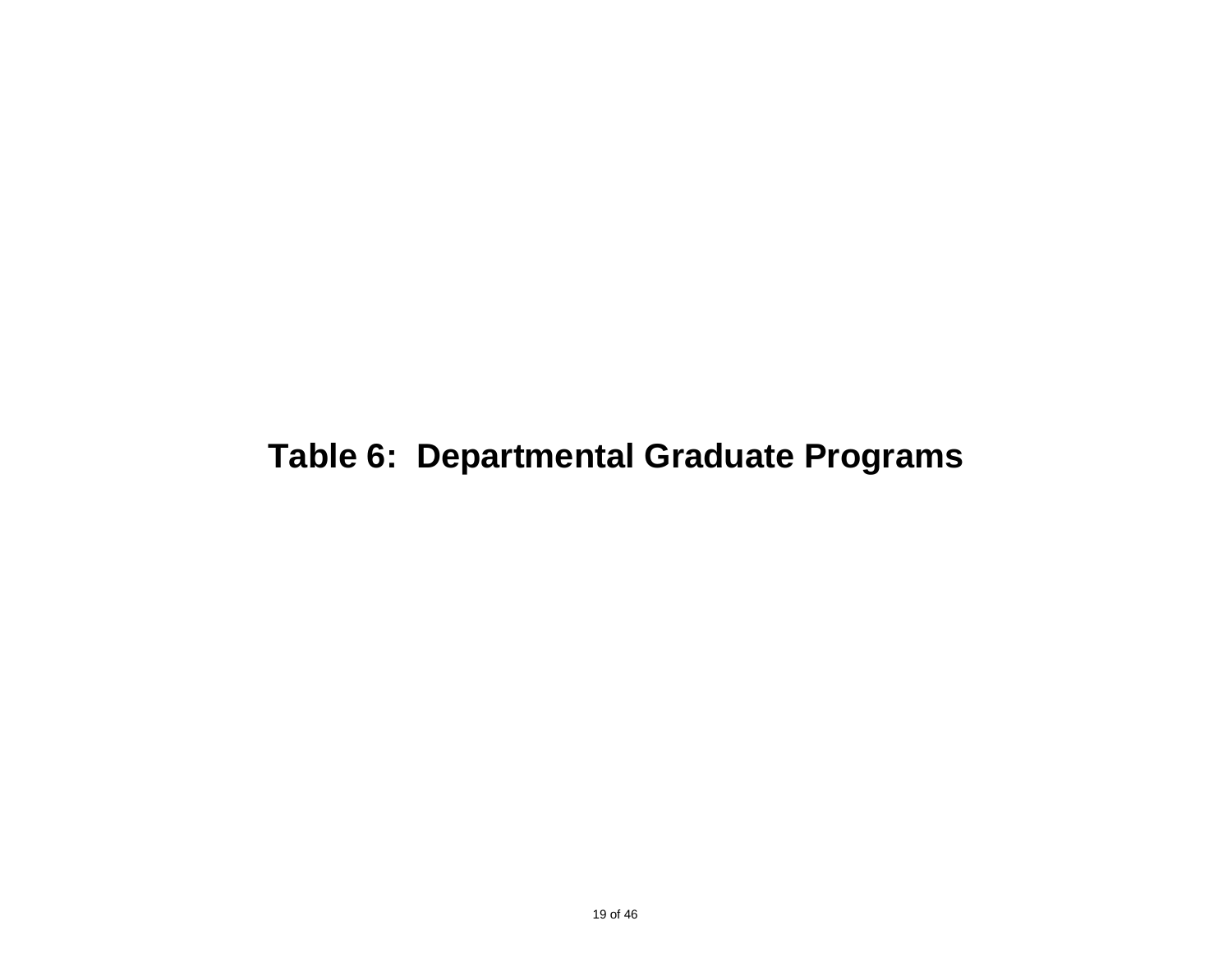# Table 6:  Departmental Graduate Programs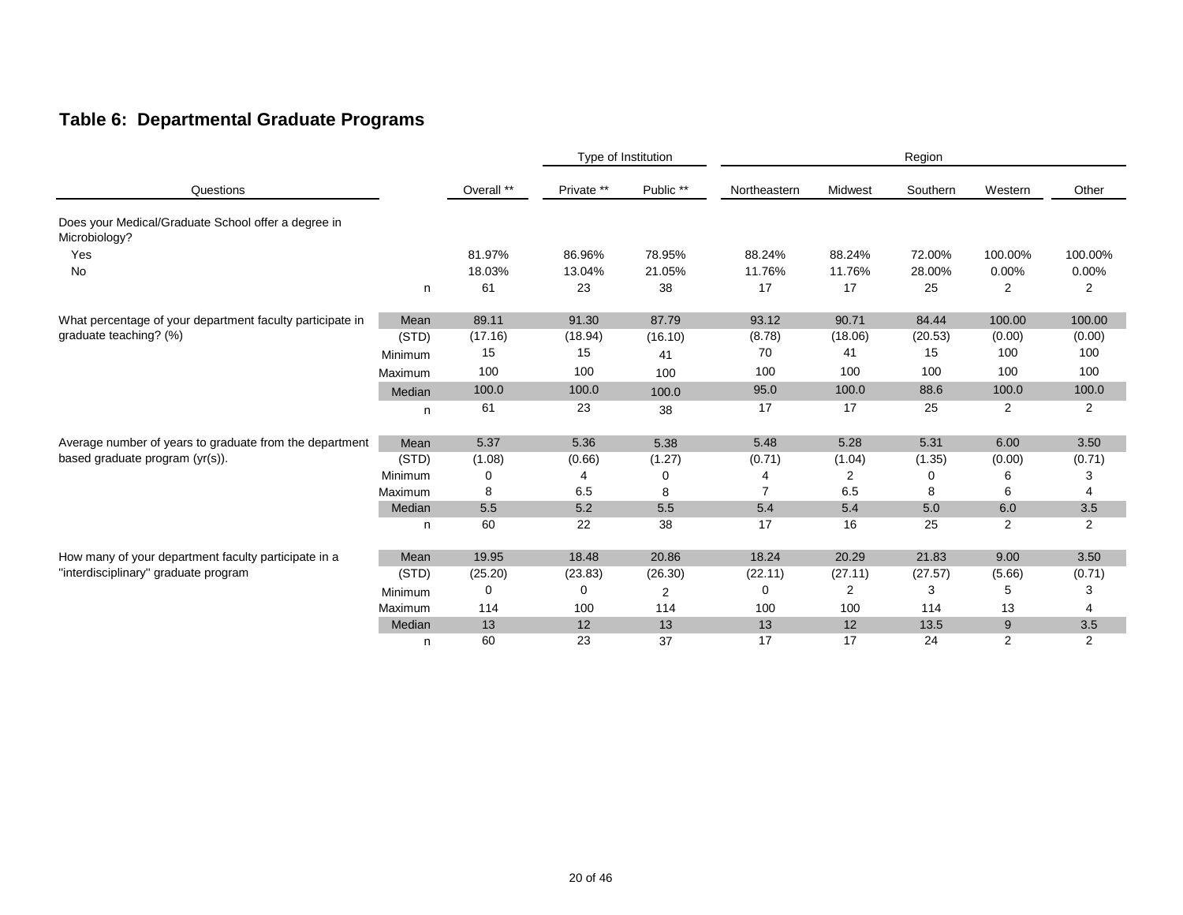## Table 6: Departmental Graduate Programs

| Questions | | Overall ** | Type of Institution | | Region | | | | |
|---|---|---|---|---|---|---|---|---|---|
| | | | Private ** | Public ** | Northeastern | Midwest | Southern | Western | Other |
| Does your Medical/Graduate School offer a degree in Microbiology? | | | | | | | | | |
| Yes | | 81.97% | 86.96% | 78.95% | 88.24% | 88.24% | 72.00% | 100.00% | 100.00% |
| No | | 18.03% | 13.04% | 21.05% | 11.76% | 11.76% | 28.00% | 0.00% | 0.00% |
| | n | 61 | 23 | 38 | 17 | 17 | 25 | 2 | 2 |
| What percentage of your department faculty participate in graduate teaching? (%) | Mean | 89.11 | 91.30 | 87.79 | 93.12 | 90.71 | 84.44 | 100.00 | 100.00 |
| | (STD) | (17.16) | (18.94) | (16.10) | (8.78) | (18.06) | (20.53) | (0.00) | (0.00) |
| | Minimum | 15 | 15 | 41 | 70 | 41 | 15 | 100 | 100 |
| | Maximum | 100 | 100 | 100 | 100 | 100 | 100 | 100 | 100 |
| | Median | 100.0 | 100.0 | 100.0 | 95.0 | 100.0 | 88.6 | 100.0 | 100.0 |
| | n | 61 | 23 | 38 | 17 | 17 | 25 | 2 | 2 |
| Average number of years to graduate from the department based graduate program (yr(s)). | Mean | 5.37 | 5.36 | 5.38 | 5.48 | 5.28 | 5.31 | 6.00 | 3.50 |
| | (STD) | (1.08) | (0.66) | (1.27) | (0.71) | (1.04) | (1.35) | (0.00) | (0.71) |
| | Minimum | 0 | 4 | 0 | 4 | 2 | 0 | 6 | 3 |
| | Maximum | 8 | 6.5 | 8 | 7 | 6.5 | 8 | 6 | 4 |
| | Median | 5.5 | 5.2 | 5.5 | 5.4 | 5.4 | 5.0 | 6.0 | 3.5 |
| | n | 60 | 22 | 38 | 17 | 16 | 25 | 2 | 2 |
| How many of your department faculty participate in a "interdisciplinary" graduate program | Mean | 19.95 | 18.48 | 20.86 | 18.24 | 20.29 | 21.83 | 9.00 | 3.50 |
| | (STD) | (25.20) | (23.83) | (26.30) | (22.11) | (27.11) | (27.57) | (5.66) | (0.71) |
| | Minimum | 0 | 0 | 2 | 0 | 2 | 3 | 5 | 3 |
| | Maximum | 114 | 100 | 114 | 100 | 100 | 114 | 13 | 4 |
| | Median | 13 | 12 | 13 | 13 | 12 | 13.5 | 9 | 3.5 |
| | n | 60 | 23 | 37 | 17 | 17 | 24 | 2 | 2 |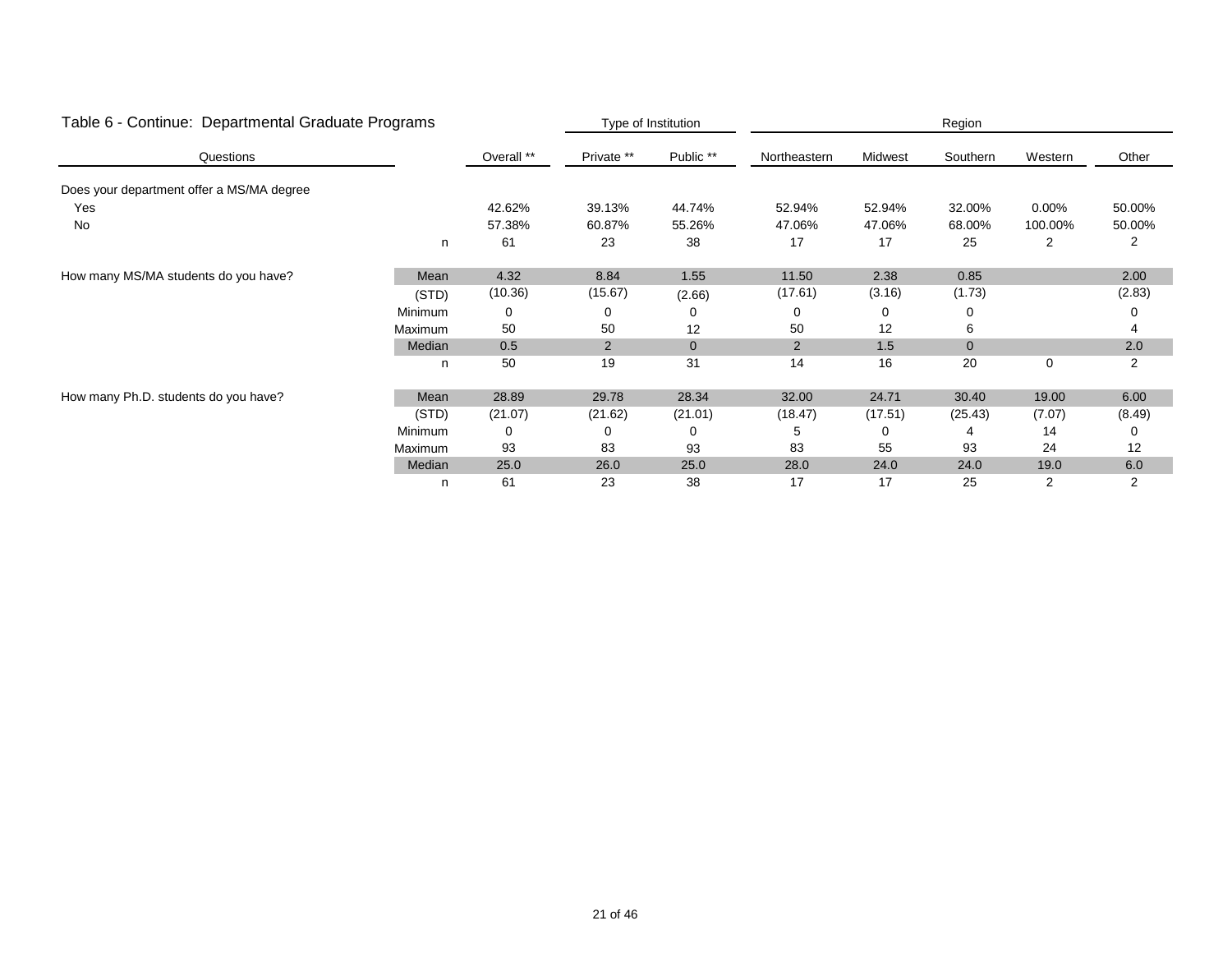## Table 6 - Continue: Departmental Graduate Programs

| Questions | | Overall ** | Type of Institution | | Region | | | | |
|---|---|---|---|---|---|---|---|---|---|
| | | | Private ** | Public ** | Northeastern | Midwest | Southern | Western | Other |
| Does your department offer a MS/MA degree | | | | | | | | | |
| Yes | | 42.62% | 39.13% | 44.74% | 52.94% | 52.94% | 32.00% | 0.00% | 50.00% |
| No | | 57.38% | 60.87% | 55.26% | 47.06% | 47.06% | 68.00% | 100.00% | 50.00% |
| | n | 61 | 23 | 38 | 17 | 17 | 25 | 2 | 2 |
| How many MS/MA students do you have? | Mean | 4.32 | 8.84 | 1.55 | 11.50 | 2.38 | 0.85 | | 2.00 |
| | (STD) | (10.36) | (15.67) | (2.66) | (17.61) | (3.16) | (1.73) | | (2.83) |
| | Minimum | 0 | 0 | 0 | 0 | 0 | 0 | | 0 |
| | Maximum | 50 | 50 | 12 | 50 | 12 | 6 | | 4 |
| | Median | 0.5 | 2 | 0 | 2 | 1.5 | 0 | | 2.0 |
| | n | 50 | 19 | 31 | 14 | 16 | 20 | 0 | 2 |
| How many Ph.D. students do you have? | Mean | 28.89 | 29.78 | 28.34 | 32.00 | 24.71 | 30.40 | 19.00 | 6.00 |
| | (STD) | (21.07) | (21.62) | (21.01) | (18.47) | (17.51) | (25.43) | (7.07) | (8.49) |
| | Minimum | 0 | 0 | 0 | 5 | 0 | 4 | 14 | 0 |
| | Maximum | 93 | 83 | 93 | 83 | 55 | 93 | 24 | 12 |
| | Median | 25.0 | 26.0 | 25.0 | 28.0 | 24.0 | 24.0 | 19.0 | 6.0 |
| | n | 61 | 23 | 38 | 17 | 17 | 25 | 2 | 2 |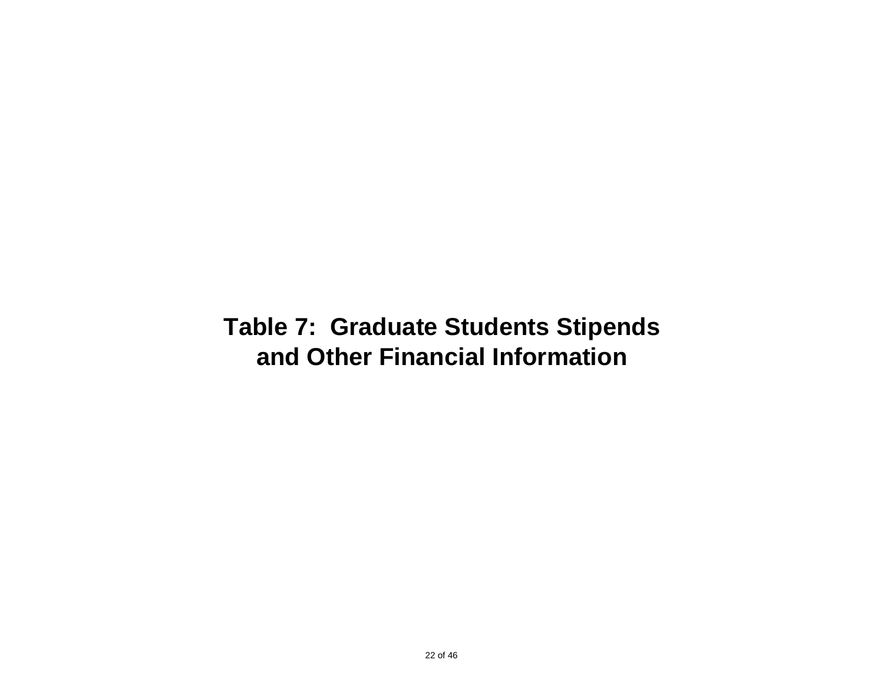# Table 7: Graduate Students Stipends and Other Financial Information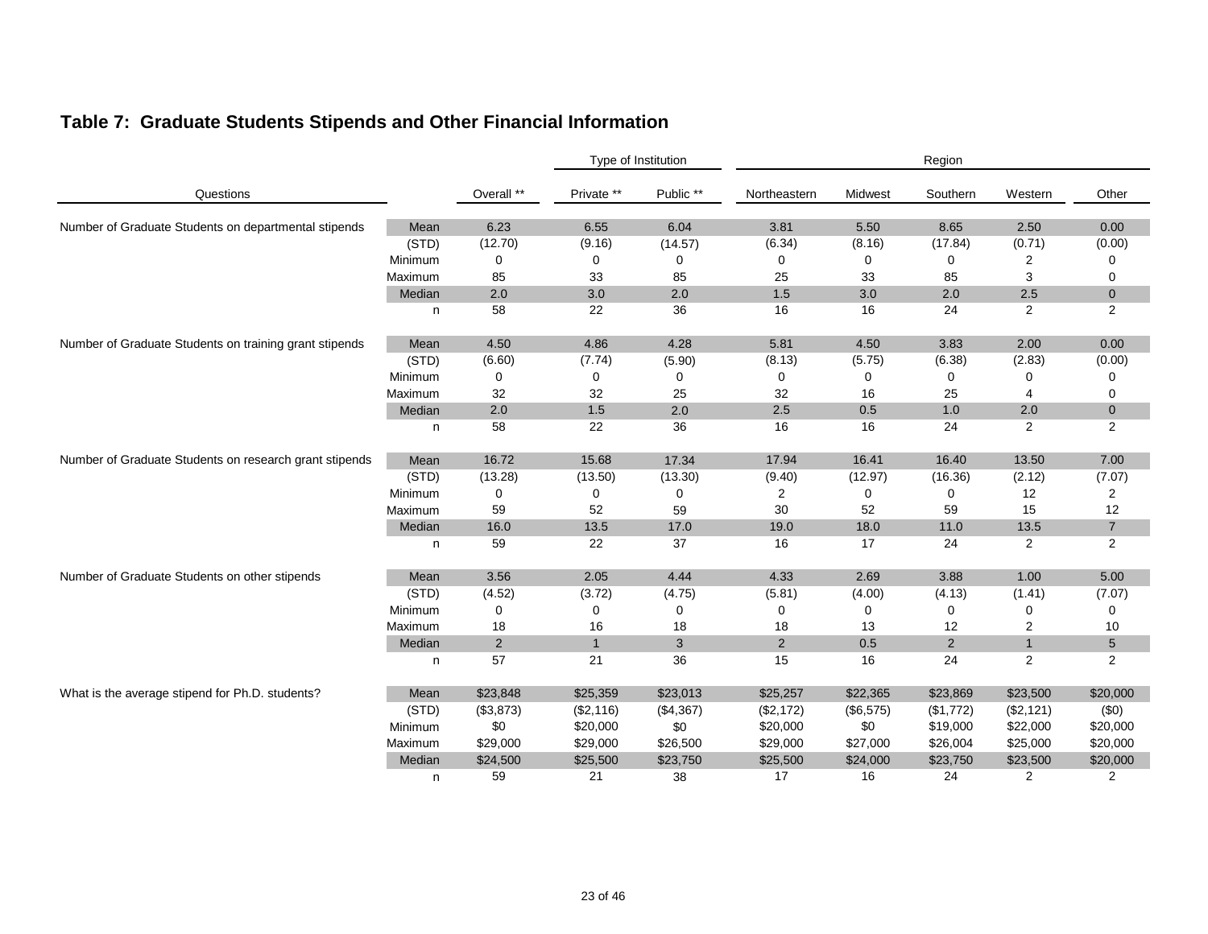## Table 7: Graduate Students Stipends and Other Financial Information

| Questions | | Overall ** | Type of Institution | | Region | | | | |
|---|---|---|---|---|---|---|---|---|---|
| | | | Private ** | Public ** | Northeastern | Midwest | Southern | Western | Other |
| Number of Graduate Students on departmental stipends | Mean | 6.23 | 6.55 | 6.04 | 3.81 | 5.50 | 8.65 | 2.50 | 0.00 |
| | (STD) | (12.70) | (9.16) | (14.57) | (6.34) | (8.16) | (17.84) | (0.71) | (0.00) |
| | Minimum | 0 | 0 | 0 | 0 | 0 | 0 | 2 | 0 |
| | Maximum | 85 | 33 | 85 | 25 | 33 | 85 | 3 | 0 |
| | Median | 2.0 | 3.0 | 2.0 | 1.5 | 3.0 | 2.0 | 2.5 | 0 |
| | n | 58 | 22 | 36 | 16 | 16 | 24 | 2 | 2 |
| Number of Graduate Students on training grant stipends | Mean | 4.50 | 4.86 | 4.28 | 5.81 | 4.50 | 3.83 | 2.00 | 0.00 |
| | (STD) | (6.60) | (7.74) | (5.90) | (8.13) | (5.75) | (6.38) | (2.83) | (0.00) |
| | Minimum | 0 | 0 | 0 | 0 | 0 | 0 | 0 | 0 |
| | Maximum | 32 | 32 | 25 | 32 | 16 | 25 | 4 | 0 |
| | Median | 2.0 | 1.5 | 2.0 | 2.5 | 0.5 | 1.0 | 2.0 | 0 |
| | n | 58 | 22 | 36 | 16 | 16 | 24 | 2 | 2 |
| Number of Graduate Students on research grant stipends | Mean | 16.72 | 15.68 | 17.34 | 17.94 | 16.41 | 16.40 | 13.50 | 7.00 |
| | (STD) | (13.28) | (13.50) | (13.30) | (9.40) | (12.97) | (16.36) | (2.12) | (7.07) |
| | Minimum | 0 | 0 | 0 | 2 | 0 | 0 | 12 | 2 |
| | Maximum | 59 | 52 | 59 | 30 | 52 | 59 | 15 | 12 |
| | Median | 16.0 | 13.5 | 17.0 | 19.0 | 18.0 | 11.0 | 13.5 | 7 |
| | n | 59 | 22 | 37 | 16 | 17 | 24 | 2 | 2 |
| Number of Graduate Students on other stipends | Mean | 3.56 | 2.05 | 4.44 | 4.33 | 2.69 | 3.88 | 1.00 | 5.00 |
| | (STD) | (4.52) | (3.72) | (4.75) | (5.81) | (4.00) | (4.13) | (1.41) | (7.07) |
| | Minimum | 0 | 0 | 0 | 0 | 0 | 0 | 0 | 0 |
| | Maximum | 18 | 16 | 18 | 18 | 13 | 12 | 2 | 10 |
| | Median | 2 | 1 | 3 | 2 | 0.5 | 2 | 1 | 5 |
| | n | 57 | 21 | 36 | 15 | 16 | 24 | 2 | 2 |
| What is the average stipend for Ph.D. students? | Mean | $23,848 | $25,359 | $23,013 | $25,257 | $22,365 | $23,869 | $23,500 | $20,000 |
| | (STD) | ($3,873) | ($2,116) | ($4,367) | ($2,172) | ($6,575) | ($1,772) | ($2,121) | ($0) |
| | Minimum | $0 | $20,000 | $0 | $20,000 | $0 | $19,000 | $22,000 | $20,000 |
| | Maximum | $29,000 | $29,000 | $26,500 | $29,000 | $27,000 | $26,004 | $25,000 | $20,000 |
| | Median | $24,500 | $25,500 | $23,750 | $25,500 | $24,000 | $23,750 | $23,500 | $20,000 |
| | n | 59 | 21 | 38 | 17 | 16 | 24 | 2 | 2 |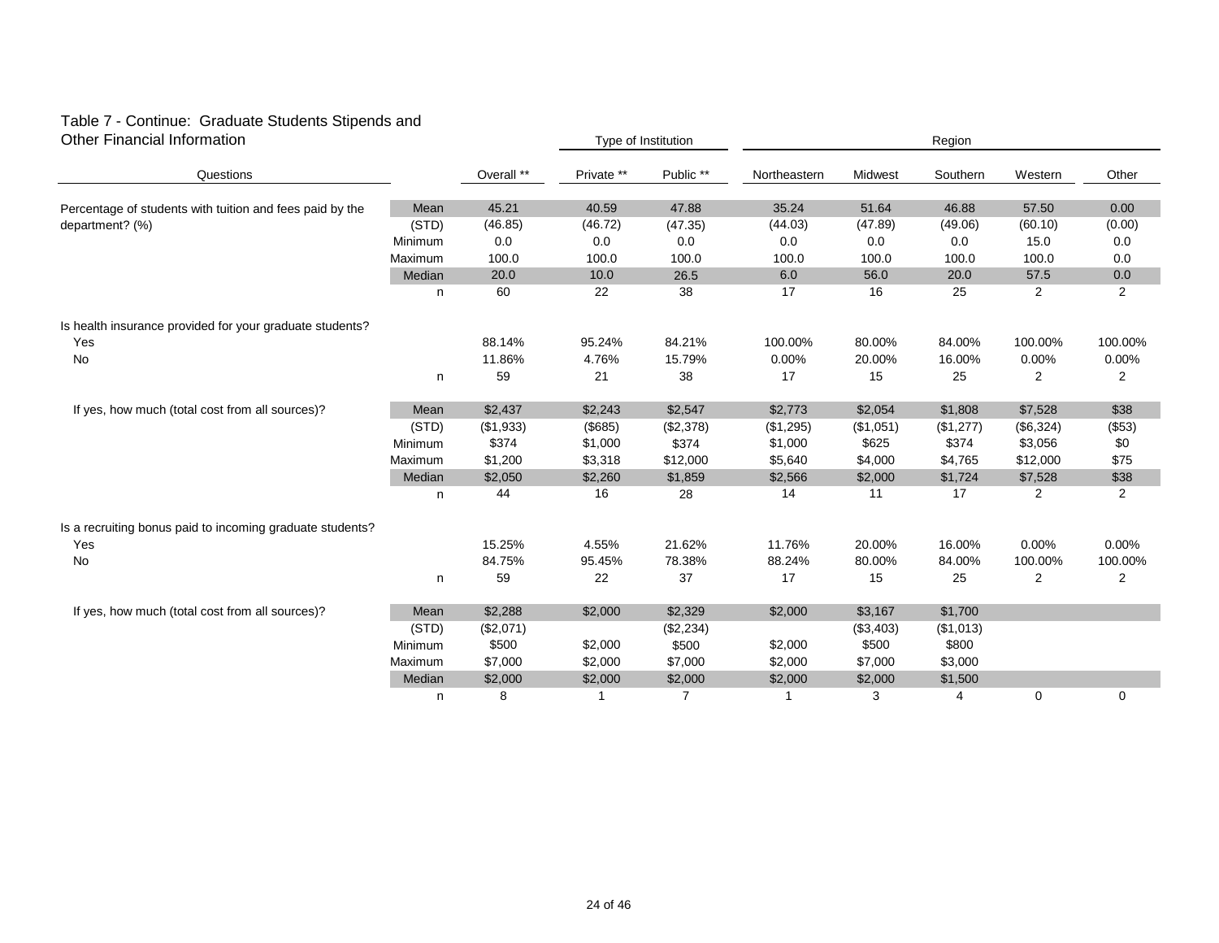## Table 7 - Continue: Graduate Students Stipends and Other Financial Information

| Questions | | | Type of Institution | | Region | | | | |
|---|---|---|---|---|---|---|---|---|---|
| | | Overall ** | Private ** | Public ** | Northeastern | Midwest | Southern | Western | Other |
| Percentage of students with tuition and fees paid by the department? (%) | Mean | 45.21 | 40.59 | 47.88 | 35.24 | 51.64 | 46.88 | 57.50 | 0.00 |
| | (STD) | (46.85) | (46.72) | (47.35) | (44.03) | (47.89) | (49.06) | (60.10) | (0.00) |
| | Minimum | 0.0 | 0.0 | 0.0 | 0.0 | 0.0 | 0.0 | 15.0 | 0.0 |
| | Maximum | 100.0 | 100.0 | 100.0 | 100.0 | 100.0 | 100.0 | 100.0 | 0.0 |
| | Median | 20.0 | 10.0 | 26.5 | 6.0 | 56.0 | 20.0 | 57.5 | 0.0 |
| | n | 60 | 22 | 38 | 17 | 16 | 25 | 2 | 2 |
| Is health insurance provided for your graduate students? | | | | | | | | | |
| Yes | | 88.14% | 95.24% | 84.21% | 100.00% | 80.00% | 84.00% | 100.00% | 100.00% |
| No | | 11.86% | 4.76% | 15.79% | 0.00% | 20.00% | 16.00% | 0.00% | 0.00% |
| | n | 59 | 21 | 38 | 17 | 15 | 25 | 2 | 2 |
| If yes, how much (total cost from all sources)? | Mean | $2,437 | $2,243 | $2,547 | $2,773 | $2,054 | $1,808 | $7,528 | $38 |
| | (STD) | ($1,933) | ($685) | ($2,378) | ($1,295) | ($1,051) | ($1,277) | ($6,324) | ($53) |
| | Minimum | $374 | $1,000 | $374 | $1,000 | $625 | $374 | $3,056 | $0 |
| | Maximum | $1,200 | $3,318 | $12,000 | $5,640 | $4,000 | $4,765 | $12,000 | $75 |
| | Median | $2,050 | $2,260 | $1,859 | $2,566 | $2,000 | $1,724 | $7,528 | $38 |
| | n | 44 | 16 | 28 | 14 | 11 | 17 | 2 | 2 |
| Is a recruiting bonus paid to incoming graduate students? | | | | | | | | | |
| Yes | | 15.25% | 4.55% | 21.62% | 11.76% | 20.00% | 16.00% | 0.00% | 0.00% |
| No | | 84.75% | 95.45% | 78.38% | 88.24% | 80.00% | 84.00% | 100.00% | 100.00% |
| | n | 59 | 22 | 37 | 17 | 15 | 25 | 2 | 2 |
| If yes, how much (total cost from all sources)? | Mean | $2,288 | $2,000 | $2,329 | $2,000 | $3,167 | $1,700 | | |
| | (STD) | ($2,071) | | ($2,234) | | ($3,403) | ($1,013) | | |
| | Minimum | $500 | $2,000 | $500 | $2,000 | $500 | $800 | | |
| | Maximum | $7,000 | $2,000 | $7,000 | $2,000 | $7,000 | $3,000 | | |
| | Median | $2,000 | $2,000 | $2,000 | $2,000 | $2,000 | $1,500 | | |
| | n | 8 | 1 | 7 | 1 | 3 | 4 | 0 | 0 |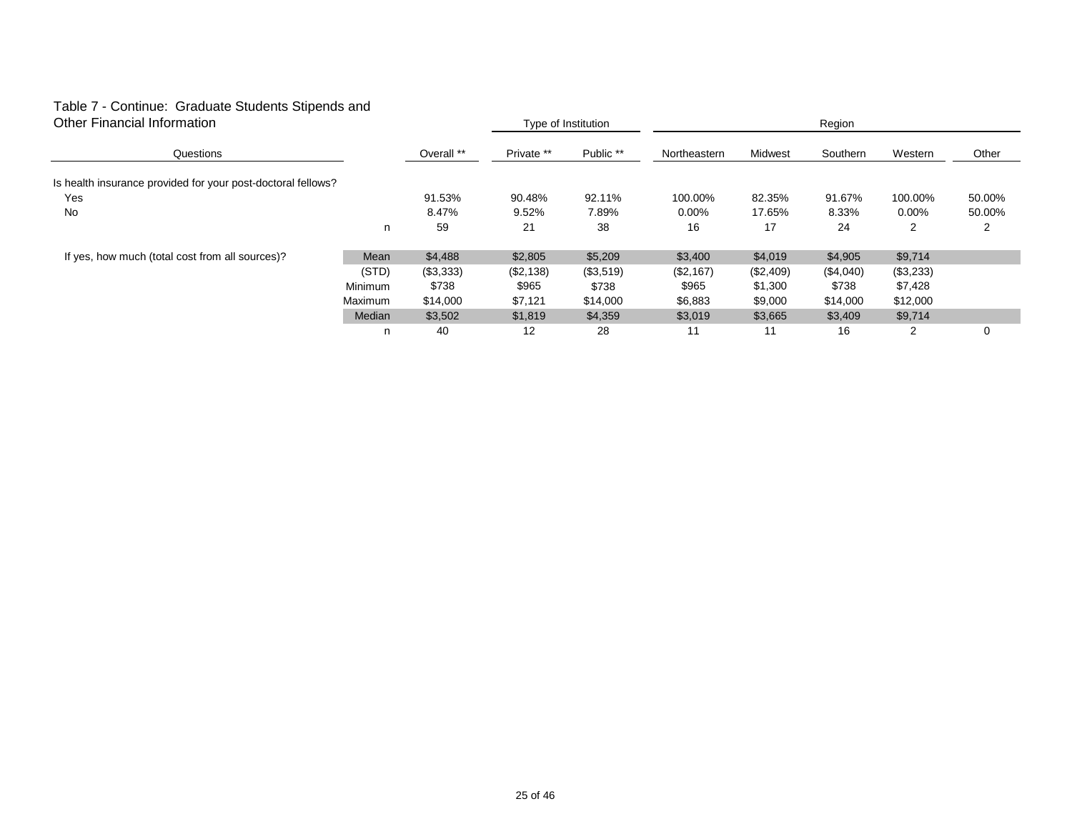Table 7 - Continue: Graduate Students Stipends and Other Financial Information

| Questions | | Overall ** | Type of Institution | | Region | | | | |
|---|---|---|---|---|---|---|---|---|---|
| | | | Private ** | Public ** | Northeastern | Midwest | Southern | Western | Other |
| Is health insurance provided for your post-doctoral fellows? | | | | | | | | | |
| Yes | | 91.53% | 90.48% | 92.11% | 100.00% | 82.35% | 91.67% | 100.00% | 50.00% |
| No | | 8.47% | 9.52% | 7.89% | 0.00% | 17.65% | 8.33% | 0.00% | 50.00% |
| | n | 59 | 21 | 38 | 16 | 17 | 24 | 2 | 2 |
| If yes, how much (total cost from all sources)? | Mean | $4,488 | $2,805 | $5,209 | $3,400 | $4,019 | $4,905 | $9,714 | |
| | (STD) | ($3,333) | ($2,138) | ($3,519) | ($2,167) | ($2,409) | ($4,040) | ($3,233) | |
| | Minimum | $738 | $965 | $738 | $965 | $1,300 | $738 | $7,428 | |
| | Maximum | $14,000 | $7,121 | $14,000 | $6,883 | $9,000 | $14,000 | $12,000 | |
| | Median | $3,502 | $1,819 | $4,359 | $3,019 | $3,665 | $3,409 | $9,714 | |
| | n | 40 | 12 | 28 | 11 | 11 | 16 | 2 | 0 |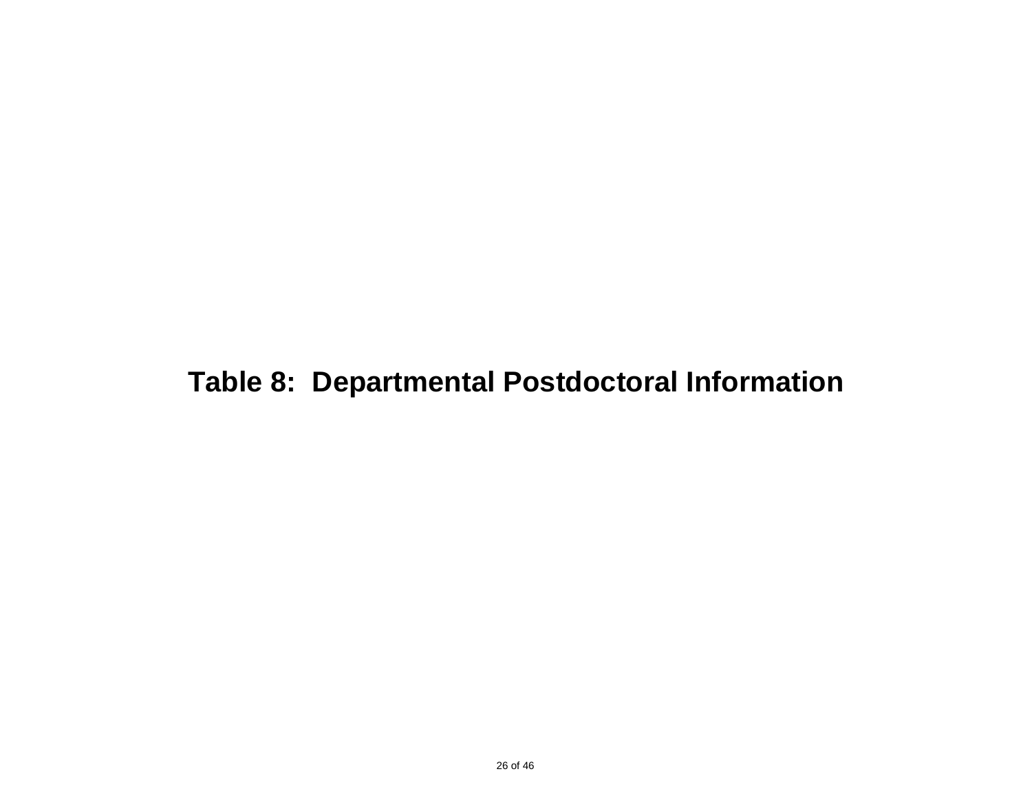# Table 8:  Departmental Postdoctoral Information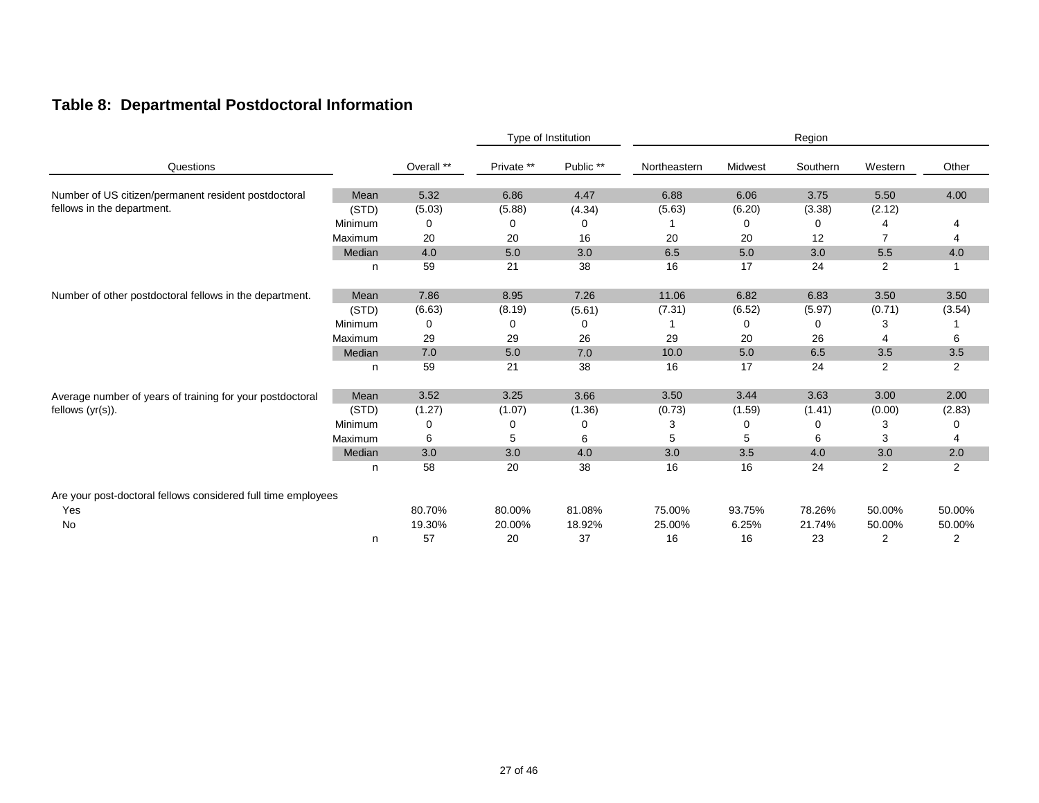## Table 8: Departmental Postdoctoral Information

| Questions | | Overall ** | Type of Institution | | Region | | | | |
|---|---|---|---|---|---|---|---|---|---|
| | | | Private ** | Public ** | Northeastern | Midwest | Southern | Western | Other |
| Number of US citizen/permanent resident postdoctoral fellows in the department. | Mean | 5.32 | 6.86 | 4.47 | 6.88 | 6.06 | 3.75 | 5.50 | 4.00 |
| | (STD) | (5.03) | (5.88) | (4.34) | (5.63) | (6.20) | (3.38) | (2.12) | |
| | Minimum | 0 | 0 | 0 | 1 | 0 | 0 | 4 | 4 |
| | Maximum | 20 | 20 | 16 | 20 | 20 | 12 | 7 | 4 |
| | Median | 4.0 | 5.0 | 3.0 | 6.5 | 5.0 | 3.0 | 5.5 | 4.0 |
| | n | 59 | 21 | 38 | 16 | 17 | 24 | 2 | 1 |
| Number of other postdoctoral fellows in the department. | Mean | 7.86 | 8.95 | 7.26 | 11.06 | 6.82 | 6.83 | 3.50 | 3.50 |
| | (STD) | (6.63) | (8.19) | (5.61) | (7.31) | (6.52) | (5.97) | (0.71) | (3.54) |
| | Minimum | 0 | 0 | 0 | 1 | 0 | 0 | 3 | 1 |
| | Maximum | 29 | 29 | 26 | 29 | 20 | 26 | 4 | 6 |
| | Median | 7.0 | 5.0 | 7.0 | 10.0 | 5.0 | 6.5 | 3.5 | 3.5 |
| | n | 59 | 21 | 38 | 16 | 17 | 24 | 2 | 2 |
| Average number of years of training for your postdoctoral fellows (yr(s)). | Mean | 3.52 | 3.25 | 3.66 | 3.50 | 3.44 | 3.63 | 3.00 | 2.00 |
| | (STD) | (1.27) | (1.07) | (1.36) | (0.73) | (1.59) | (1.41) | (0.00) | (2.83) |
| | Minimum | 0 | 0 | 0 | 3 | 0 | 0 | 3 | 0 |
| | Maximum | 6 | 5 | 6 | 5 | 5 | 6 | 3 | 4 |
| | Median | 3.0 | 3.0 | 4.0 | 3.0 | 3.5 | 4.0 | 3.0 | 2.0 |
| | n | 58 | 20 | 38 | 16 | 16 | 24 | 2 | 2 |
| Are your post-doctoral fellows considered full time employees | | | | | | | | | |
| Yes | | 80.70% | 80.00% | 81.08% | 75.00% | 93.75% | 78.26% | 50.00% | 50.00% |
| No | | 19.30% | 20.00% | 18.92% | 25.00% | 6.25% | 21.74% | 50.00% | 50.00% |
| | n | 57 | 20 | 37 | 16 | 16 | 23 | 2 | 2 |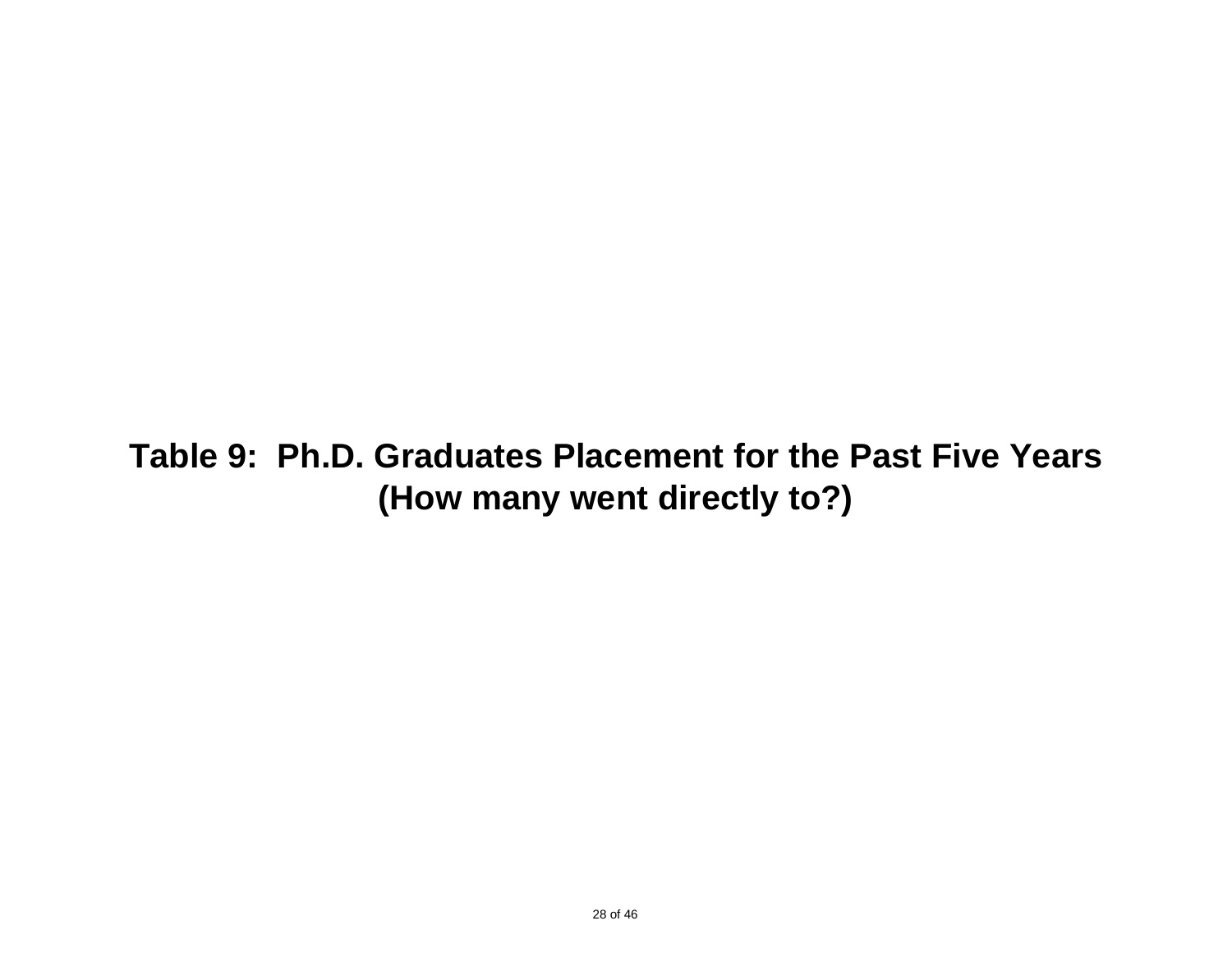# Table 9: Ph.D. Graduates Placement for the Past Five Years (How many went directly to?)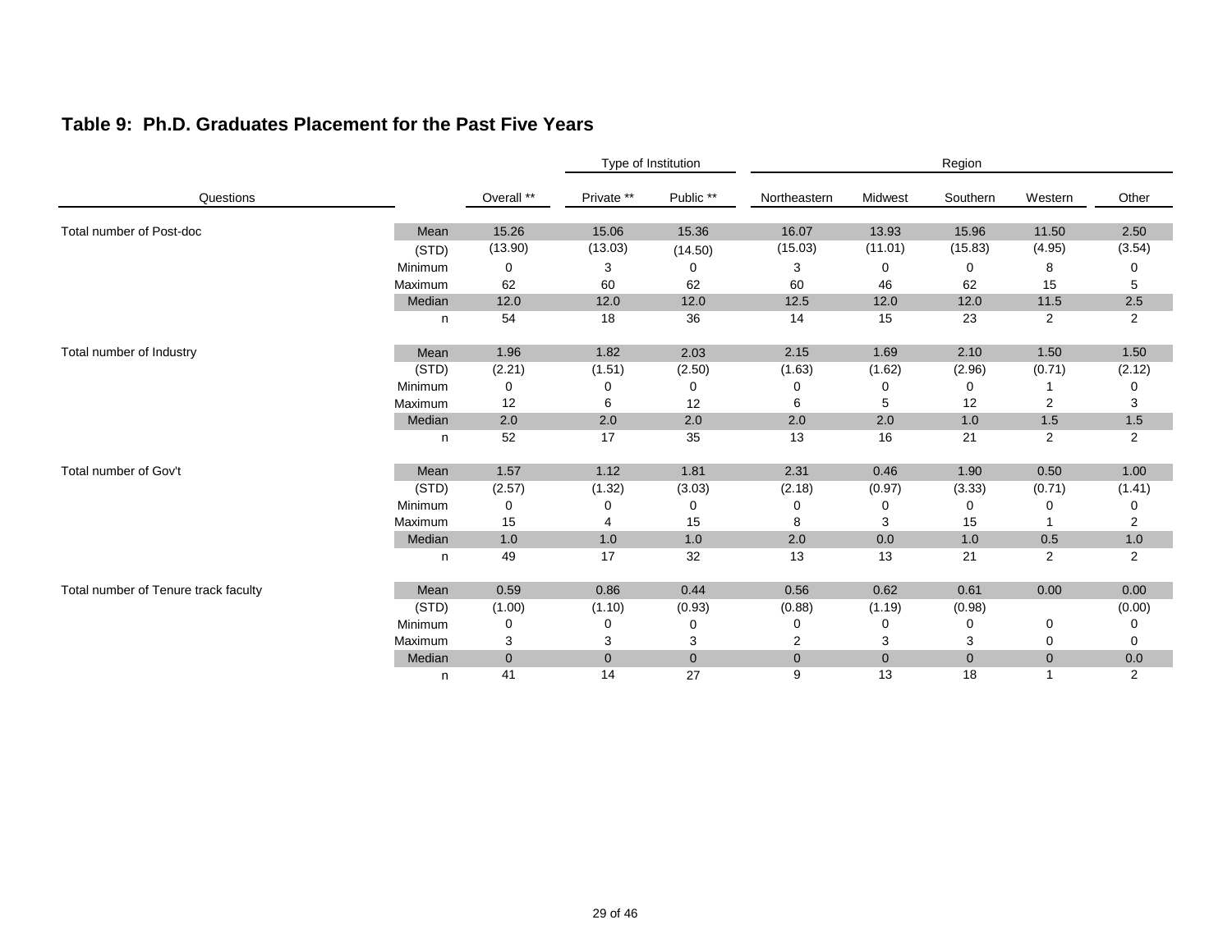## Table 9: Ph.D. Graduates Placement for the Past Five Years

| Questions | | Overall ** | Type of Institution | | Region | | | | |
|---|---|---|---|---|---|---|---|---|---|
| | | | Private ** | Public ** | Northeastern | Midwest | Southern | Western | Other |
| Total number of Post-doc | Mean | 15.26 | 15.06 | 15.36 | 16.07 | 13.93 | 15.96 | 11.50 | 2.50 |
| | (STD) | (13.90) | (13.03) | (14.50) | (15.03) | (11.01) | (15.83) | (4.95) | (3.54) |
| | Minimum | 0 | 3 | 0 | 3 | 0 | 0 | 8 | 0 |
| | Maximum | 62 | 60 | 62 | 60 | 46 | 62 | 15 | 5 |
| | Median | 12.0 | 12.0 | 12.0 | 12.5 | 12.0 | 12.0 | 11.5 | 2.5 |
| | n | 54 | 18 | 36 | 14 | 15 | 23 | 2 | 2 |
| Total number of Industry | Mean | 1.96 | 1.82 | 2.03 | 2.15 | 1.69 | 2.10 | 1.50 | 1.50 |
| | (STD) | (2.21) | (1.51) | (2.50) | (1.63) | (1.62) | (2.96) | (0.71) | (2.12) |
| | Minimum | 0 | 0 | 0 | 0 | 0 | 0 | 1 | 0 |
| | Maximum | 12 | 6 | 12 | 6 | 5 | 12 | 2 | 3 |
| | Median | 2.0 | 2.0 | 2.0 | 2.0 | 2.0 | 1.0 | 1.5 | 1.5 |
| | n | 52 | 17 | 35 | 13 | 16 | 21 | 2 | 2 |
| Total number of Gov't | Mean | 1.57 | 1.12 | 1.81 | 2.31 | 0.46 | 1.90 | 0.50 | 1.00 |
| | (STD) | (2.57) | (1.32) | (3.03) | (2.18) | (0.97) | (3.33) | (0.71) | (1.41) |
| | Minimum | 0 | 0 | 0 | 0 | 0 | 0 | 0 | 0 |
| | Maximum | 15 | 4 | 15 | 8 | 3 | 15 | 1 | 2 |
| | Median | 1.0 | 1.0 | 1.0 | 2.0 | 0.0 | 1.0 | 0.5 | 1.0 |
| | n | 49 | 17 | 32 | 13 | 13 | 21 | 2 | 2 |
| Total number of Tenure track faculty | Mean | 0.59 | 0.86 | 0.44 | 0.56 | 0.62 | 0.61 | 0.00 | 0.00 |
| | (STD) | (1.00) | (1.10) | (0.93) | (0.88) | (1.19) | (0.98) | | (0.00) |
| | Minimum | 0 | 0 | 0 | 0 | 0 | 0 | 0 | 0 |
| | Maximum | 3 | 3 | 3 | 2 | 3 | 3 | 0 | 0 |
| | Median | 0 | 0 | 0 | 0 | 0 | 0 | 0 | 0.0 |
| | n | 41 | 14 | 27 | 9 | 13 | 18 | 1 | 2 |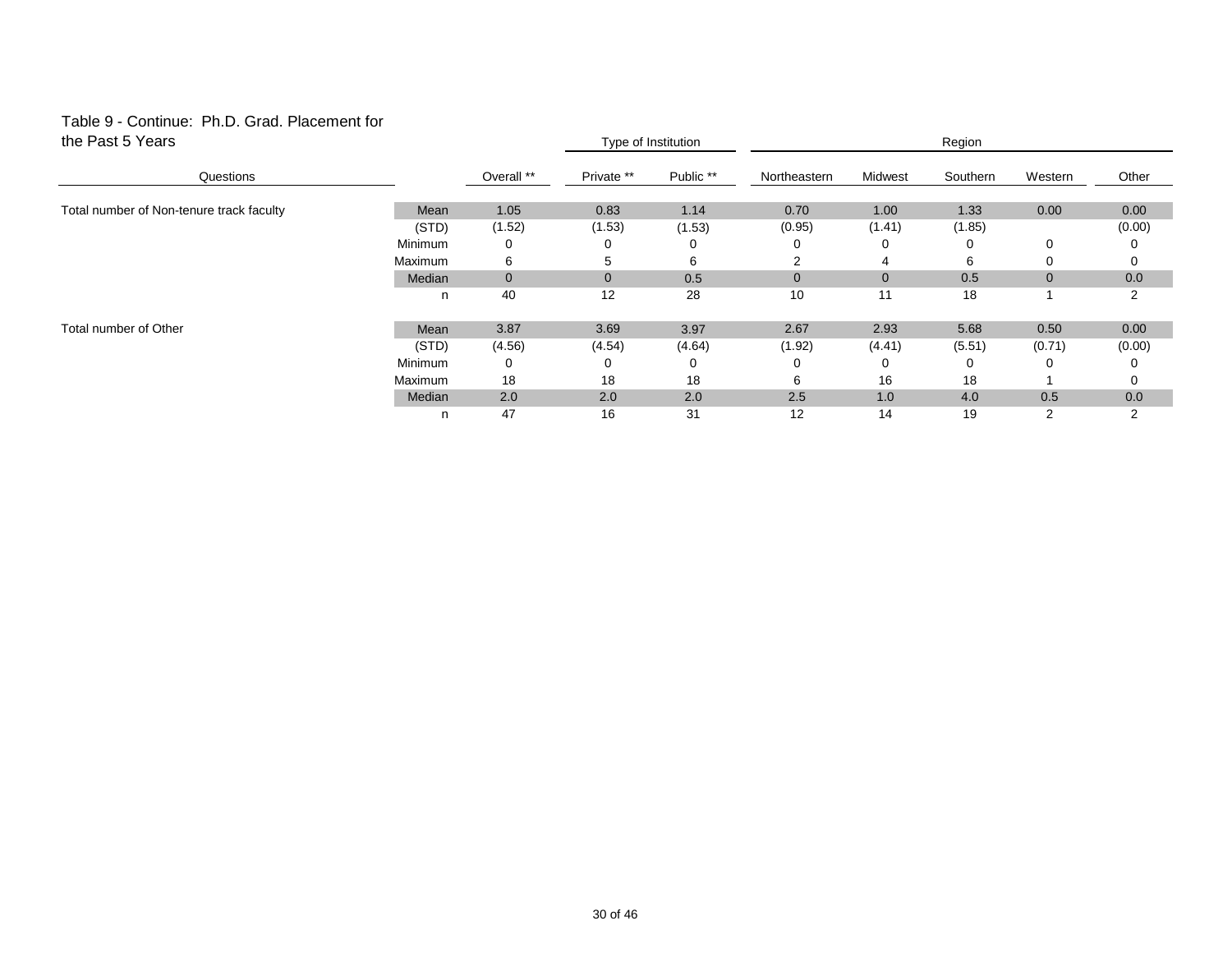Table 9 - Continue: Ph.D. Grad. Placement for the Past 5 Years

| Questions | | Overall ** | Type of Institution | | Region | | | | |
|---|---|---|---|---|---|---|---|---|---|
| | | | Private ** | Public ** | Northeastern | Midwest | Southern | Western | Other |
| Total number of Non-tenure track faculty | Mean | 1.05 | 0.83 | 1.14 | 0.70 | 1.00 | 1.33 | 0.00 | 0.00 |
| | (STD) | (1.52) | (1.53) | (1.53) | (0.95) | (1.41) | (1.85) | | (0.00) |
| | Minimum | 0 | 0 | 0 | 0 | 0 | 0 | 0 | 0 |
| | Maximum | 6 | 5 | 6 | 2 | 4 | 6 | 0 | 0 |
| | Median | 0 | 0 | 0.5 | 0 | 0 | 0.5 | 0 | 0.0 |
| | n | 40 | 12 | 28 | 10 | 11 | 18 | 1 | 2 |
| Total number of Other | Mean | 3.87 | 3.69 | 3.97 | 2.67 | 2.93 | 5.68 | 0.50 | 0.00 |
| | (STD) | (4.56) | (4.54) | (4.64) | (1.92) | (4.41) | (5.51) | (0.71) | (0.00) |
| | Minimum | 0 | 0 | 0 | 0 | 0 | 0 | 0 | 0 |
| | Maximum | 18 | 18 | 18 | 6 | 16 | 18 | 1 | 0 |
| | Median | 2.0 | 2.0 | 2.0 | 2.5 | 1.0 | 4.0 | 0.5 | 0.0 |
| | n | 47 | 16 | 31 | 12 | 14 | 19 | 2 | 2 |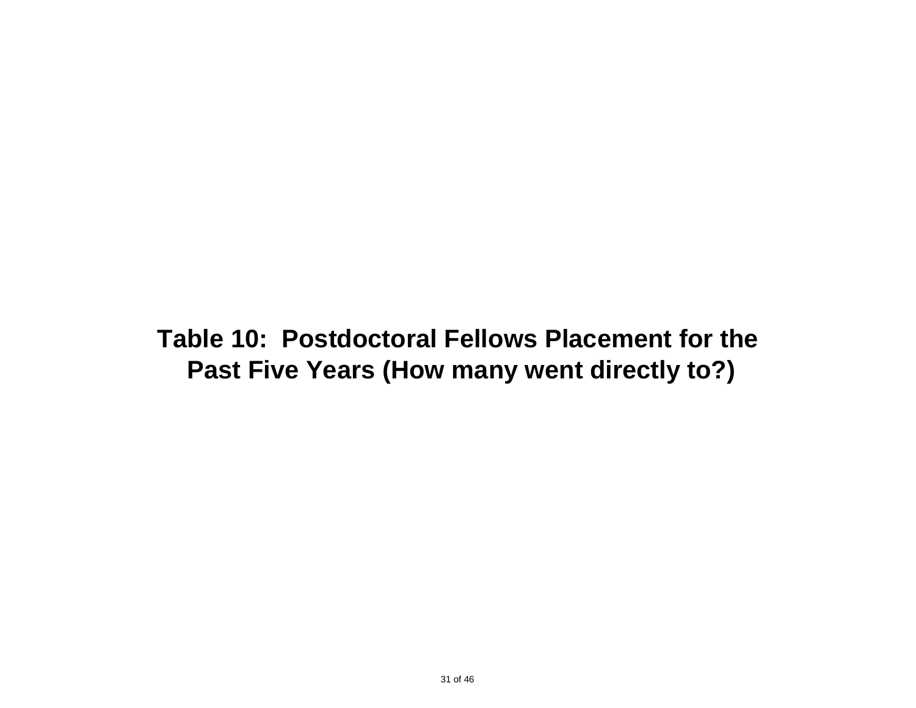# Table 10: Postdoctoral Fellows Placement for the Past Five Years (How many went directly to?)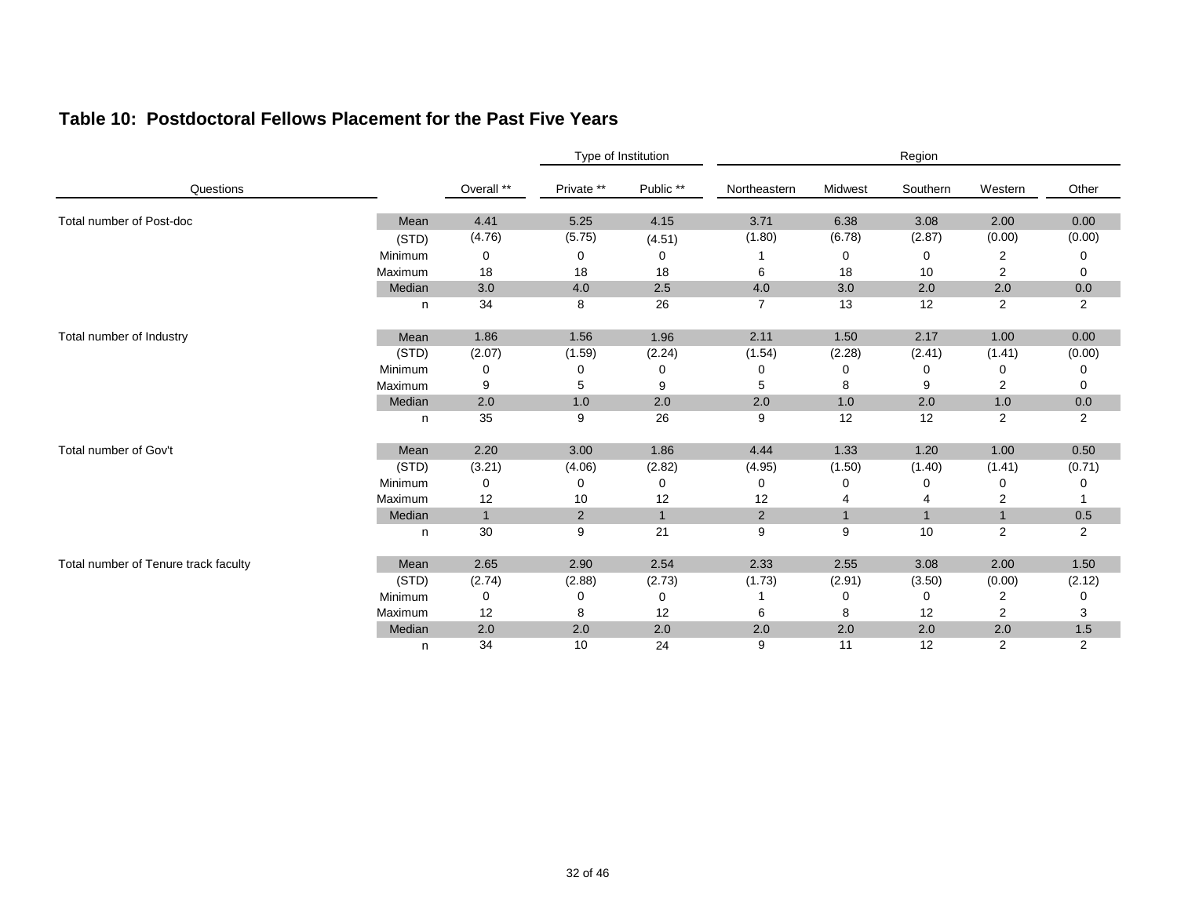## Table 10: Postdoctoral Fellows Placement for the Past Five Years

| Questions | | | Type of Institution | | Region | | | | |
|---|---|---|---|---|---|---|---|---|---|
| | | Overall ** | Private ** | Public ** | Northeastern | Midwest | Southern | Western | Other |
| Total number of Post-doc | Mean | 4.41 | 5.25 | 4.15 | 3.71 | 6.38 | 3.08 | 2.00 | 0.00 |
| | (STD) | (4.76) | (5.75) | (4.51) | (1.80) | (6.78) | (2.87) | (0.00) | (0.00) |
| | Minimum | 0 | 0 | 0 | 1 | 0 | 0 | 2 | 0 |
| | Maximum | 18 | 18 | 18 | 6 | 18 | 10 | 2 | 0 |
| | Median | 3.0 | 4.0 | 2.5 | 4.0 | 3.0 | 2.0 | 2.0 | 0.0 |
| | n | 34 | 8 | 26 | 7 | 13 | 12 | 2 | 2 |
| Total number of Industry | Mean | 1.86 | 1.56 | 1.96 | 2.11 | 1.50 | 2.17 | 1.00 | 0.00 |
| | (STD) | (2.07) | (1.59) | (2.24) | (1.54) | (2.28) | (2.41) | (1.41) | (0.00) |
| | Minimum | 0 | 0 | 0 | 0 | 0 | 0 | 0 | 0 |
| | Maximum | 9 | 5 | 9 | 5 | 8 | 9 | 2 | 0 |
| | Median | 2.0 | 1.0 | 2.0 | 2.0 | 1.0 | 2.0 | 1.0 | 0.0 |
| | n | 35 | 9 | 26 | 9 | 12 | 12 | 2 | 2 |
| Total number of Gov't | Mean | 2.20 | 3.00 | 1.86 | 4.44 | 1.33 | 1.20 | 1.00 | 0.50 |
| | (STD) | (3.21) | (4.06) | (2.82) | (4.95) | (1.50) | (1.40) | (1.41) | (0.71) |
| | Minimum | 0 | 0 | 0 | 0 | 0 | 0 | 0 | 0 |
| | Maximum | 12 | 10 | 12 | 12 | 4 | 4 | 2 | 1 |
| | Median | 1 | 2 | 1 | 2 | 1 | 1 | 1 | 0.5 |
| | n | 30 | 9 | 21 | 9 | 9 | 10 | 2 | 2 |
| Total number of Tenure track faculty | Mean | 2.65 | 2.90 | 2.54 | 2.33 | 2.55 | 3.08 | 2.00 | 1.50 |
| | (STD) | (2.74) | (2.88) | (2.73) | (1.73) | (2.91) | (3.50) | (0.00) | (2.12) |
| | Minimum | 0 | 0 | 0 | 1 | 0 | 0 | 2 | 0 |
| | Maximum | 12 | 8 | 12 | 6 | 8 | 12 | 2 | 3 |
| | Median | 2.0 | 2.0 | 2.0 | 2.0 | 2.0 | 2.0 | 2.0 | 1.5 |
| | n | 34 | 10 | 24 | 9 | 11 | 12 | 2 | 2 |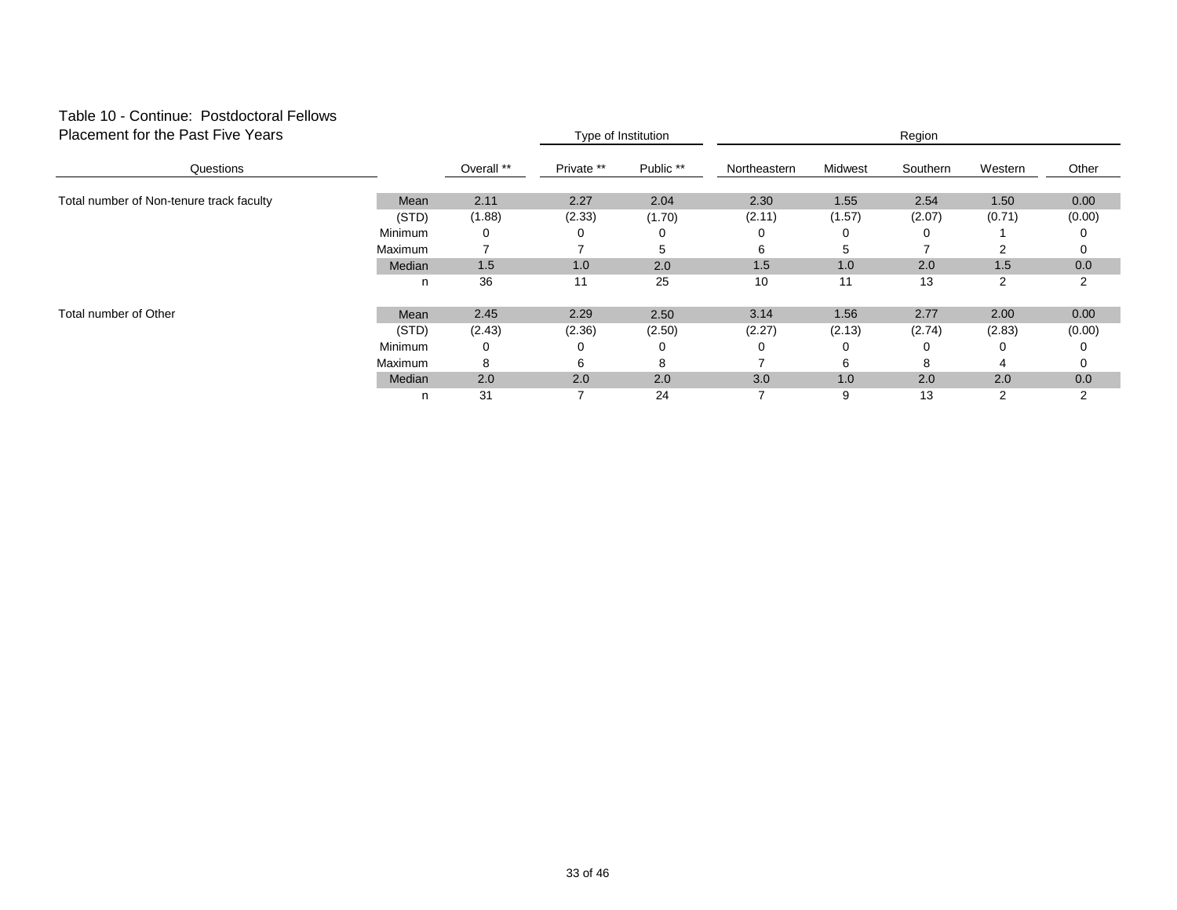Table 10 - Continue: Postdoctoral Fellows
Placement for the Past Five Years

| Questions | | Overall ** | Type of Institution | | Region | | | | |
|---|---|---|---|---|---|---|---|---|---|
| | | | Private ** | Public ** | Northeastern | Midwest | Southern | Western | Other |
| Total number of Non-tenure track faculty | Mean | 2.11 | 2.27 | 2.04 | 2.30 | 1.55 | 2.54 | 1.50 | 0.00 |
| | (STD) | (1.88) | (2.33) | (1.70) | (2.11) | (1.57) | (2.07) | (0.71) | (0.00) |
| | Minimum | 0 | 0 | 0 | 0 | 0 | 0 | 1 | 0 |
| | Maximum | 7 | 7 | 5 | 6 | 5 | 7 | 2 | 0 |
| | Median | 1.5 | 1.0 | 2.0 | 1.5 | 1.0 | 2.0 | 1.5 | 0.0 |
| | n | 36 | 11 | 25 | 10 | 11 | 13 | 2 | 2 |
| Total number of Other | Mean | 2.45 | 2.29 | 2.50 | 3.14 | 1.56 | 2.77 | 2.00 | 0.00 |
| | (STD) | (2.43) | (2.36) | (2.50) | (2.27) | (2.13) | (2.74) | (2.83) | (0.00) |
| | Minimum | 0 | 0 | 0 | 0 | 0 | 0 | 0 | 0 |
| | Maximum | 8 | 6 | 8 | 7 | 6 | 8 | 4 | 0 |
| | Median | 2.0 | 2.0 | 2.0 | 3.0 | 1.0 | 2.0 | 2.0 | 0.0 |
| | n | 31 | 7 | 24 | 7 | 9 | 13 | 2 | 2 |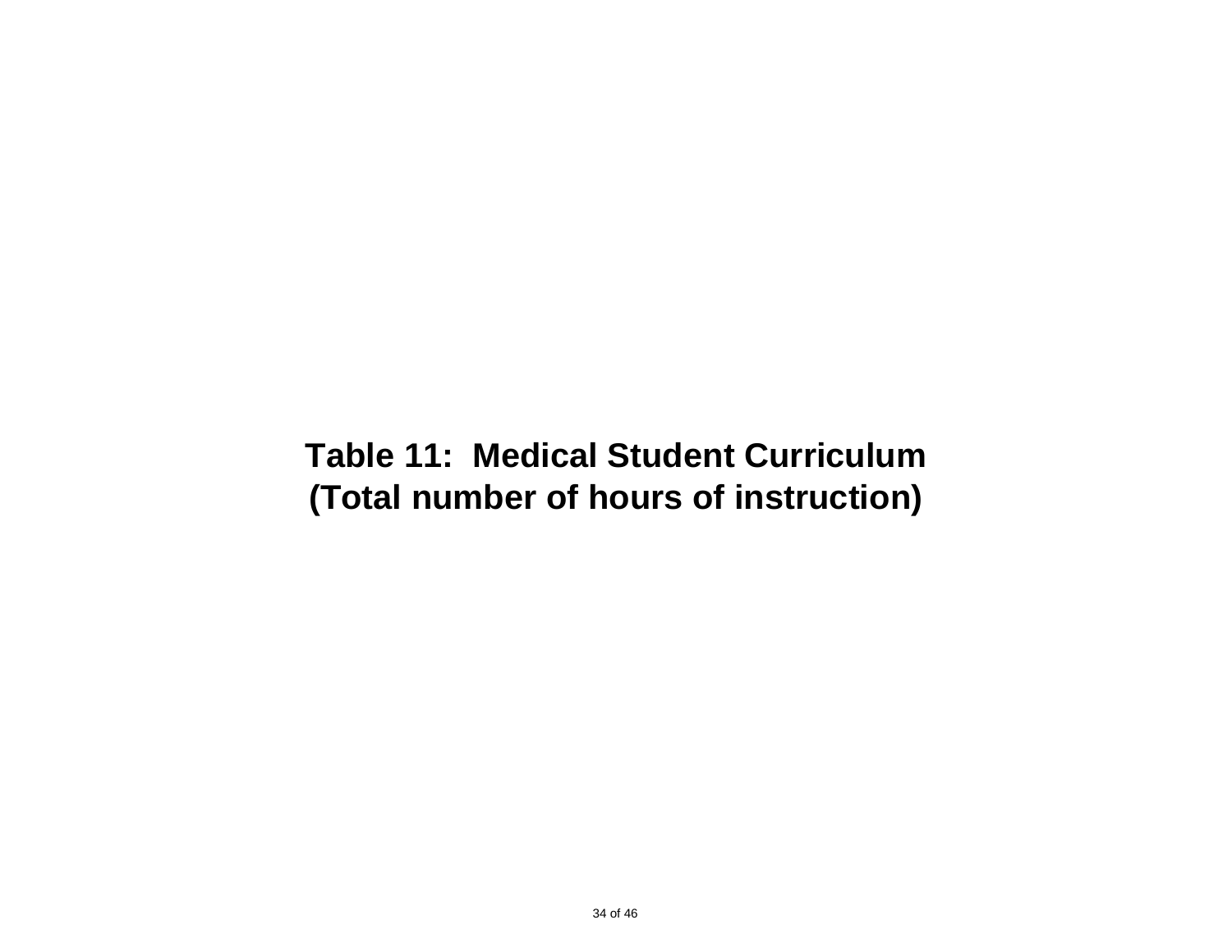# Table 11: Medical Student Curriculum
## (Total number of hours of instruction)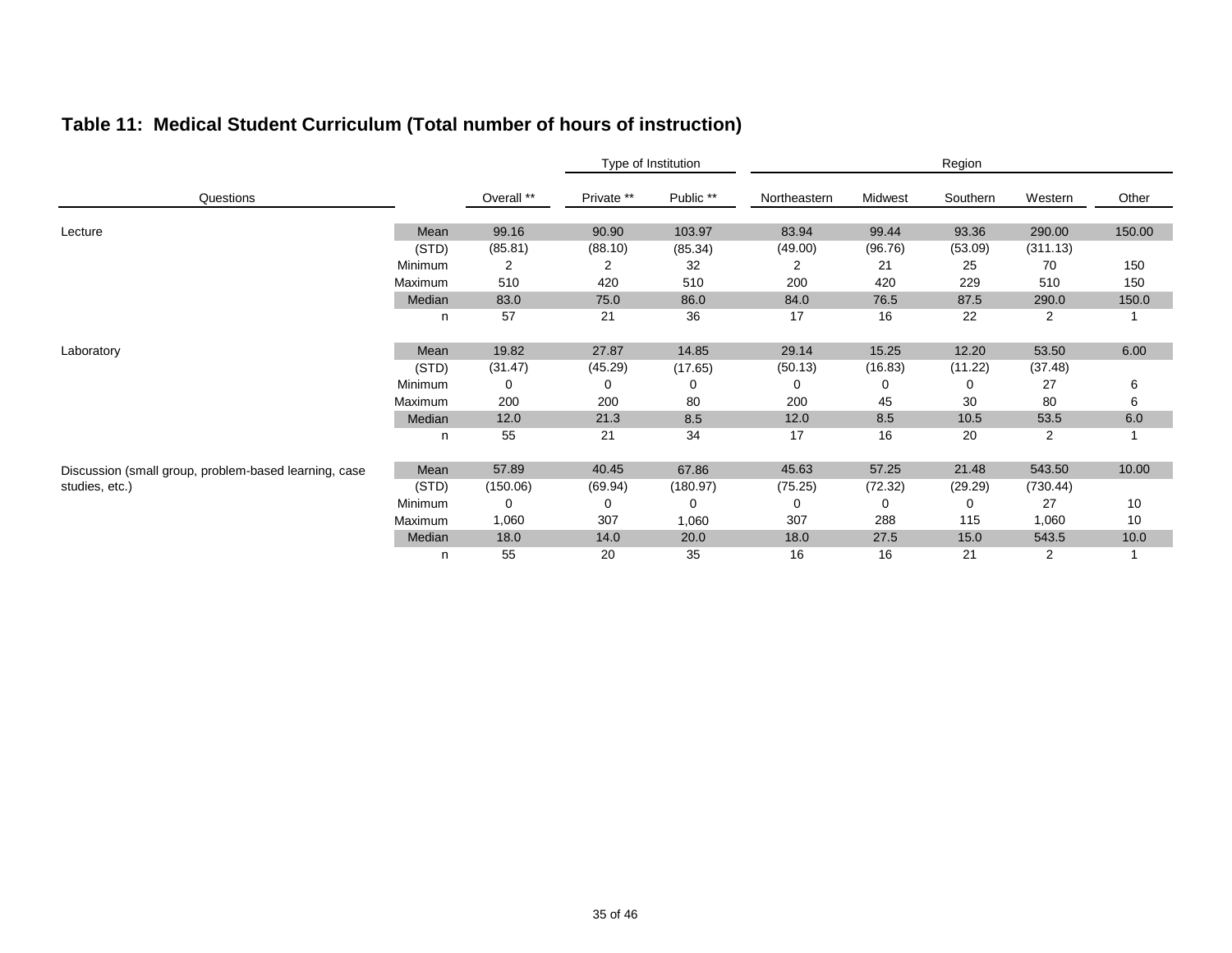## Table 11: Medical Student Curriculum (Total number of hours of instruction)

| Questions | | Overall ** | Type of Institution | | Region | | | | |
|---|---|---|---|---|---|---|---|---|---|
| | | | Private ** | Public ** | Northeastern | Midwest | Southern | Western | Other |
| Lecture | Mean | 99.16 | 90.90 | 103.97 | 83.94 | 99.44 | 93.36 | 290.00 | 150.00 |
| | (STD) | (85.81) | (88.10) | (85.34) | (49.00) | (96.76) | (53.09) | (311.13) | |
| | Minimum | 2 | 2 | 32 | 2 | 21 | 25 | 70 | 150 |
| | Maximum | 510 | 420 | 510 | 200 | 420 | 229 | 510 | 150 |
| | Median | 83.0 | 75.0 | 86.0 | 84.0 | 76.5 | 87.5 | 290.0 | 150.0 |
| | n | 57 | 21 | 36 | 17 | 16 | 22 | 2 | 1 |
| Laboratory | Mean | 19.82 | 27.87 | 14.85 | 29.14 | 15.25 | 12.20 | 53.50 | 6.00 |
| | (STD) | (31.47) | (45.29) | (17.65) | (50.13) | (16.83) | (11.22) | (37.48) | |
| | Minimum | 0 | 0 | 0 | 0 | 0 | 0 | 27 | 6 |
| | Maximum | 200 | 200 | 80 | 200 | 45 | 30 | 80 | 6 |
| | Median | 12.0 | 21.3 | 8.5 | 12.0 | 8.5 | 10.5 | 53.5 | 6.0 |
| | n | 55 | 21 | 34 | 17 | 16 | 20 | 2 | 1 |
| Discussion (small group, problem-based learning, case studies, etc.) | Mean | 57.89 | 40.45 | 67.86 | 45.63 | 57.25 | 21.48 | 543.50 | 10.00 |
| | (STD) | (150.06) | (69.94) | (180.97) | (75.25) | (72.32) | (29.29) | (730.44) | |
| | Minimum | 0 | 0 | 0 | 0 | 0 | 0 | 27 | 10 |
| | Maximum | 1,060 | 307 | 1,060 | 307 | 288 | 115 | 1,060 | 10 |
| | Median | 18.0 | 14.0 | 20.0 | 18.0 | 27.5 | 15.0 | 543.5 | 10.0 |
| | n | 55 | 20 | 35 | 16 | 16 | 21 | 2 | 1 |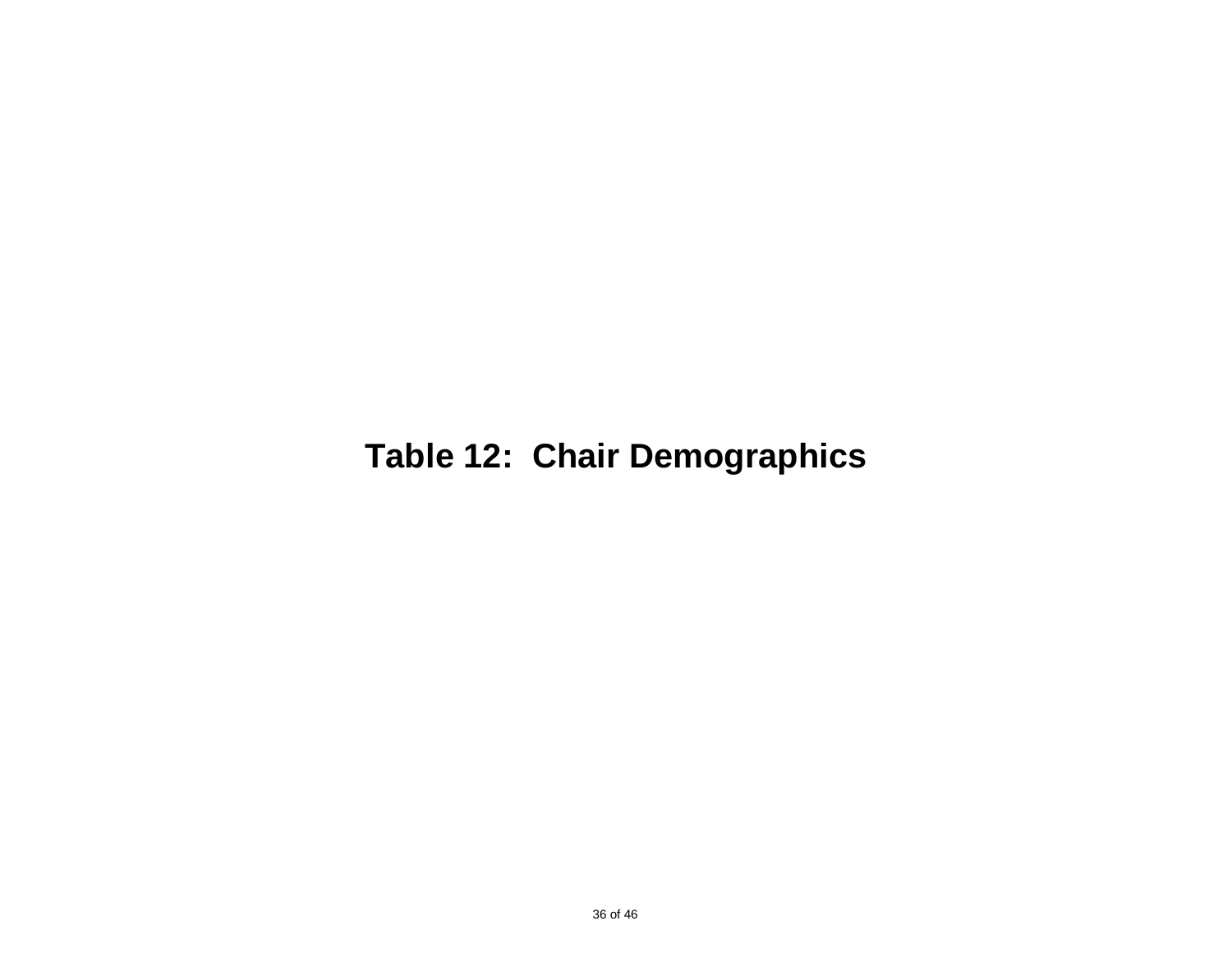# Table 12:  Chair Demographics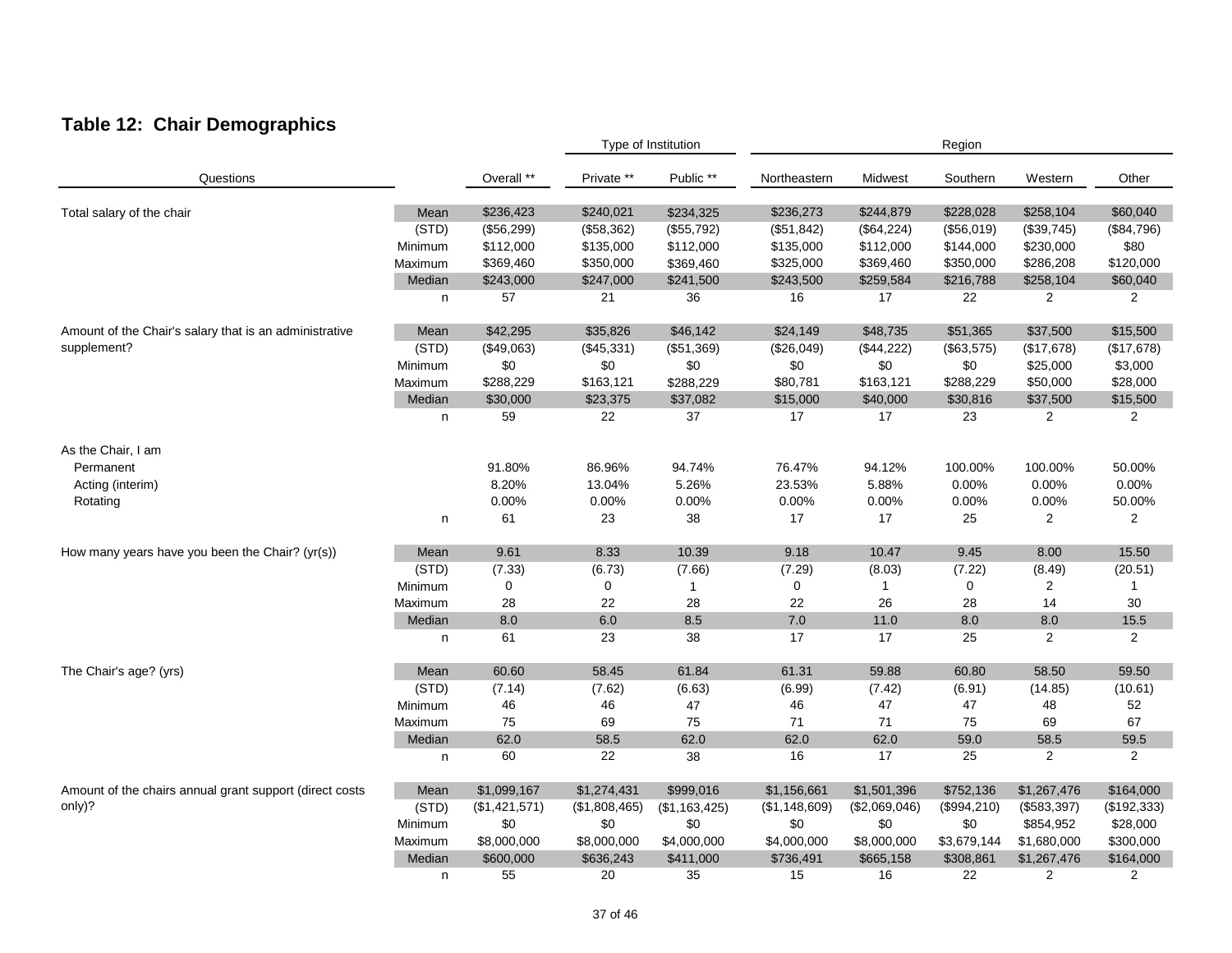## Table 12: Chair Demographics

| Questions | | Overall ** | Type of Institution: Private ** | Public ** | Region: Northeastern | Midwest | Southern | Western | Other |
|---|---|---|---|---|---|---|---|---|---|
| Total salary of the chair | Mean | $236,423 | $240,021 | $234,325 | $236,273 | $244,879 | $228,028 | $258,104 | $60,040 |
| | (STD) | ($56,299) | ($58,362) | ($55,792) | ($51,842) | ($64,224) | ($56,019) | ($39,745) | ($84,796) |
| | Minimum | $112,000 | $135,000 | $112,000 | $135,000 | $112,000 | $144,000 | $230,000 | $80 |
| | Maximum | $369,460 | $350,000 | $369,460 | $325,000 | $369,460 | $350,000 | $286,208 | $120,000 |
| | Median | $243,000 | $247,000 | $241,500 | $243,500 | $259,584 | $216,788 | $258,104 | $60,040 |
| | n | 57 | 21 | 36 | 16 | 17 | 22 | 2 | 2 |
| Amount of the Chair's salary that is an administrative supplement? | Mean | $42,295 | $35,826 | $46,142 | $24,149 | $48,735 | $51,365 | $37,500 | $15,500 |
| | (STD) | ($49,063) | ($45,331) | ($51,369) | ($26,049) | ($44,222) | ($63,575) | ($17,678) | ($17,678) |
| | Minimum | $0 | $0 | $0 | $0 | $0 | $0 | $25,000 | $3,000 |
| | Maximum | $288,229 | $163,121 | $288,229 | $80,781 | $163,121 | $288,229 | $50,000 | $28,000 |
| | Median | $30,000 | $23,375 | $37,082 | $15,000 | $40,000 | $30,816 | $37,500 | $15,500 |
| | n | 59 | 22 | 37 | 17 | 17 | 23 | 2 | 2 |
| As the Chair, I am | | | | | | | | | |
| Permanent | | 91.80% | 86.96% | 94.74% | 76.47% | 94.12% | 100.00% | 100.00% | 50.00% |
| Acting (interim) | | 8.20% | 13.04% | 5.26% | 23.53% | 5.88% | 0.00% | 0.00% | 0.00% |
| Rotating | | 0.00% | 0.00% | 0.00% | 0.00% | 0.00% | 0.00% | 0.00% | 50.00% |
| | n | 61 | 23 | 38 | 17 | 17 | 25 | 2 | 2 |
| How many years have you been the Chair? (yr(s)) | Mean | 9.61 | 8.33 | 10.39 | 9.18 | 10.47 | 9.45 | 8.00 | 15.50 |
| | (STD) | (7.33) | (6.73) | (7.66) | (7.29) | (8.03) | (7.22) | (8.49) | (20.51) |
| | Minimum | 0 | 0 | 1 | 0 | 1 | 0 | 2 | 1 |
| | Maximum | 28 | 22 | 28 | 22 | 26 | 28 | 14 | 30 |
| | Median | 8.0 | 6.0 | 8.5 | 7.0 | 11.0 | 8.0 | 8.0 | 15.5 |
| | n | 61 | 23 | 38 | 17 | 17 | 25 | 2 | 2 |
| The Chair's age? (yrs) | Mean | 60.60 | 58.45 | 61.84 | 61.31 | 59.88 | 60.80 | 58.50 | 59.50 |
| | (STD) | (7.14) | (7.62) | (6.63) | (6.99) | (7.42) | (6.91) | (14.85) | (10.61) |
| | Minimum | 46 | 46 | 47 | 46 | 47 | 47 | 48 | 52 |
| | Maximum | 75 | 69 | 75 | 71 | 71 | 75 | 69 | 67 |
| | Median | 62.0 | 58.5 | 62.0 | 62.0 | 62.0 | 59.0 | 58.5 | 59.5 |
| | n | 60 | 22 | 38 | 16 | 17 | 25 | 2 | 2 |
| Amount of the chairs annual grant support (direct costs only)? | Mean | $1,099,167 | $1,274,431 | $999,016 | $1,156,661 | $1,501,396 | $752,136 | $1,267,476 | $164,000 |
| | (STD) | ($1,421,571) | ($1,808,465) | ($1,163,425) | ($1,148,609) | ($2,069,046) | ($994,210) | ($583,397) | ($192,333) |
| | Minimum | $0 | $0 | $0 | $0 | $0 | $0 | $854,952 | $28,000 |
| | Maximum | $8,000,000 | $8,000,000 | $4,000,000 | $4,000,000 | $8,000,000 | $3,679,144 | $1,680,000 | $300,000 |
| | Median | $600,000 | $636,243 | $411,000 | $736,491 | $665,158 | $308,861 | $1,267,476 | $164,000 |
| | n | 55 | 20 | 35 | 15 | 16 | 22 | 2 | 2 |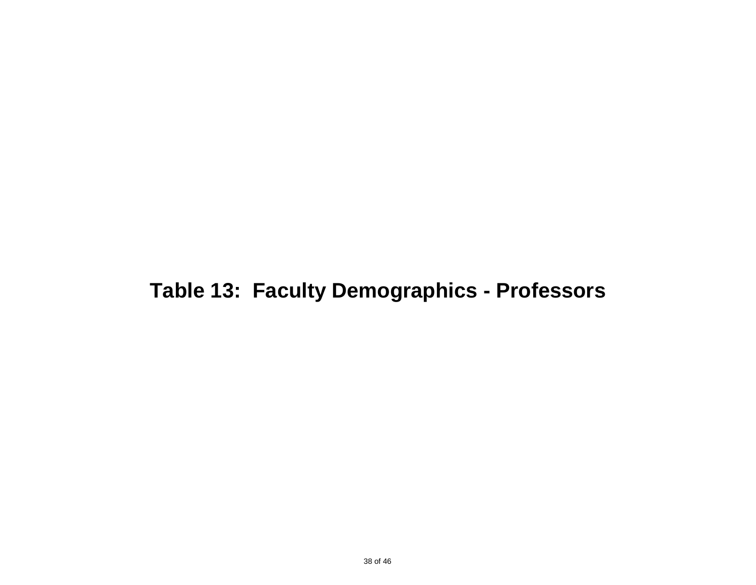# Table 13:  Faculty Demographics - Professors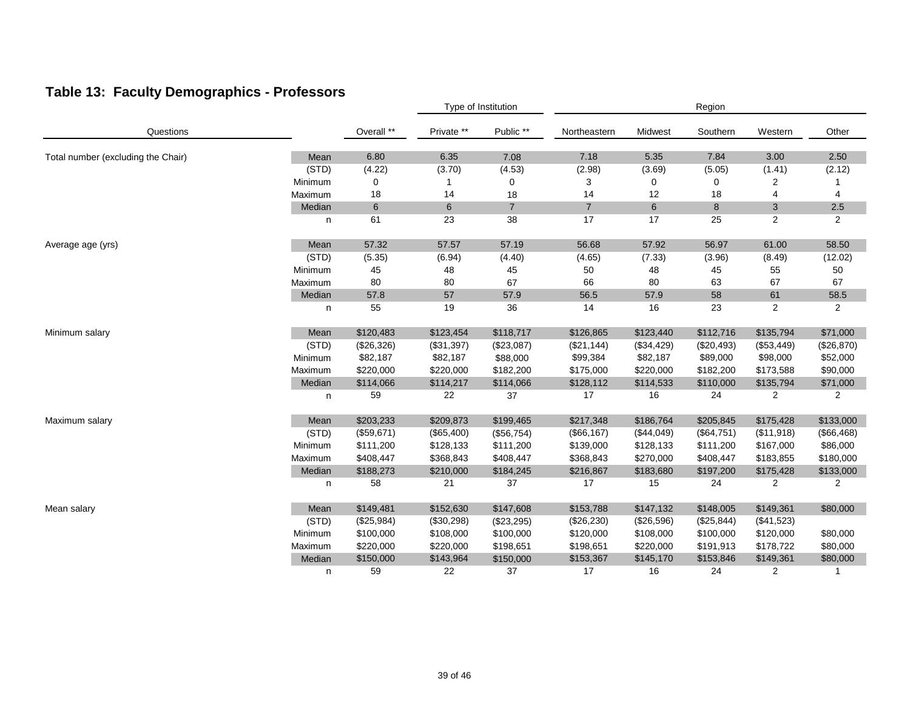## Table 13: Faculty Demographics - Professors

| Questions | | Overall ** | Private ** | Public ** | Northeastern | Midwest | Southern | Western | Other |
|---|---|---|---|---|---|---|---|---|---|
| | | | Type of Institution | | Region | | | | |
| Total number (excluding the Chair) | Mean | 6.80 | 6.35 | 7.08 | 7.18 | 5.35 | 7.84 | 3.00 | 2.50 |
| | (STD) | (4.22) | (3.70) | (4.53) | (2.98) | (3.69) | (5.05) | (1.41) | (2.12) |
| | Minimum | 0 | 1 | 0 | 3 | 0 | 0 | 2 | 1 |
| | Maximum | 18 | 14 | 18 | 14 | 12 | 18 | 4 | 4 |
| | Median | 6 | 6 | 7 | 7 | 6 | 8 | 3 | 2.5 |
| | n | 61 | 23 | 38 | 17 | 17 | 25 | 2 | 2 |
| Average age (yrs) | Mean | 57.32 | 57.57 | 57.19 | 56.68 | 57.92 | 56.97 | 61.00 | 58.50 |
| | (STD) | (5.35) | (6.94) | (4.40) | (4.65) | (7.33) | (3.96) | (8.49) | (12.02) |
| | Minimum | 45 | 48 | 45 | 50 | 48 | 45 | 55 | 50 |
| | Maximum | 80 | 80 | 67 | 66 | 80 | 63 | 67 | 67 |
| | Median | 57.8 | 57 | 57.9 | 56.5 | 57.9 | 58 | 61 | 58.5 |
| | n | 55 | 19 | 36 | 14 | 16 | 23 | 2 | 2 |
| Minimum salary | Mean | $120,483 | $123,454 | $118,717 | $126,865 | $123,440 | $112,716 | $135,794 | $71,000 |
| | (STD) | ($26,326) | ($31,397) | ($23,087) | ($21,144) | ($34,429) | ($20,493) | ($53,449) | ($26,870) |
| | Minimum | $82,187 | $82,187 | $88,000 | $99,384 | $82,187 | $89,000 | $98,000 | $52,000 |
| | Maximum | $220,000 | $220,000 | $182,200 | $175,000 | $220,000 | $182,200 | $173,588 | $90,000 |
| | Median | $114,066 | $114,217 | $114,066 | $128,112 | $114,533 | $110,000 | $135,794 | $71,000 |
| | n | 59 | 22 | 37 | 17 | 16 | 24 | 2 | 2 |
| Maximum salary | Mean | $203,233 | $209,873 | $199,465 | $217,348 | $186,764 | $205,845 | $175,428 | $133,000 |
| | (STD) | ($59,671) | ($65,400) | ($56,754) | ($66,167) | ($44,049) | ($64,751) | ($11,918) | ($66,468) |
| | Minimum | $111,200 | $128,133 | $111,200 | $139,000 | $128,133 | $111,200 | $167,000 | $86,000 |
| | Maximum | $408,447 | $368,843 | $408,447 | $368,843 | $270,000 | $408,447 | $183,855 | $180,000 |
| | Median | $188,273 | $210,000 | $184,245 | $216,867 | $183,680 | $197,200 | $175,428 | $133,000 |
| | n | 58 | 21 | 37 | 17 | 15 | 24 | 2 | 2 |
| Mean salary | Mean | $149,481 | $152,630 | $147,608 | $153,788 | $147,132 | $148,005 | $149,361 | $80,000 |
| | (STD) | ($25,984) | ($30,298) | ($23,295) | ($26,230) | ($26,596) | ($25,844) | ($41,523) | |
| | Minimum | $100,000 | $108,000 | $100,000 | $120,000 | $108,000 | $100,000 | $120,000 | $80,000 |
| | Maximum | $220,000 | $220,000 | $198,651 | $198,651 | $220,000 | $191,913 | $178,722 | $80,000 |
| | Median | $150,000 | $143,964 | $150,000 | $153,367 | $145,170 | $153,846 | $149,361 | $80,000 |
| | n | 59 | 22 | 37 | 17 | 16 | 24 | 2 | 1 |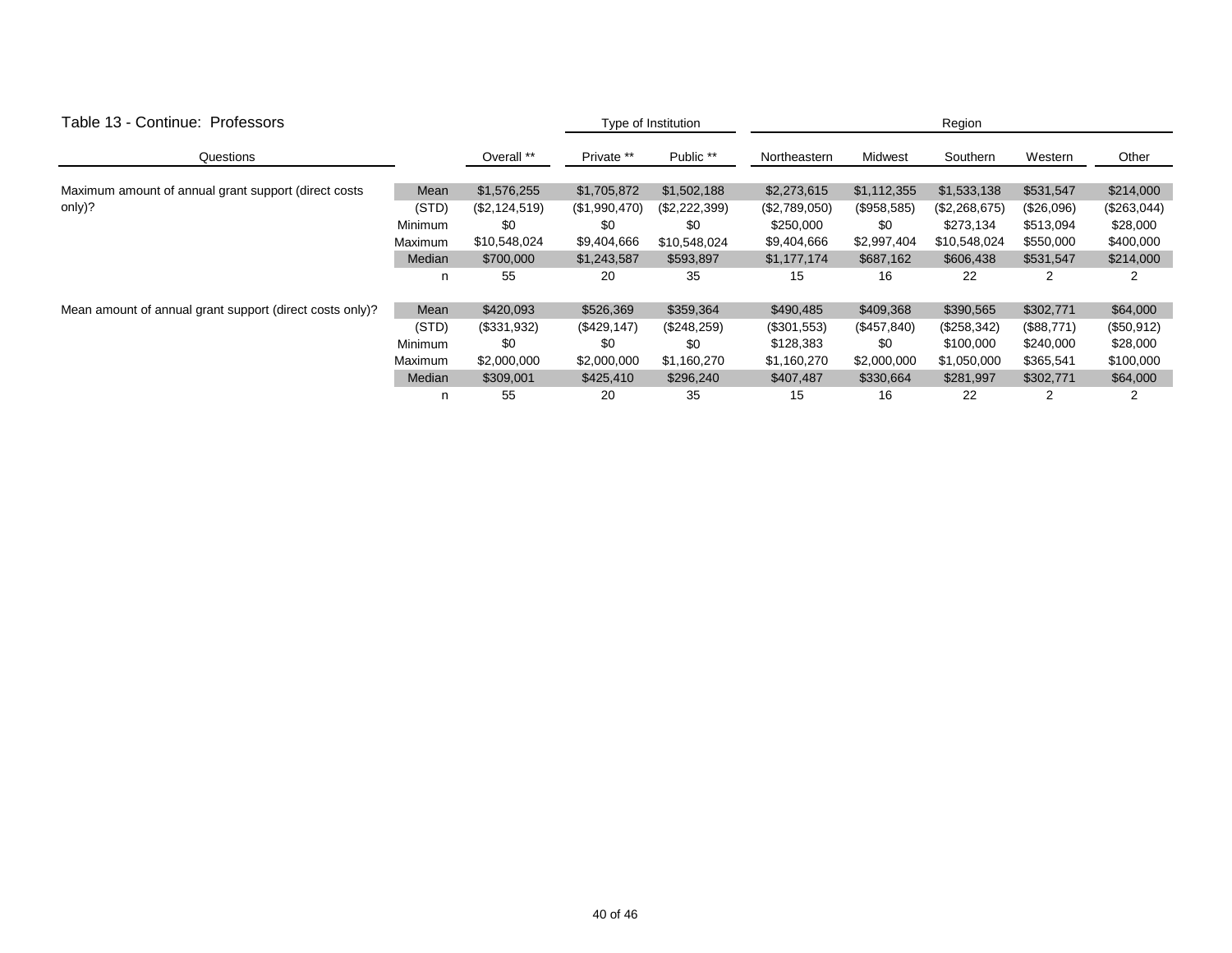Table 13 - Continue: Professors

| Questions | | Overall ** | Type of Institution: Private ** | Public ** | Region: Northeastern | Midwest | Southern | Western | Other |
|---|---|---|---|---|---|---|---|---|---|
| Maximum amount of annual grant support (direct costs only)? | Mean | $1,576,255 | $1,705,872 | $1,502,188 | $2,273,615 | $1,112,355 | $1,533,138 | $531,547 | $214,000 |
| | (STD) | ($2,124,519) | ($1,990,470) | ($2,222,399) | ($2,789,050) | ($958,585) | ($2,268,675) | ($26,096) | ($263,044) |
| | Minimum | $0 | $0 | $0 | $250,000 | $0 | $273,134 | $513,094 | $28,000 |
| | Maximum | $10,548,024 | $9,404,666 | $10,548,024 | $9,404,666 | $2,997,404 | $10,548,024 | $550,000 | $400,000 |
| | Median | $700,000 | $1,243,587 | $593,897 | $1,177,174 | $687,162 | $606,438 | $531,547 | $214,000 |
| | n | 55 | 20 | 35 | 15 | 16 | 22 | 2 | 2 |
| Mean amount of annual grant support (direct costs only)? | Mean | $420,093 | $526,369 | $359,364 | $490,485 | $409,368 | $390,565 | $302,771 | $64,000 |
| | (STD) | ($331,932) | ($429,147) | ($248,259) | ($301,553) | ($457,840) | ($258,342) | ($88,771) | ($50,912) |
| | Minimum | $0 | $0 | $0 | $128,383 | $0 | $100,000 | $240,000 | $28,000 |
| | Maximum | $2,000,000 | $2,000,000 | $1,160,270 | $1,160,270 | $2,000,000 | $1,050,000 | $365,541 | $100,000 |
| | Median | $309,001 | $425,410 | $296,240 | $407,487 | $330,664 | $281,997 | $302,771 | $64,000 |
| | n | 55 | 20 | 35 | 15 | 16 | 22 | 2 | 2 |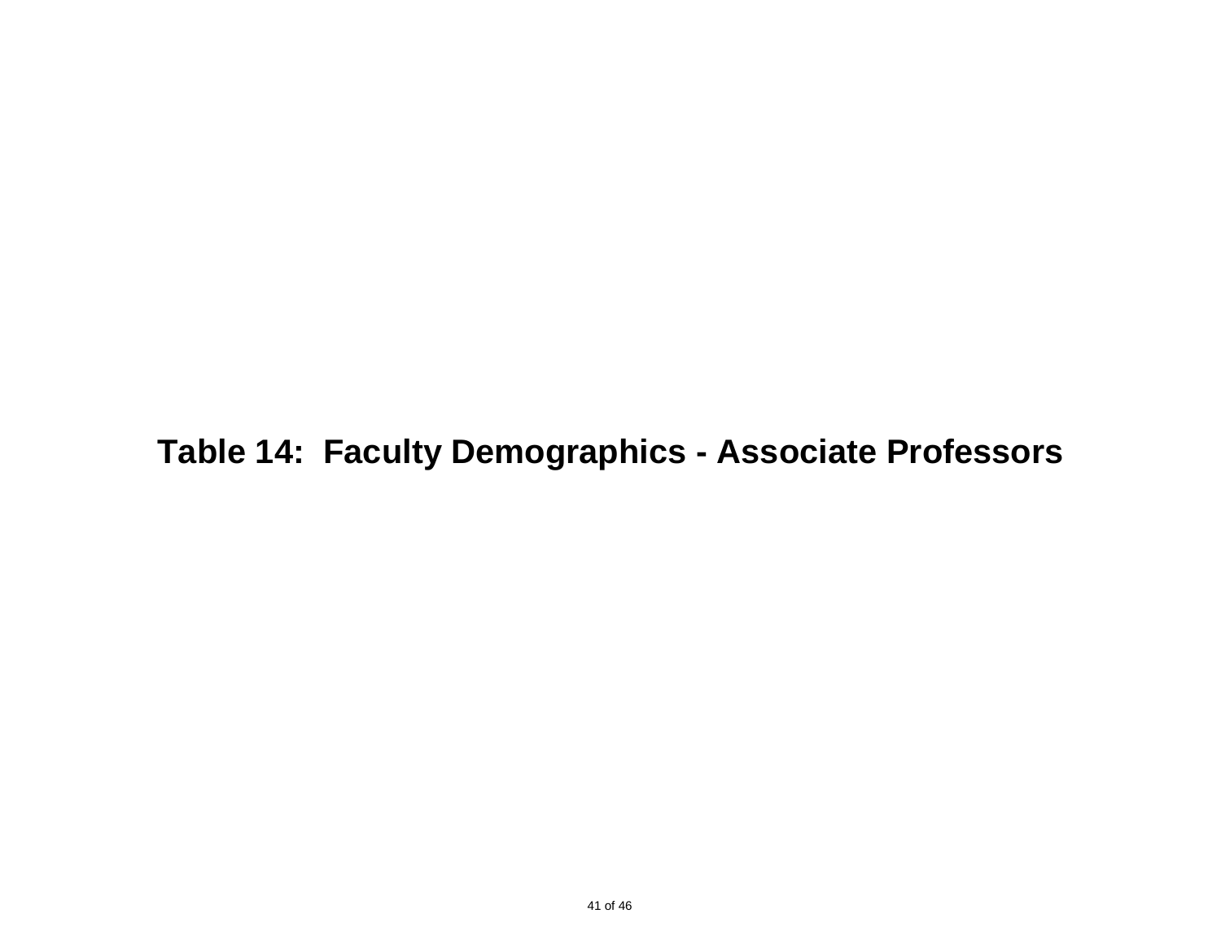# Table 14:  Faculty Demographics - Associate Professors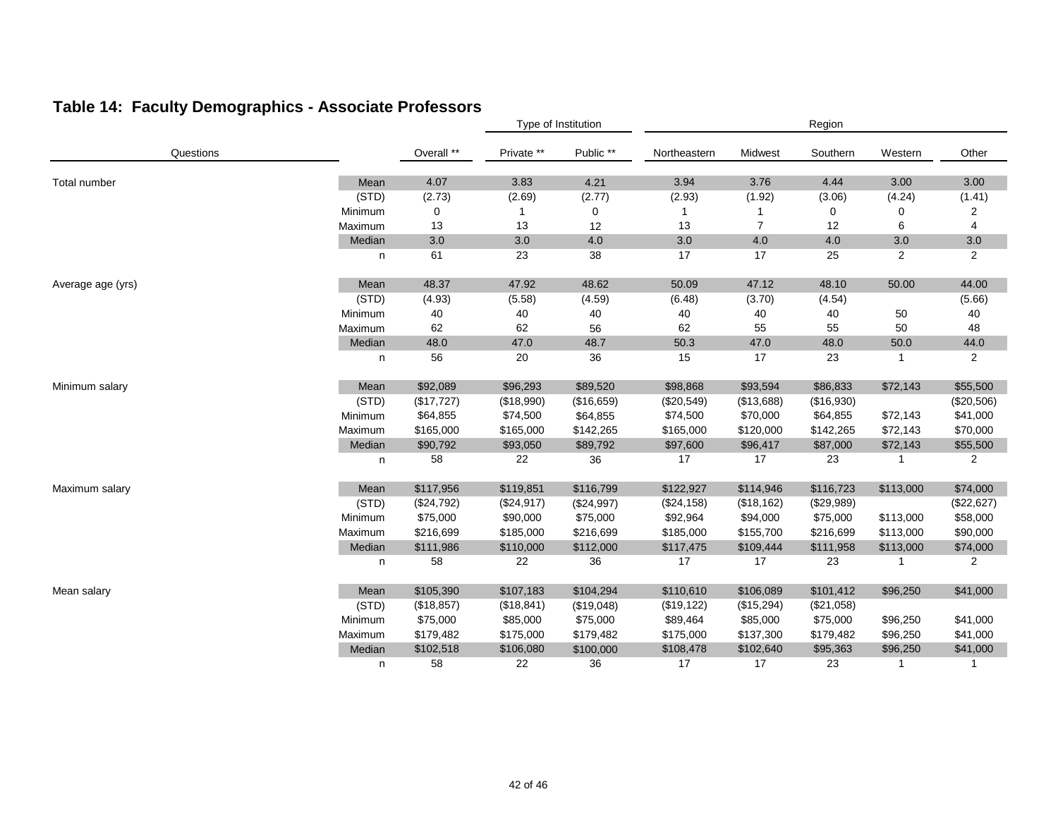## Table 14: Faculty Demographics - Associate Professors

| Questions | | | Type of Institution | | Region | | | | |
|---|---|---|---|---|---|---|---|---|---|
| | | Overall ** | Private ** | Public ** | Northeastern | Midwest | Southern | Western | Other |
| Total number | Mean | 4.07 | 3.83 | 4.21 | 3.94 | 3.76 | 4.44 | 3.00 | 3.00 |
| | (STD) | (2.73) | (2.69) | (2.77) | (2.93) | (1.92) | (3.06) | (4.24) | (1.41) |
| | Minimum | 0 | 1 | 0 | 1 | 1 | 0 | 0 | 2 |
| | Maximum | 13 | 13 | 12 | 13 | 7 | 12 | 6 | 4 |
| | Median | 3.0 | 3.0 | 4.0 | 3.0 | 4.0 | 4.0 | 3.0 | 3.0 |
| | n | 61 | 23 | 38 | 17 | 17 | 25 | 2 | 2 |
| Average age (yrs) | Mean | 48.37 | 47.92 | 48.62 | 50.09 | 47.12 | 48.10 | 50.00 | 44.00 |
| | (STD) | (4.93) | (5.58) | (4.59) | (6.48) | (3.70) | (4.54) | | (5.66) |
| | Minimum | 40 | 40 | 40 | 40 | 40 | 40 | 50 | 40 |
| | Maximum | 62 | 62 | 56 | 62 | 55 | 55 | 50 | 48 |
| | Median | 48.0 | 47.0 | 48.7 | 50.3 | 47.0 | 48.0 | 50.0 | 44.0 |
| | n | 56 | 20 | 36 | 15 | 17 | 23 | 1 | 2 |
| Minimum salary | Mean | $92,089 | $96,293 | $89,520 | $98,868 | $93,594 | $86,833 | $72,143 | $55,500 |
| | (STD) | ($17,727) | ($18,990) | ($16,659) | ($20,549) | ($13,688) | ($16,930) | | ($20,506) |
| | Minimum | $64,855 | $74,500 | $64,855 | $74,500 | $70,000 | $64,855 | $72,143 | $41,000 |
| | Maximum | $165,000 | $165,000 | $142,265 | $165,000 | $120,000 | $142,265 | $72,143 | $70,000 |
| | Median | $90,792 | $93,050 | $89,792 | $97,600 | $96,417 | $87,000 | $72,143 | $55,500 |
| | n | 58 | 22 | 36 | 17 | 17 | 23 | 1 | 2 |
| Maximum salary | Mean | $117,956 | $119,851 | $116,799 | $122,927 | $114,946 | $116,723 | $113,000 | $74,000 |
| | (STD) | ($24,792) | ($24,917) | ($24,997) | ($24,158) | ($18,162) | ($29,989) | | ($22,627) |
| | Minimum | $75,000 | $90,000 | $75,000 | $92,964 | $94,000 | $75,000 | $113,000 | $58,000 |
| | Maximum | $216,699 | $185,000 | $216,699 | $185,000 | $155,700 | $216,699 | $113,000 | $90,000 |
| | Median | $111,986 | $110,000 | $112,000 | $117,475 | $109,444 | $111,958 | $113,000 | $74,000 |
| | n | 58 | 22 | 36 | 17 | 17 | 23 | 1 | 2 |
| Mean salary | Mean | $105,390 | $107,183 | $104,294 | $110,610 | $106,089 | $101,412 | $96,250 | $41,000 |
| | (STD) | ($18,857) | ($18,841) | ($19,048) | ($19,122) | ($15,294) | ($21,058) | | |
| | Minimum | $75,000 | $85,000 | $75,000 | $89,464 | $85,000 | $75,000 | $96,250 | $41,000 |
| | Maximum | $179,482 | $175,000 | $179,482 | $175,000 | $137,300 | $179,482 | $96,250 | $41,000 |
| | Median | $102,518 | $106,080 | $100,000 | $108,478 | $102,640 | $95,363 | $96,250 | $41,000 |
| | n | 58 | 22 | 36 | 17 | 17 | 23 | 1 | 1 |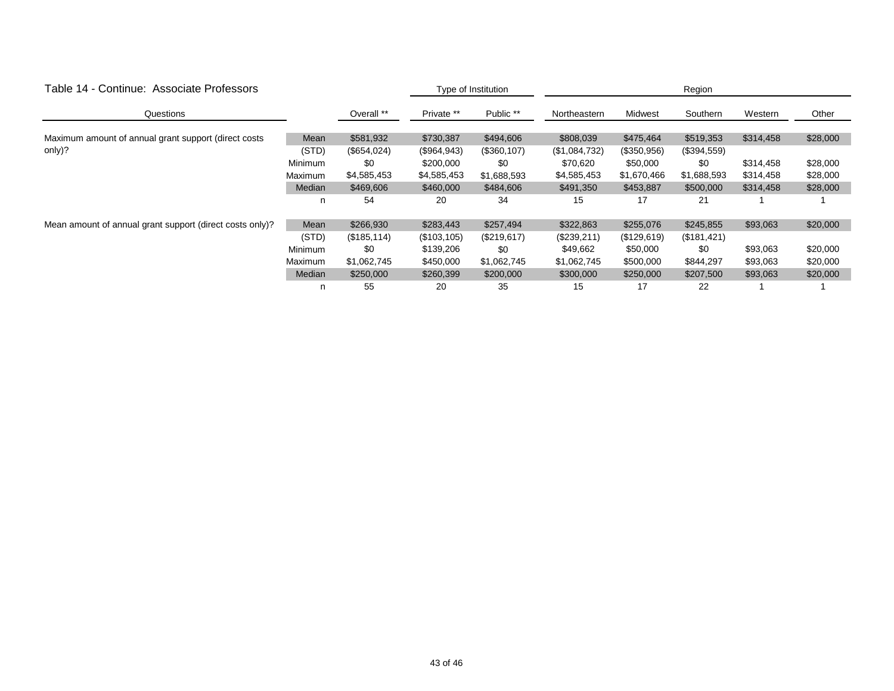| Table 14 - Continue:  Associate Professors | | | Type of Institution | | Region | | | | |
|---|---|---|---|---|---|---|---|---|---|
| Questions | | Overall ** | Private ** | Public ** | Northeastern | Midwest | Southern | Western | Other |
| Maximum amount of annual grant support (direct costs only)? | Mean | $581,932 | $730,387 | $494,606 | $808,039 | $475,464 | $519,353 | $314,458 | $28,000 |
| | (STD) | ($654,024) | ($964,943) | ($360,107) | ($1,084,732) | ($350,956) | ($394,559) | | |
| | Minimum | $0 | $200,000 | $0 | $70,620 | $50,000 | $0 | $314,458 | $28,000 |
| | Maximum | $4,585,453 | $4,585,453 | $1,688,593 | $4,585,453 | $1,670,466 | $1,688,593 | $314,458 | $28,000 |
| | Median | $469,606 | $460,000 | $484,606 | $491,350 | $453,887 | $500,000 | $314,458 | $28,000 |
| | n | 54 | 20 | 34 | 15 | 17 | 21 | 1 | 1 |
| Mean amount of annual grant support (direct costs only)? | Mean | $266,930 | $283,443 | $257,494 | $322,863 | $255,076 | $245,855 | $93,063 | $20,000 |
| | (STD) | ($185,114) | ($103,105) | ($219,617) | ($239,211) | ($129,619) | ($181,421) | | |
| | Minimum | $0 | $139,206 | $0 | $49,662 | $50,000 | $0 | $93,063 | $20,000 |
| | Maximum | $1,062,745 | $450,000 | $1,062,745 | $1,062,745 | $500,000 | $844,297 | $93,063 | $20,000 |
| | Median | $250,000 | $260,399 | $200,000 | $300,000 | $250,000 | $207,500 | $93,063 | $20,000 |
| | n | 55 | 20 | 35 | 15 | 17 | 22 | 1 | 1 |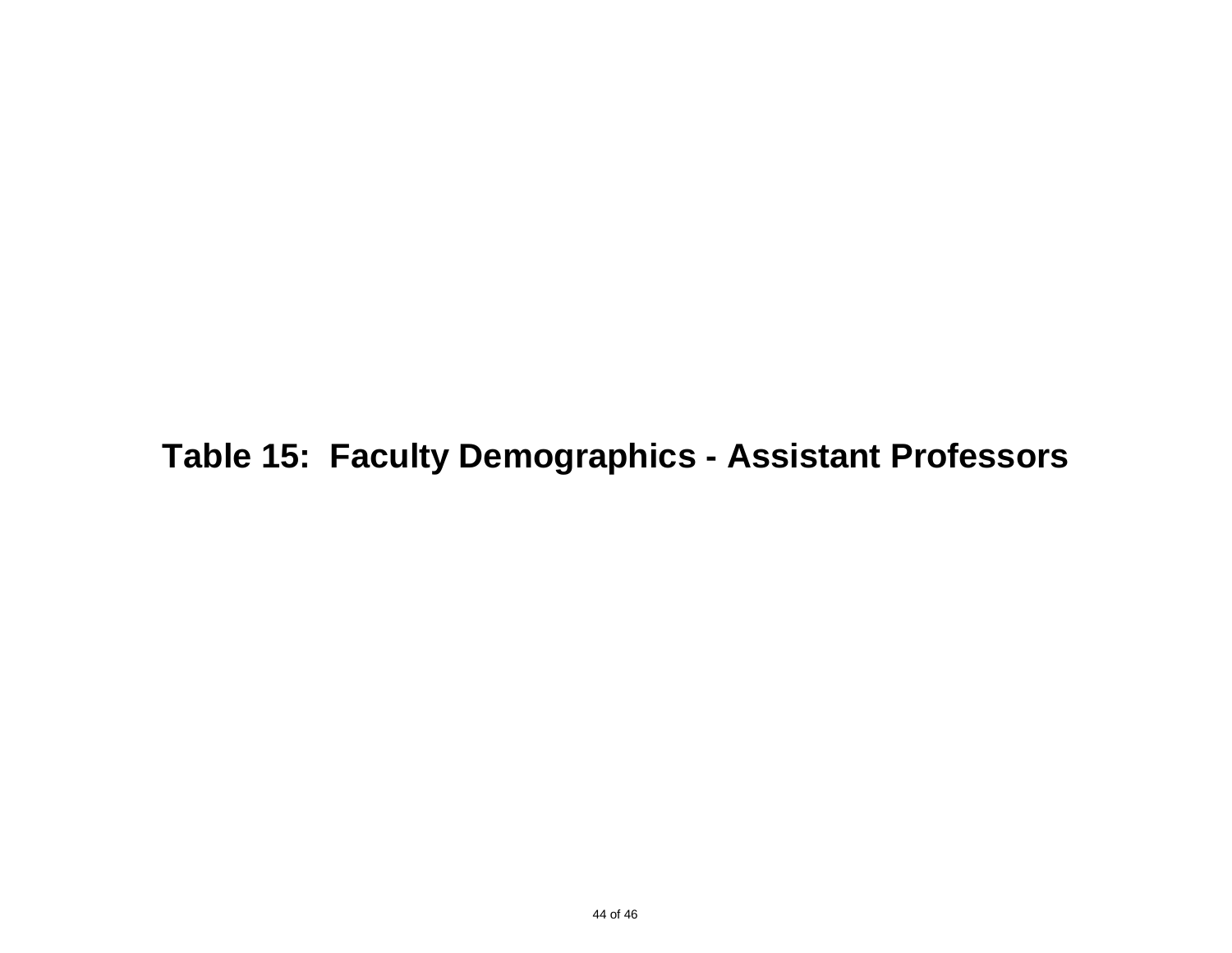# Table 15: Faculty Demographics - Assistant Professors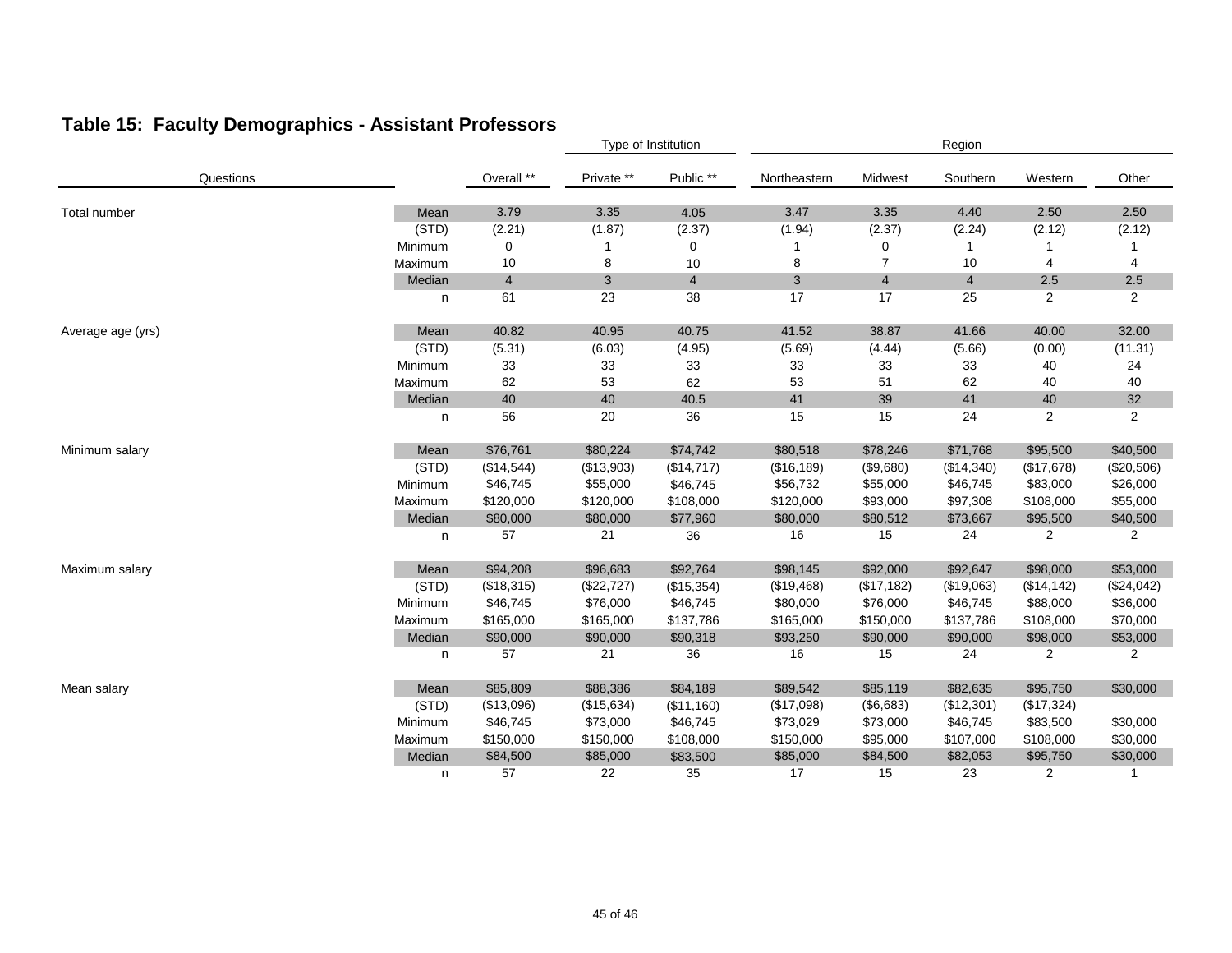## Table 15: Faculty Demographics - Assistant Professors

| Questions | | | Type of Institution | | Region | | | | |
|---|---|---|---|---|---|---|---|---|---|
| | | Overall ** | Private ** | Public ** | Northeastern | Midwest | Southern | Western | Other |
| Total number | Mean | 3.79 | 3.35 | 4.05 | 3.47 | 3.35 | 4.40 | 2.50 | 2.50 |
| | (STD) | (2.21) | (1.87) | (2.37) | (1.94) | (2.37) | (2.24) | (2.12) | (2.12) |
| | Minimum | 0 | 1 | 0 | 1 | 0 | 1 | 1 | 1 |
| | Maximum | 10 | 8 | 10 | 8 | 7 | 10 | 4 | 4 |
| | Median | 4 | 3 | 4 | 3 | 4 | 4 | 2.5 | 2.5 |
| | n | 61 | 23 | 38 | 17 | 17 | 25 | 2 | 2 |
| Average age (yrs) | Mean | 40.82 | 40.95 | 40.75 | 41.52 | 38.87 | 41.66 | 40.00 | 32.00 |
| | (STD) | (5.31) | (6.03) | (4.95) | (5.69) | (4.44) | (5.66) | (0.00) | (11.31) |
| | Minimum | 33 | 33 | 33 | 33 | 33 | 33 | 40 | 24 |
| | Maximum | 62 | 53 | 62 | 53 | 51 | 62 | 40 | 40 |
| | Median | 40 | 40 | 40.5 | 41 | 39 | 41 | 40 | 32 |
| | n | 56 | 20 | 36 | 15 | 15 | 24 | 2 | 2 |
| Minimum salary | Mean | $76,761 | $80,224 | $74,742 | $80,518 | $78,246 | $71,768 | $95,500 | $40,500 |
| | (STD) | ($14,544) | ($13,903) | ($14,717) | ($16,189) | ($9,680) | ($14,340) | ($17,678) | ($20,506) |
| | Minimum | $46,745 | $55,000 | $46,745 | $56,732 | $55,000 | $46,745 | $83,000 | $26,000 |
| | Maximum | $120,000 | $120,000 | $108,000 | $120,000 | $93,000 | $97,308 | $108,000 | $55,000 |
| | Median | $80,000 | $80,000 | $77,960 | $80,000 | $80,512 | $73,667 | $95,500 | $40,500 |
| | n | 57 | 21 | 36 | 16 | 15 | 24 | 2 | 2 |
| Maximum salary | Mean | $94,208 | $96,683 | $92,764 | $98,145 | $92,000 | $92,647 | $98,000 | $53,000 |
| | (STD) | ($18,315) | ($22,727) | ($15,354) | ($19,468) | ($17,182) | ($19,063) | ($14,142) | ($24,042) |
| | Minimum | $46,745 | $76,000 | $46,745 | $80,000 | $76,000 | $46,745 | $88,000 | $36,000 |
| | Maximum | $165,000 | $165,000 | $137,786 | $165,000 | $150,000 | $137,786 | $108,000 | $70,000 |
| | Median | $90,000 | $90,000 | $90,318 | $93,250 | $90,000 | $90,000 | $98,000 | $53,000 |
| | n | 57 | 21 | 36 | 16 | 15 | 24 | 2 | 2 |
| Mean salary | Mean | $85,809 | $88,386 | $84,189 | $89,542 | $85,119 | $82,635 | $95,750 | $30,000 |
| | (STD) | ($13,096) | ($15,634) | ($11,160) | ($17,098) | ($6,683) | ($12,301) | ($17,324) | |
| | Minimum | $46,745 | $73,000 | $46,745 | $73,029 | $73,000 | $46,745 | $83,500 | $30,000 |
| | Maximum | $150,000 | $150,000 | $108,000 | $150,000 | $95,000 | $107,000 | $108,000 | $30,000 |
| | Median | $84,500 | $85,000 | $83,500 | $85,000 | $84,500 | $82,053 | $95,750 | $30,000 |
| | n | 57 | 22 | 35 | 17 | 15 | 23 | 2 | 1 |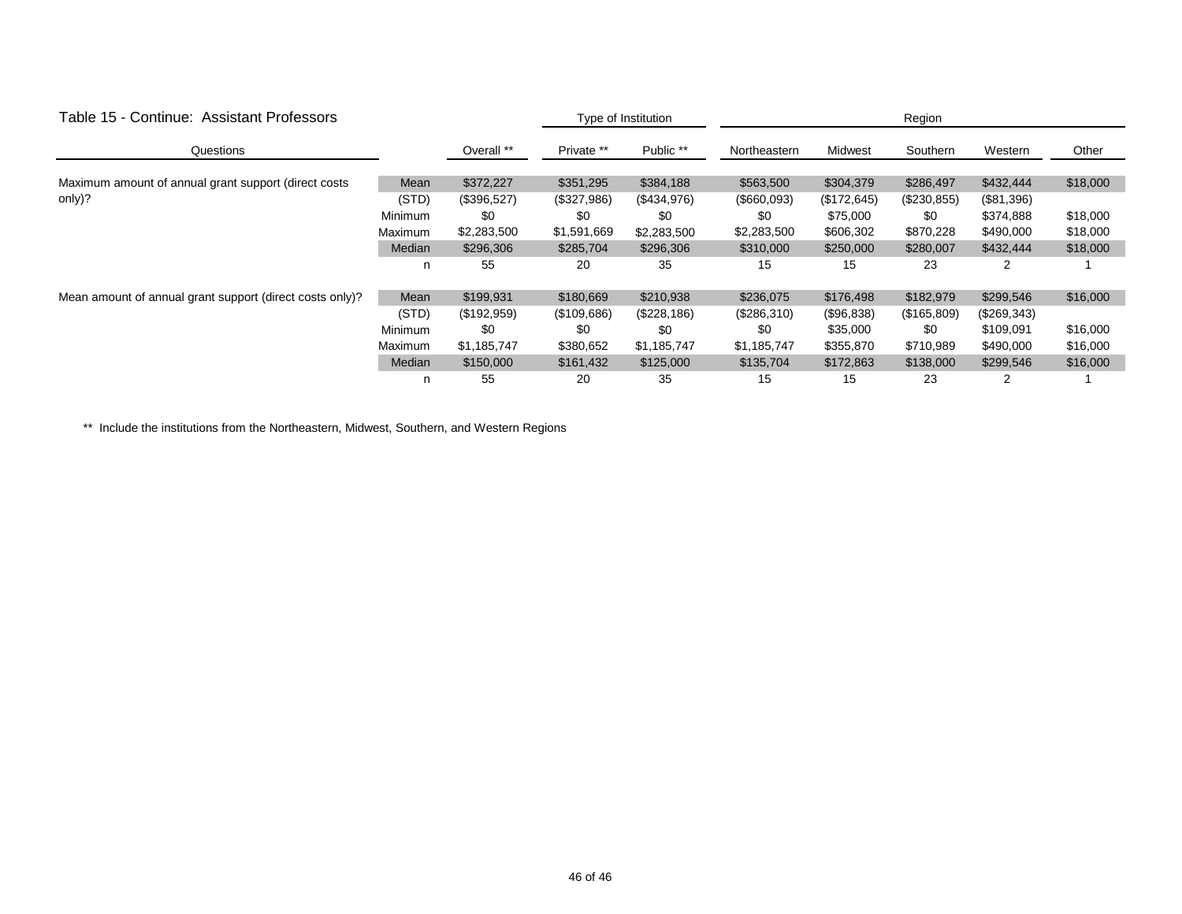## Table 15 - Continue: Assistant Professors

| Questions | | Overall ** | Type of Institution | | Region | | | | |
|---|---|---|---|---|---|---|---|---|---|
| | | | Private ** | Public ** | Northeastern | Midwest | Southern | Western | Other |
| Maximum amount of annual grant support (direct costs only)? | Mean | $372,227 | $351,295 | $384,188 | $563,500 | $304,379 | $286,497 | $432,444 | $18,000 |
| | (STD) | ($396,527) | ($327,986) | ($434,976) | ($660,093) | ($172,645) | ($230,855) | ($81,396) | |
| | Minimum | $0 | $0 | $0 | $0 | $75,000 | $0 | $374,888 | $18,000 |
| | Maximum | $2,283,500 | $1,591,669 | $2,283,500 | $2,283,500 | $606,302 | $870,228 | $490,000 | $18,000 |
| | Median | $296,306 | $285,704 | $296,306 | $310,000 | $250,000 | $280,007 | $432,444 | $18,000 |
| | n | 55 | 20 | 35 | 15 | 15 | 23 | 2 | 1 |
| Mean amount of annual grant support (direct costs only)? | Mean | $199,931 | $180,669 | $210,938 | $236,075 | $176,498 | $182,979 | $299,546 | $16,000 |
| | (STD) | ($192,959) | ($109,686) | ($228,186) | ($286,310) | ($96,838) | ($165,809) | ($269,343) | |
| | Minimum | $0 | $0 | $0 | $0 | $35,000 | $0 | $109,091 | $16,000 |
| | Maximum | $1,185,747 | $380,652 | $1,185,747 | $1,185,747 | $355,870 | $710,989 | $490,000 | $16,000 |
| | Median | $150,000 | $161,432 | $125,000 | $135,704 | $172,863 | $138,000 | $299,546 | $16,000 |
| | n | 55 | 20 | 35 | 15 | 15 | 23 | 2 | 1 |

** Include the institutions from the Northeastern, Midwest, Southern, and Western Regions